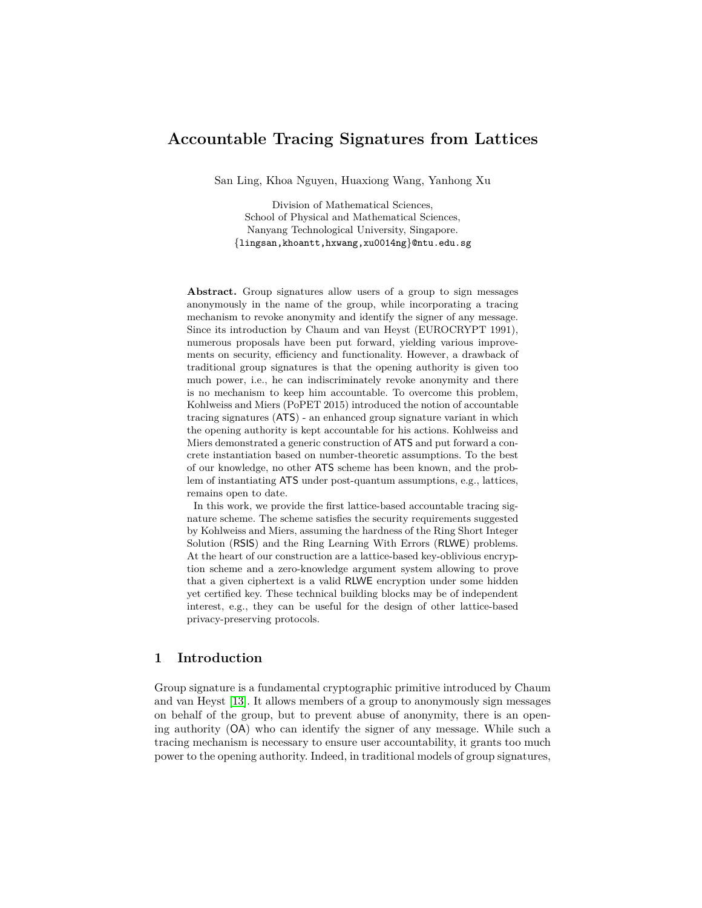# Accountable Tracing Signatures from Lattices

San Ling, Khoa Nguyen, Huaxiong Wang, Yanhong Xu

Division of Mathematical Sciences,
School of Physical and Mathematical Sciences,
Nanyang Technological University, Singapore.
{lingsan,khoantt,hxwang,xu0014ng}@ntu.edu.sg

**Abstract.** Group signatures allow users of a group to sign messages anonymously in the name of the group, while incorporating a tracing mechanism to revoke anonymity and identify the signer of any message. Since its introduction by Chaum and van Heyst (EUROCRYPT 1991), numerous proposals have been put forward, yielding various improvements on security, efficiency and functionality. However, a drawback of traditional group signatures is that the opening authority is given too much power, i.e., he can indiscriminately revoke anonymity and there is no mechanism to keep him accountable. To overcome this problem, Kohlweiss and Miers (PoPET 2015) introduced the notion of accountable tracing signatures (ATS) - an enhanced group signature variant in which the opening authority is kept accountable for his actions. Kohlweiss and Miers demonstrated a generic construction of ATS and put forward a concrete instantiation based on number-theoretic assumptions. To the best of our knowledge, no other ATS scheme has been known, and the problem of instantiating ATS under post-quantum assumptions, e.g., lattices, remains open to date.

In this work, we provide the first lattice-based accountable tracing signature scheme. The scheme satisfies the security requirements suggested by Kohlweiss and Miers, assuming the hardness of the Ring Short Integer Solution (RSIS) and the Ring Learning With Errors (RLWE) problems. At the heart of our construction are a lattice-based key-oblivious encryption scheme and a zero-knowledge argument system allowing to prove that a given ciphertext is a valid RLWE encryption under some hidden yet certified key. These technical building blocks may be of independent interest, e.g., they can be useful for the design of other lattice-based privacy-preserving protocols.

## 1 Introduction

Group signature is a fundamental cryptographic primitive introduced by Chaum and van Heyst [13]. It allows members of a group to anonymously sign messages on behalf of the group, but to prevent abuse of anonymity, there is an opening authority (OA) who can identify the signer of any message. While such a tracing mechanism is necessary to ensure user accountability, it grants too much power to the opening authority. Indeed, in traditional models of group signatures,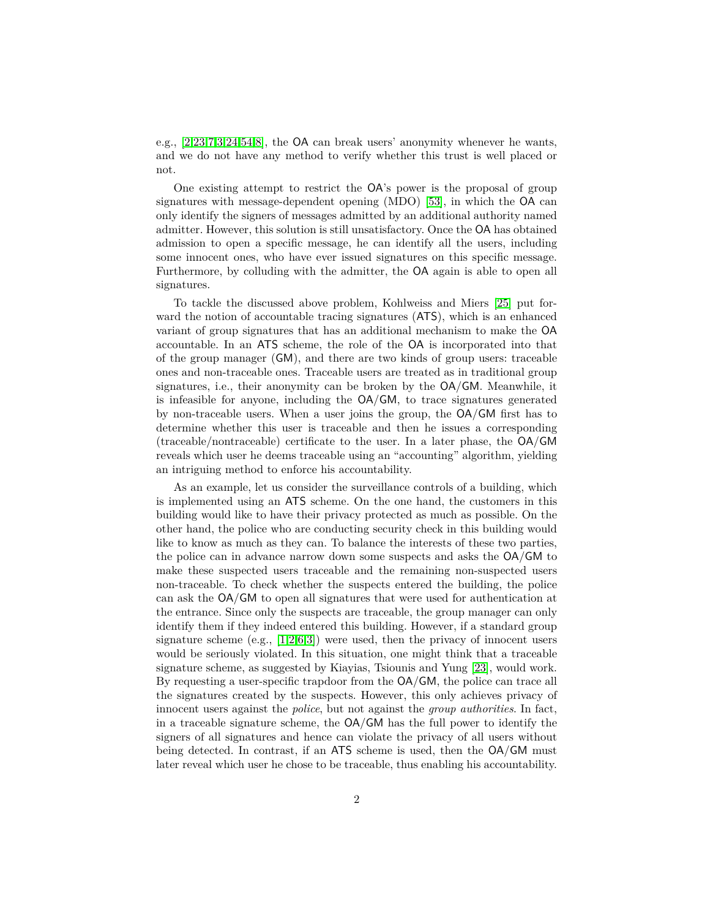e.g., [2,23,7,3,24,54,8], the OA can break users' anonymity whenever he wants, and we do not have any method to verify whether this trust is well placed or not.

One existing attempt to restrict the OA's power is the proposal of group signatures with message-dependent opening (MDO) [53], in which the OA can only identify the signers of messages admitted by an additional authority named admitter. However, this solution is still unsatisfactory. Once the OA has obtained admission to open a specific message, he can identify all the users, including some innocent ones, who have ever issued signatures on this specific message. Furthermore, by colluding with the admitter, the OA again is able to open all signatures.

To tackle the discussed above problem, Kohlweiss and Miers [25] put forward the notion of accountable tracing signatures (ATS), which is an enhanced variant of group signatures that has an additional mechanism to make the OA accountable. In an ATS scheme, the role of the OA is incorporated into that of the group manager (GM), and there are two kinds of group users: traceable ones and non-traceable ones. Traceable users are treated as in traditional group signatures, i.e., their anonymity can be broken by the OA/GM. Meanwhile, it is infeasible for anyone, including the OA/GM, to trace signatures generated by non-traceable users. When a user joins the group, the OA/GM first has to determine whether this user is traceable and then he issues a corresponding (traceable/nontraceable) certificate to the user. In a later phase, the OA/GM reveals which user he deems traceable using an "accounting" algorithm, yielding an intriguing method to enforce his accountability.

As an example, let us consider the surveillance controls of a building, which is implemented using an ATS scheme. On the one hand, the customers in this building would like to have their privacy protected as much as possible. On the other hand, the police who are conducting security check in this building would like to know as much as they can. To balance the interests of these two parties, the police can in advance narrow down some suspects and asks the OA/GM to make these suspected users traceable and the remaining non-suspected users non-traceable. To check whether the suspects entered the building, the police can ask the OA/GM to open all signatures that were used for authentication at the entrance. Since only the suspects are traceable, the group manager can only identify them if they indeed entered this building. However, if a standard group signature scheme (e.g., [1,2,6,3]) were used, then the privacy of innocent users would be seriously violated. In this situation, one might think that a traceable signature scheme, as suggested by Kiayias, Tsiounis and Yung [23], would work. By requesting a user-specific trapdoor from the OA/GM, the police can trace all the signatures created by the suspects. However, this only achieves privacy of innocent users against the *police*, but not against the *group authorities*. In fact, in a traceable signature scheme, the OA/GM has the full power to identify the signers of all signatures and hence can violate the privacy of all users without being detected. In contrast, if an ATS scheme is used, then the OA/GM must later reveal which user he chose to be traceable, thus enabling his accountability.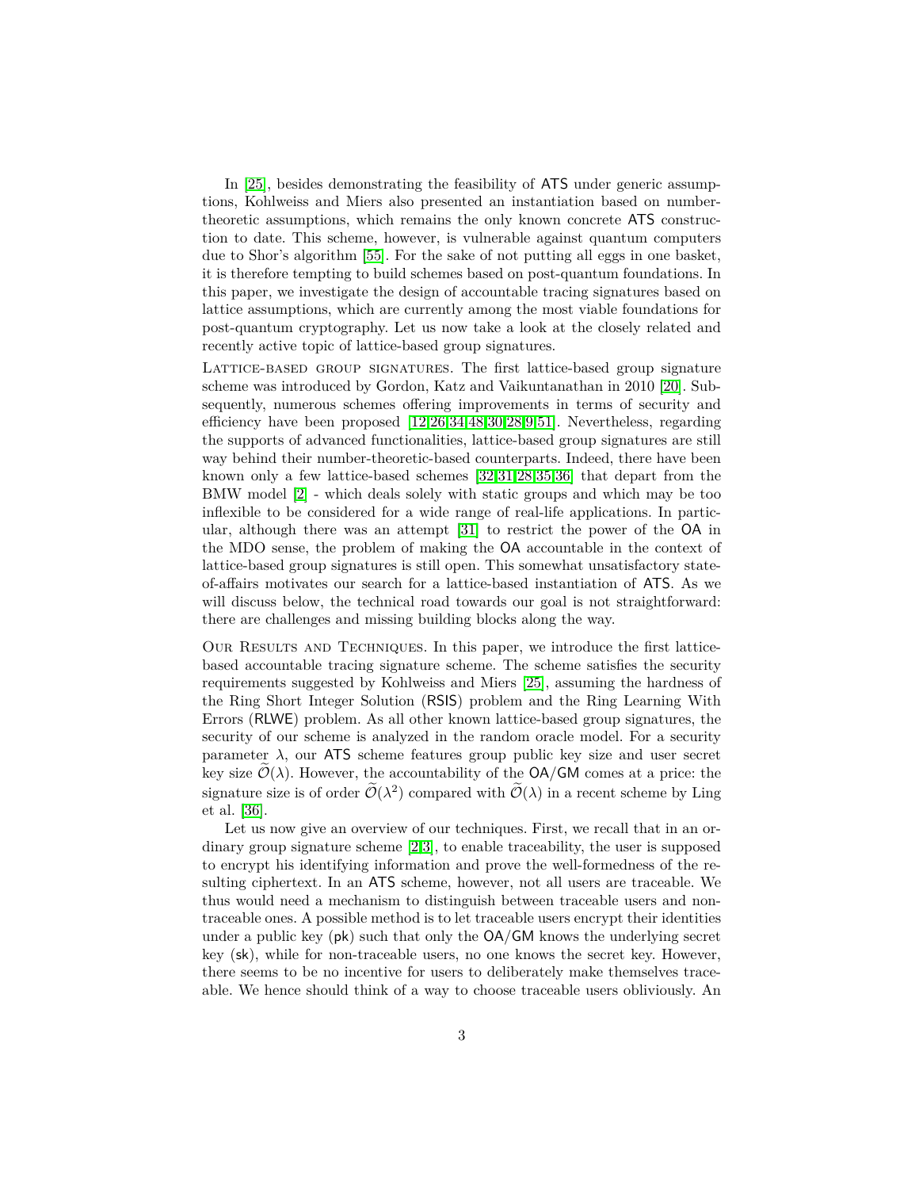In [25], besides demonstrating the feasibility of ATS under generic assumptions, Kohlweiss and Miers also presented an instantiation based on number-theoretic assumptions, which remains the only known concrete ATS construction to date. This scheme, however, is vulnerable against quantum computers due to Shor's algorithm [55]. For the sake of not putting all eggs in one basket, it is therefore tempting to build schemes based on post-quantum foundations. In this paper, we investigate the design of accountable tracing signatures based on lattice assumptions, which are currently among the most viable foundations for post-quantum cryptography. Let us now take a look at the closely related and recently active topic of lattice-based group signatures.

Lattice-based group signatures. The first lattice-based group signature scheme was introduced by Gordon, Katz and Vaikuntanathan in 2010 [20]. Subsequently, numerous schemes offering improvements in terms of security and efficiency have been proposed [12,26,34,48,30,28,9,51]. Nevertheless, regarding the supports of advanced functionalities, lattice-based group signatures are still way behind their number-theoretic-based counterparts. Indeed, there have been known only a few lattice-based schemes [32,31,28,35,36] that depart from the BMW model [2] - which deals solely with static groups and which may be too inflexible to be considered for a wide range of real-life applications. In particular, although there was an attempt [31] to restrict the power of the OA in the MDO sense, the problem of making the OA accountable in the context of lattice-based group signatures is still open. This somewhat unsatisfactory state-of-affairs motivates our search for a lattice-based instantiation of ATS. As we will discuss below, the technical road towards our goal is not straightforward: there are challenges and missing building blocks along the way.

Our Results and Techniques. In this paper, we introduce the first lattice-based accountable tracing signature scheme. The scheme satisfies the security requirements suggested by Kohlweiss and Miers [25], assuming the hardness of the Ring Short Integer Solution (RSIS) problem and the Ring Learning With Errors (RLWE) problem. As all other known lattice-based group signatures, the security of our scheme is analyzed in the random oracle model. For a security parameter $\lambda$, our ATS scheme features group public key size and user secret key size $\widetilde{\mathcal{O}}(\lambda)$. However, the accountability of the OA/GM comes at a price: the signature size is of order $\widetilde{\mathcal{O}}(\lambda^2)$ compared with $\widetilde{\mathcal{O}}(\lambda)$ in a recent scheme by Ling et al. [36].

Let us now give an overview of our techniques. First, we recall that in an ordinary group signature scheme [2,3], to enable traceability, the user is supposed to encrypt his identifying information and prove the well-formedness of the resulting ciphertext. In an ATS scheme, however, not all users are traceable. We thus would need a mechanism to distinguish between traceable users and non-traceable ones. A possible method is to let traceable users encrypt their identities under a public key (pk) such that only the OA/GM knows the underlying secret key (sk), while for non-traceable users, no one knows the secret key. However, there seems to be no incentive for users to deliberately make themselves traceable. We hence should think of a way to choose traceable users obliviously. An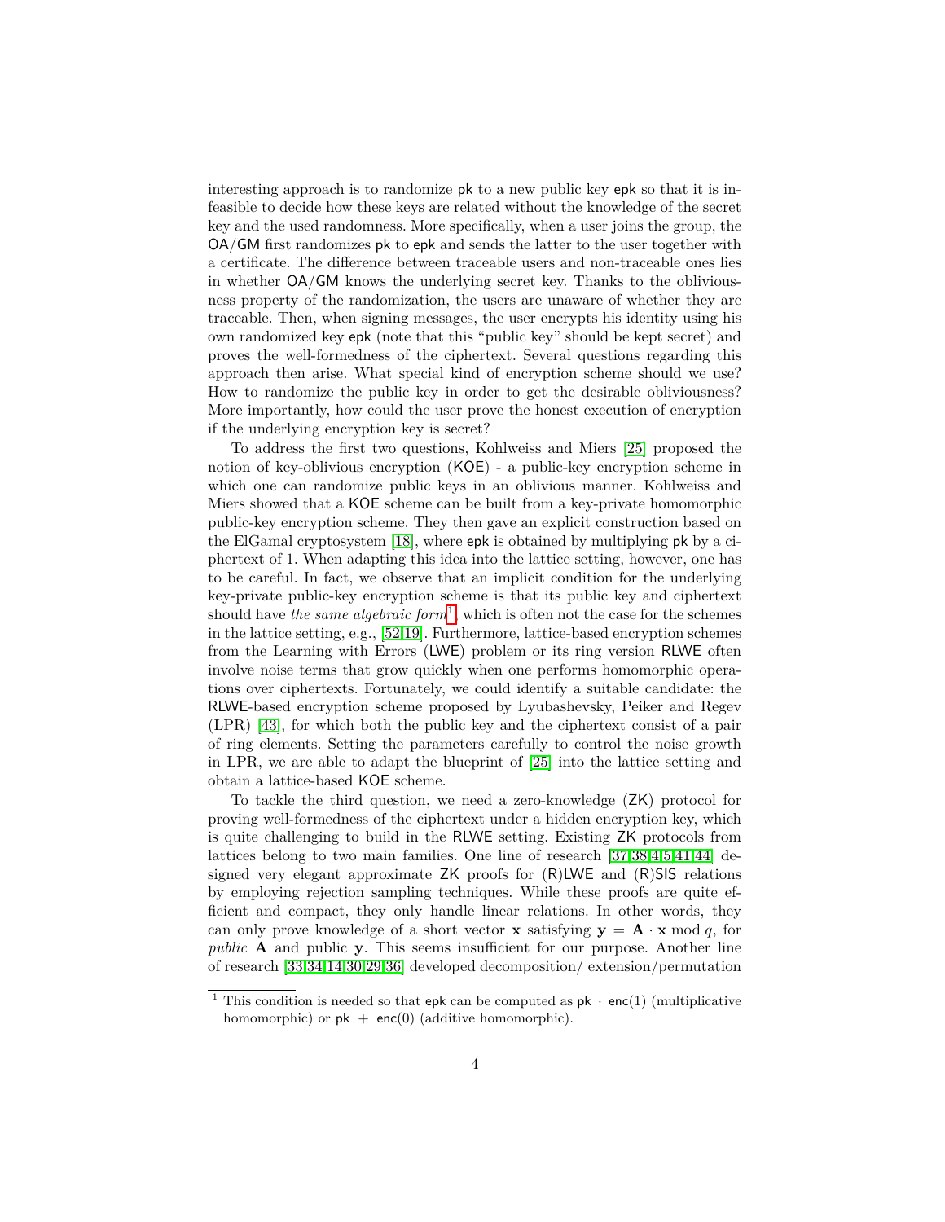interesting approach is to randomize pk to a new public key epk so that it is infeasible to decide how these keys are related without the knowledge of the secret key and the used randomness. More specifically, when a user joins the group, the OA/GM first randomizes pk to epk and sends the latter to the user together with a certificate. The difference between traceable users and non-traceable ones lies in whether OA/GM knows the underlying secret key. Thanks to the obliviousness property of the randomization, the users are unaware of whether they are traceable. Then, when signing messages, the user encrypts his identity using his own randomized key epk (note that this "public key" should be kept secret) and proves the well-formedness of the ciphertext. Several questions regarding this approach then arise. What special kind of encryption scheme should we use? How to randomize the public key in order to get the desirable obliviousness? More importantly, how could the user prove the honest execution of encryption if the underlying encryption key is secret?

To address the first two questions, Kohlweiss and Miers [25] proposed the notion of key-oblivious encryption (KOE) - a public-key encryption scheme in which one can randomize public keys in an oblivious manner. Kohlweiss and Miers showed that a KOE scheme can be built from a key-private homomorphic public-key encryption scheme. They then gave an explicit construction based on the ElGamal cryptosystem [18], where epk is obtained by multiplying pk by a ciphertext of 1. When adapting this idea into the lattice setting, however, one has to be careful. In fact, we observe that an implicit condition for the underlying key-private public-key encryption scheme is that its public key and ciphertext should have *the same algebraic form*[1], which is often not the case for the schemes in the lattice setting, e.g., [52,19]. Furthermore, lattice-based encryption schemes from the Learning with Errors (LWE) problem or its ring version RLWE often involve noise terms that grow quickly when one performs homomorphic operations over ciphertexts. Fortunately, we could identify a suitable candidate: the RLWE-based encryption scheme proposed by Lyubashevsky, Peiker and Regev (LPR) [43], for which both the public key and the ciphertext consist of a pair of ring elements. Setting the parameters carefully to control the noise growth in LPR, we are able to adapt the blueprint of [25] into the lattice setting and obtain a lattice-based KOE scheme.

To tackle the third question, we need a zero-knowledge (ZK) protocol for proving well-formedness of the ciphertext under a hidden encryption key, which is quite challenging to build in the RLWE setting. Existing ZK protocols from lattices belong to two main families. One line of research [37,38,4,5,41,44] designed very elegant approximate ZK proofs for (R)LWE and (R)SIS relations by employing rejection sampling techniques. While these proofs are quite efficient and compact, they only handle linear relations. In other words, they can only prove knowledge of a short vector $\mathbf{x}$ satisfying $\mathbf{y} = \mathbf{A} \cdot \mathbf{x} \bmod q$, for *public* $\mathbf{A}$ and public $\mathbf{y}$. This seems insufficient for our purpose. Another line of research [33,34,14,30,29,36] developed decomposition/ extension/permutation

[1] This condition is needed so that epk can be computed as $\mathsf{pk} \cdot \mathsf{enc}(1)$ (multiplicative homomorphic) or $\mathsf{pk} + \mathsf{enc}(0)$ (additive homomorphic).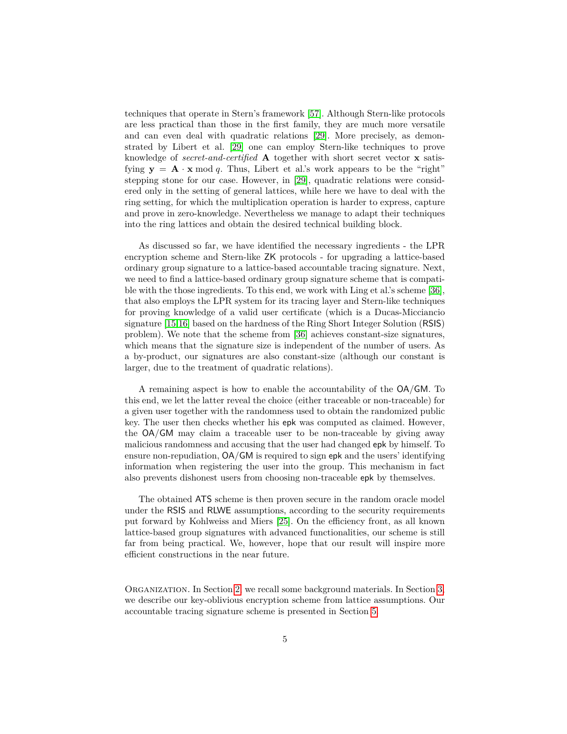techniques that operate in Stern's framework [57]. Although Stern-like protocols are less practical than those in the first family, they are much more versatile and can even deal with quadratic relations [29]. More precisely, as demonstrated by Libert et al. [29] one can employ Stern-like techniques to prove knowledge of *secret-and-certified* $\mathbf{A}$ together with short secret vector $\mathbf{x}$ satisfying $\mathbf{y} = \mathbf{A} \cdot \mathbf{x} \bmod q$. Thus, Libert et al.'s work appears to be the "right" stepping stone for our case. However, in [29], quadratic relations were considered only in the setting of general lattices, while here we have to deal with the ring setting, for which the multiplication operation is harder to express, capture and prove in zero-knowledge. Nevertheless we manage to adapt their techniques into the ring lattices and obtain the desired technical building block.

As discussed so far, we have identified the necessary ingredients - the LPR encryption scheme and Stern-like ZK protocols - for upgrading a lattice-based ordinary group signature to a lattice-based accountable tracing signature. Next, we need to find a lattice-based ordinary group signature scheme that is compatible with the those ingredients. To this end, we work with Ling et al.'s scheme [36], that also employs the LPR system for its tracing layer and Stern-like techniques for proving knowledge of a valid user certificate (which is a Ducas-Micciancio signature [15,16] based on the hardness of the Ring Short Integer Solution (RSIS) problem). We note that the scheme from [36] achieves constant-size signatures, which means that the signature size is independent of the number of users. As a by-product, our signatures are also constant-size (although our constant is larger, due to the treatment of quadratic relations).

A remaining aspect is how to enable the accountability of the OA/GM. To this end, we let the latter reveal the choice (either traceable or non-traceable) for a given user together with the randomness used to obtain the randomized public key. The user then checks whether his epk was computed as claimed. However, the OA/GM may claim a traceable user to be non-traceable by giving away malicious randomness and accusing that the user had changed epk by himself. To ensure non-repudiation, OA/GM is required to sign epk and the users' identifying information when registering the user into the group. This mechanism in fact also prevents dishonest users from choosing non-traceable epk by themselves.

The obtained ATS scheme is then proven secure in the random oracle model under the RSIS and RLWE assumptions, according to the security requirements put forward by Kohlweiss and Miers [25]. On the efficiency front, as all known lattice-based group signatures with advanced functionalities, our scheme is still far from being practical. We, however, hope that our result will inspire more efficient constructions in the near future.

Organization. In Section 2, we recall some background materials. In Section 3, we describe our key-oblivious encryption scheme from lattice assumptions. Our accountable tracing signature scheme is presented in Section 5.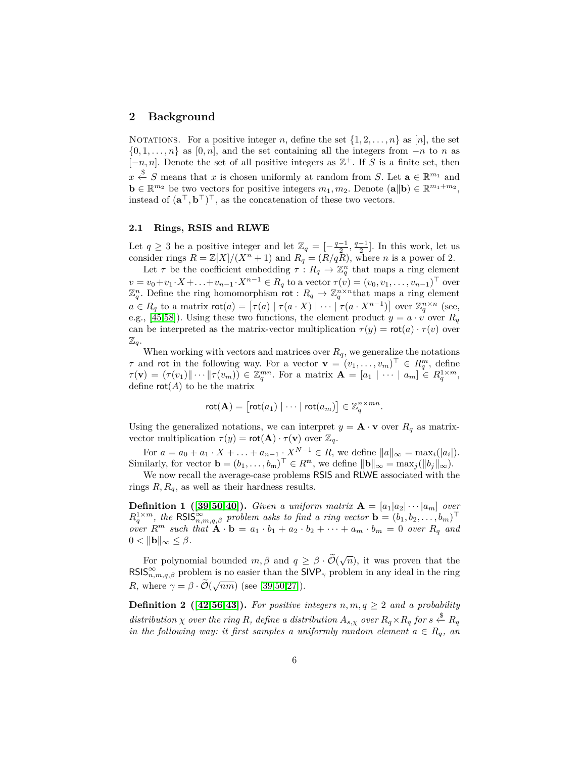## 2 Background

Notations. For a positive integer $n$, define the set $\{1, 2, \ldots, n\}$ as $[n]$, the set $\{0, 1, \ldots, n\}$ as $[0, n]$, and the set containing all the integers from $-n$ to $n$ as $[-n, n]$. Denote the set of all positive integers as $\mathbb{Z}^+$. If $S$ is a finite set, then $x \xleftarrow{\$} S$ means that $x$ is chosen uniformly at random from $S$. Let $\mathbf{a} \in \mathbb{R}^{m_1}$ and $\mathbf{b} \in \mathbb{R}^{m_2}$ be two vectors for positive integers $m_1, m_2$. Denote $(\mathbf{a}\|\mathbf{b}) \in \mathbb{R}^{m_1+m_2}$, instead of $(\mathbf{a}^\top, \mathbf{b}^\top)^\top$, as the concatenation of these two vectors.

### 2.1 Rings, RSIS and RLWE

Let $q \geq 3$ be a positive integer and let $\mathbb{Z}_q = [-\frac{q-1}{2}, \frac{q-1}{2}]$. In this work, let us consider rings $R = \mathbb{Z}[X]/(X^n + 1)$ and $R_q = (R/qR)$, where $n$ is a power of 2.

Let $\tau$ be the coefficient embedding $\tau : R_q \to \mathbb{Z}_q^n$ that maps a ring element $v = v_0 + v_1 \cdot X + \ldots + v_{n-1} \cdot X^{n-1} \in R_q$ to a vector $\tau(v) = (v_0, v_1, \ldots, v_{n-1})^\top$ over $\mathbb{Z}_q^n$. Define the ring homomorphism $\mathsf{rot} : R_q \to \mathbb{Z}_q^{n\times n}$that maps a ring element $a \in R_q$ to a matrix $\mathsf{rot}(a) = \left[\tau(a) \mid \tau(a \cdot X) \mid \cdots \mid \tau(a \cdot X^{n-1})\right]$ over $\mathbb{Z}_q^{n\times n}$ (see, e.g., [45,58]). Using these two functions, the element product $y = a \cdot v$ over $R_q$ can be interpreted as the matrix-vector multiplication $\tau(y) = \mathsf{rot}(a) \cdot \tau(v)$ over $\mathbb{Z}_q$.

When working with vectors and matrices over $R_q$, we generalize the notations $\tau$ and $\mathsf{rot}$ in the following way. For a vector $\mathbf{v} = (v_1, \ldots, v_m)^\top \in R_q^m$, define $\tau(\mathbf{v}) = (\tau(v_1)\|\cdots\|\tau(v_m)) \in \mathbb{Z}_q^{mn}$. For a matrix $\mathbf{A} = [a_1 \mid \cdots \mid a_m] \in R_q^{1\times m}$, define $\mathsf{rot}(A)$ to be the matrix

$$\mathsf{rot}(\mathbf{A}) = \left[\mathsf{rot}(a_1) \mid \cdots \mid \mathsf{rot}(a_m)\right] \in \mathbb{Z}_q^{n\times mn}.$$

Using the generalized notations, we can interpret $y = \mathbf{A} \cdot \mathbf{v}$ over $R_q$ as matrix-vector multiplication $\tau(y) = \mathsf{rot}(\mathbf{A}) \cdot \tau(\mathbf{v})$ over $\mathbb{Z}_q$.

For $a = a_0 + a_1 \cdot X + \ldots + a_{n-1} \cdot X^{N-1} \in R$, we define $\|a\|_\infty = \max_i(|a_i|)$. Similarly, for vector $\mathbf{b} = (b_1, \ldots, b_{\mathsf{m}})^\top \in R^{\mathsf{m}}$, we define $\|\mathbf{b}\|_\infty = \max_j(\|b_j\|_\infty)$.

We now recall the average-case problems $\mathsf{RSIS}$ and $\mathsf{RLWE}$ associated with the rings $R, R_q$, as well as their hardness results.

**Definition 1 ([39,50,40]).** *Given a uniform matrix $\mathbf{A} = [a_1|a_2|\cdots|a_m]$ over $R_q^{1\times m}$, the $\mathsf{RSIS}^\infty_{n,m,q,\beta}$ problem asks to find a ring vector $\mathbf{b} = (b_1, b_2, \ldots, b_m)^\top$ over $R^m$ such that $\mathbf{A} \cdot \mathbf{b} = a_1 \cdot b_1 + a_2 \cdot b_2 + \cdots + a_m \cdot b_m = 0$ over $R_q$ and $0 < \|\mathbf{b}\|_\infty \leq \beta$.*

For polynomial bounded $m, \beta$ and $q \geq \beta \cdot \widetilde{\mathcal{O}}(\sqrt{n})$, it was proven that the $\mathsf{RSIS}^\infty_{n,m,q,\beta}$ problem is no easier than the $\mathsf{SIVP}_\gamma$ problem in any ideal in the ring $R$, where $\gamma = \beta \cdot \widetilde{\mathcal{O}}(\sqrt{nm})$ (see [39,50,27]).

**Definition 2 ([42,56,43]).** *For positive integers $n, m, q \geq 2$ and a probability distribution $\chi$ over the ring $R$, define a distribution $A_{s,\chi}$ over $R_q \times R_q$ for $s \xleftarrow{\$} R_q$ in the following way: it first samples a uniformly random element $a \in R_q$, an*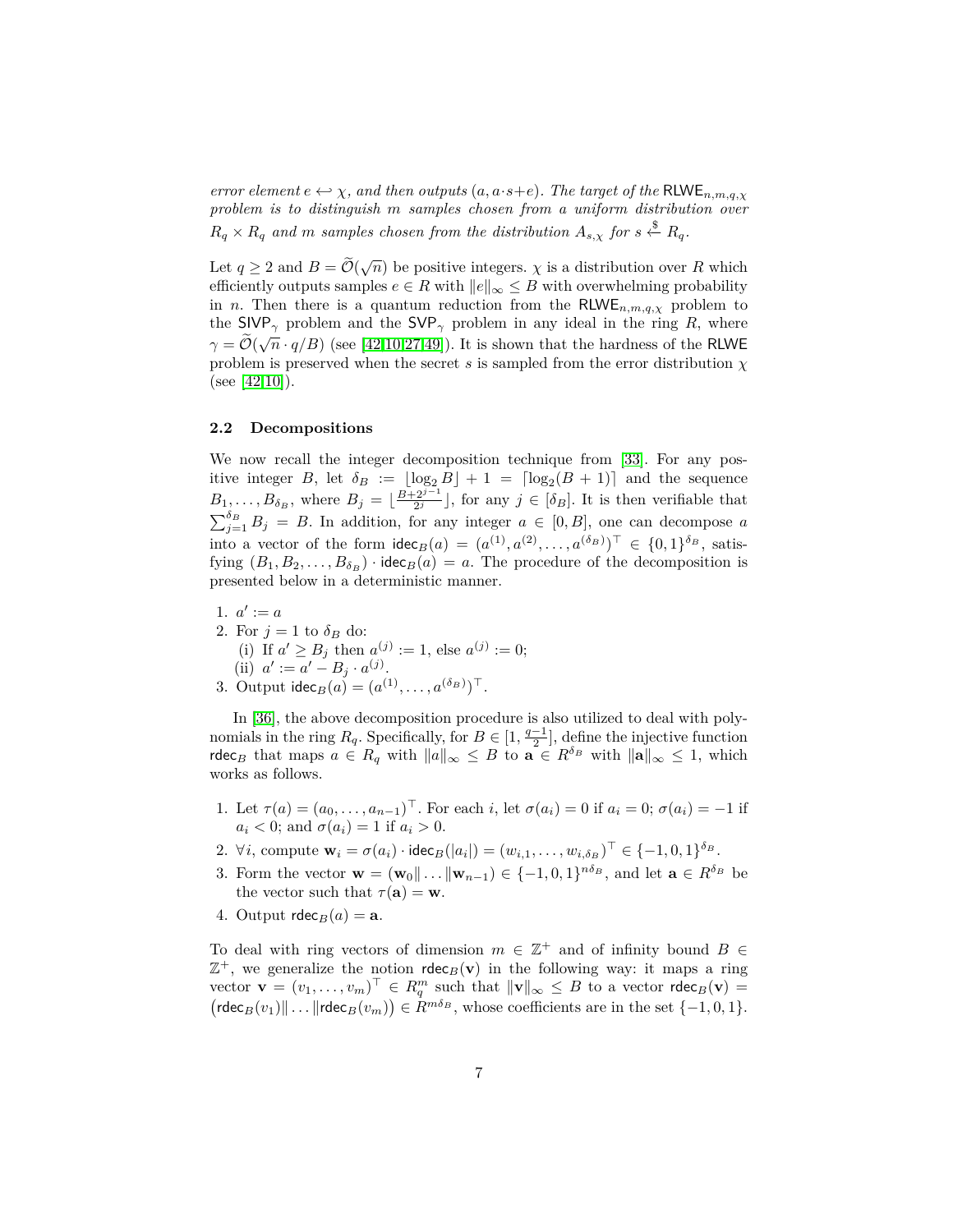*error element $e \hookleftarrow \chi$, and then outputs $(a, a\cdot s+e)$. The target of the $\mathsf{RLWE}_{n,m,q,\chi}$ problem is to distinguish $m$ samples chosen from a uniform distribution over $R_q \times R_q$ and $m$ samples chosen from the distribution $A_{s,\chi}$ for $s \xleftarrow{\$} R_q$.*

Let $q \geq 2$ and $B = \widetilde{\mathcal{O}}(\sqrt{n})$ be positive integers. $\chi$ is a distribution over $R$ which efficiently outputs samples $e \in R$ with $\|e\|_\infty \leq B$ with overwhelming probability in $n$. Then there is a quantum reduction from the $\mathsf{RLWE}_{n,m,q,\chi}$ problem to the $\mathsf{SIVP}_\gamma$ problem and the $\mathsf{SVP}_\gamma$ problem in any ideal in the ring $R$, where $\gamma = \widetilde{\mathcal{O}}(\sqrt{n} \cdot q/B)$ (see [42,10,27,49]). It is shown that the hardness of the RLWE problem is preserved when the secret $s$ is sampled from the error distribution $\chi$ (see [42,10]).

### 2.2 Decompositions

We now recall the integer decomposition technique from [33]. For any positive integer $B$, let $\delta_B := \lfloor \log_2 B \rfloor + 1 = \lceil \log_2(B+1) \rceil$ and the sequence $B_1, \ldots, B_{\delta_B}$, where $B_j = \lfloor \frac{B+2^{j-1}}{2^j} \rfloor$, for any $j \in [\delta_B]$. It is then verifiable that $\sum_{j=1}^{\delta_B} B_j = B$. In addition, for any integer $a \in [0, B]$, one can decompose $a$ into a vector of the form $\mathsf{idec}_B(a) = (a^{(1)}, a^{(2)}, \ldots, a^{(\delta_B)})^\top \in \{0,1\}^{\delta_B}$, satisfying $(B_1, B_2, \ldots, B_{\delta_B}) \cdot \mathsf{idec}_B(a) = a$. The procedure of the decomposition is presented below in a deterministic manner.

1. $a' := a$
2. For $j = 1$ to $\delta_B$ do:
   (i) If $a' \geq B_j$ then $a^{(j)} := 1$, else $a^{(j)} := 0$;
   (ii) $a' := a' - B_j \cdot a^{(j)}$.
3. Output $\mathsf{idec}_B(a) = (a^{(1)}, \ldots, a^{(\delta_B)})^\top$.

In [36], the above decomposition procedure is also utilized to deal with polynomials in the ring $R_q$. Specifically, for $B \in [1, \frac{q-1}{2}]$, define the injective function $\mathsf{rdec}_B$ that maps $a \in R_q$ with $\|a\|_\infty \leq B$ to $\mathbf{a} \in R^{\delta_B}$ with $\|\mathbf{a}\|_\infty \leq 1$, which works as follows.

1. Let $\tau(a) = (a_0, \ldots, a_{n-1})^\top$. For each $i$, let $\sigma(a_i) = 0$ if $a_i = 0$; $\sigma(a_i) = -1$ if $a_i < 0$; and $\sigma(a_i) = 1$ if $a_i > 0$.
2. $\forall i$, compute $\mathbf{w}_i = \sigma(a_i) \cdot \mathsf{idec}_B(|a_i|) = (w_{i,1}, \ldots, w_{i,\delta_B})^\top \in \{-1,0,1\}^{\delta_B}$.
3. Form the vector $\mathbf{w} = (\mathbf{w}_0 \| \ldots \| \mathbf{w}_{n-1}) \in \{-1,0,1\}^{n\delta_B}$, and let $\mathbf{a} \in R^{\delta_B}$ be the vector such that $\tau(\mathbf{a}) = \mathbf{w}$.
4. Output $\mathsf{rdec}_B(a) = \mathbf{a}$.

To deal with ring vectors of dimension $m \in \mathbb{Z}^+$ and of infinity bound $B \in \mathbb{Z}^+$, we generalize the notion $\mathsf{rdec}_B(\mathbf{v})$ in the following way: it maps a ring vector $\mathbf{v} = (v_1, \ldots, v_m)^\top \in R_q^m$ such that $\|\mathbf{v}\|_\infty \leq B$ to a vector $\mathsf{rdec}_B(\mathbf{v}) = (\mathsf{rdec}_B(v_1)\| \ldots \|\mathsf{rdec}_B(v_m)) \in R^{m\delta_B}$, whose coefficients are in the set $\{-1,0,1\}$.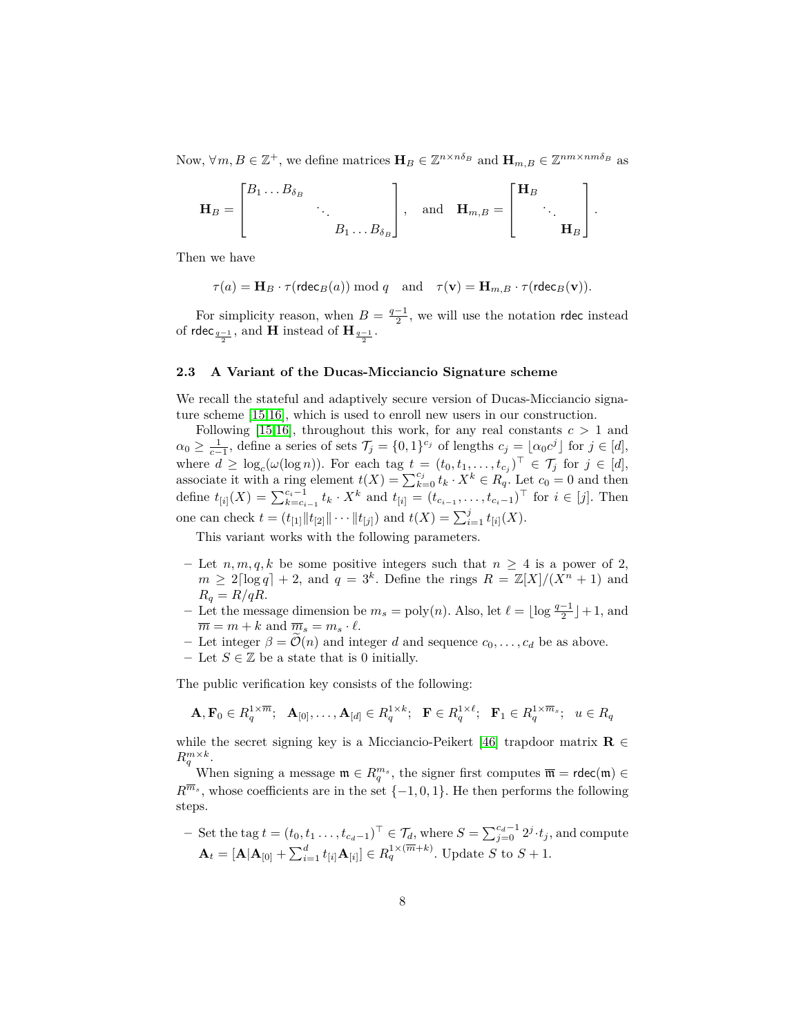Now, $\forall m, B \in \mathbb{Z}^+$, we define matrices $\mathbf{H}_B \in \mathbb{Z}^{n \times n\delta_B}$ and $\mathbf{H}_{m,B} \in \mathbb{Z}^{nm \times nm\delta_B}$ as

$$\mathbf{H}_B = \begin{bmatrix} B_1 \dots B_{\delta_B} & & \\ & \ddots & \\ & & B_1 \dots B_{\delta_B} \end{bmatrix}, \quad \text{and} \quad \mathbf{H}_{m,B} = \begin{bmatrix} \mathbf{H}_B & & \\ & \ddots & \\ & & \mathbf{H}_B \end{bmatrix}.$$

Then we have

$$\tau(a) = \mathbf{H}_B \cdot \tau(\mathsf{rdec}_B(a)) \bmod q \quad \text{and} \quad \tau(\mathbf{v}) = \mathbf{H}_{m,B} \cdot \tau(\mathsf{rdec}_B(\mathbf{v})).$$

For simplicity reason, when $B = \frac{q-1}{2}$, we will use the notation $\mathsf{rdec}$ instead of $\mathsf{rdec}_{\frac{q-1}{2}}$, and $\mathbf{H}$ instead of $\mathbf{H}_{\frac{q-1}{2}}$.

### 2.3 A Variant of the Ducas-Micciancio Signature scheme

We recall the stateful and adaptively secure version of Ducas-Micciancio signature scheme [15,16], which is used to enroll new users in our construction.

Following [15,16], throughout this work, for any real constants $c > 1$ and $\alpha_0 \geq \frac{1}{c-1}$, define a series of sets $\mathcal{T}_j = \{0,1\}^{c_j}$ of lengths $c_j = \lfloor \alpha_0 c^j \rfloor$ for $j \in [d]$, where $d \geq \log_c(\omega(\log n))$. For each tag $t = (t_0, t_1, \dots, t_{c_j})^\top \in \mathcal{T}_j$ for $j \in [d]$, associate it with a ring element $t(X) = \sum_{k=0}^{c_j} t_k \cdot X^k \in R_q$. Let $c_0 = 0$ and then define $t_{[i]}(X) = \sum_{k=c_{i-1}}^{c_i - 1} t_k \cdot X^k$ and $t_{[i]} = (t_{c_{i-1}}, \dots, t_{c_i - 1})^\top$ for $i \in [j]$. Then one can check $t = (t_{[1]} \| t_{[2]} \| \cdots \| t_{[j]})$ and $t(X) = \sum_{i=1}^{j} t_{[i]}(X)$.

This variant works with the following parameters.

- Let $n, m, q, k$ be some positive integers such that $n \geq 4$ is a power of 2, $m \geq 2\lceil \log q \rceil + 2$, and $q = 3^k$. Define the rings $R = \mathbb{Z}[X]/(X^n + 1)$ and $R_q = R/qR$.
- Let the message dimension be $m_s = \mathrm{poly}(n)$. Also, let $\ell = \lfloor \log \frac{q-1}{2} \rfloor + 1$, and $\overline{m} = m + k$ and $\overline{m}_s = m_s \cdot \ell$.
- Let integer $\beta = \widetilde{\mathcal{O}}(n)$ and integer $d$ and sequence $c_0, \dots, c_d$ be as above.
- Let $S \in \mathbb{Z}$ be a state that is 0 initially.

The public verification key consists of the following:

$$\mathbf{A}, \mathbf{F}_0 \in R_q^{1 \times \overline{m}}; \quad \mathbf{A}_{[0]}, \dots, \mathbf{A}_{[d]} \in R_q^{1 \times k}; \quad \mathbf{F} \in R_q^{1 \times \ell}; \quad \mathbf{F}_1 \in R_q^{1 \times \overline{m}_s}; \quad u \in R_q$$

while the secret signing key is a Micciancio-Peikert [46] trapdoor matrix $\mathbf{R} \in R_q^{m \times k}$.

When signing a message $\mathfrak{m} \in R_q^{m_s}$, the signer first computes $\overline{\mathfrak{m}} = \mathsf{rdec}(\mathfrak{m}) \in R^{\overline{m}_s}$, whose coefficients are in the set $\{-1, 0, 1\}$. He then performs the following steps.

- Set the tag $t = (t_0, t_1 \dots, t_{c_d - 1})^\top \in \mathcal{T}_d$, where $S = \sum_{j=0}^{c_d - 1} 2^j \cdot t_j$, and compute $\mathbf{A}_t = [\mathbf{A} | \mathbf{A}_{[0]} + \sum_{i=1}^{d} t_{[i]} \mathbf{A}_{[i]}] \in R_q^{1 \times (\overline{m} + k)}$. Update $S$ to $S + 1$.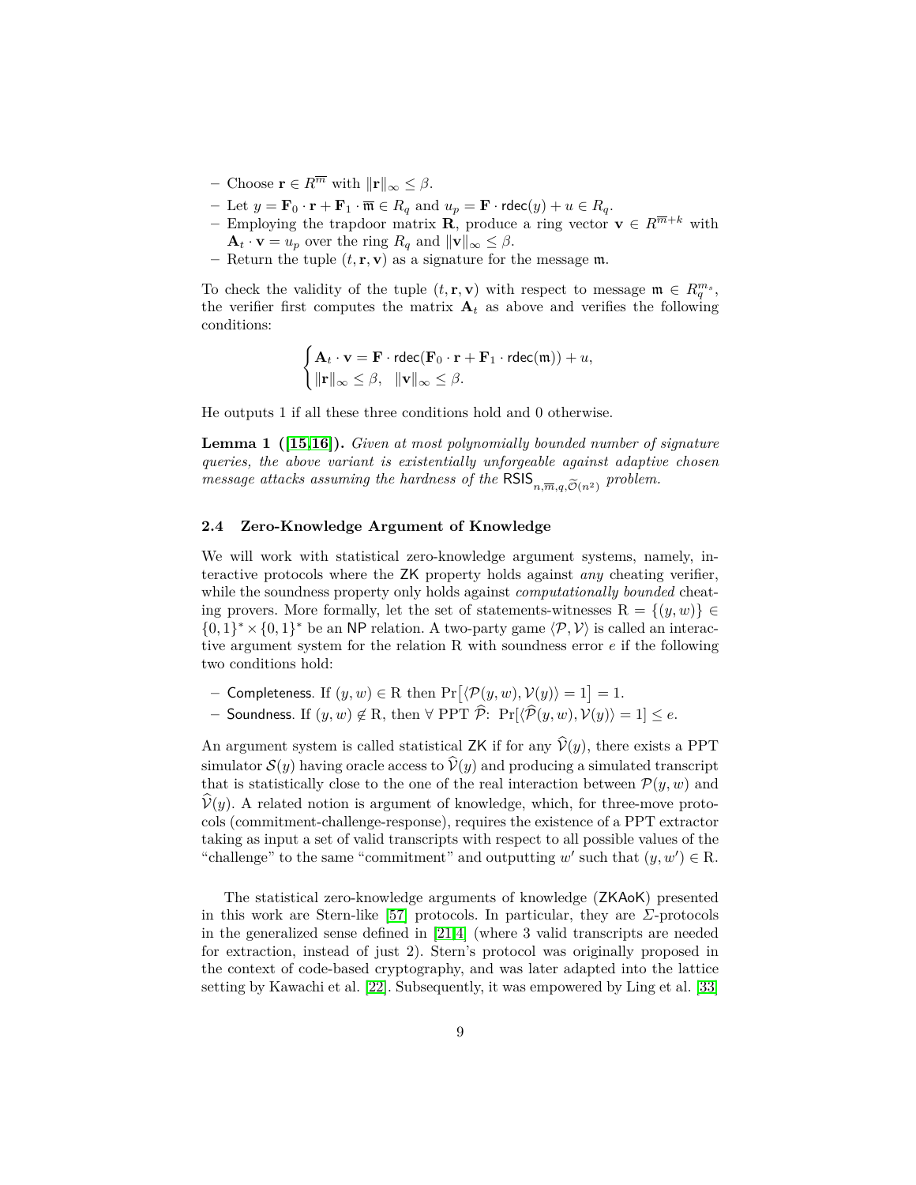- Choose $\mathbf{r} \in R^{\overline{m}}$ with $\|\mathbf{r}\|_\infty \leq \beta$.
- Let $y = \mathbf{F}_0 \cdot \mathbf{r} + \mathbf{F}_1 \cdot \overline{\mathfrak{m}} \in R_q$ and $u_p = \mathbf{F} \cdot \mathsf{rdec}(y) + u \in R_q$.
- Employing the trapdoor matrix $\mathbf{R}$, produce a ring vector $\mathbf{v} \in R^{\overline{m}+k}$ with $\mathbf{A}_t \cdot \mathbf{v} = u_p$ over the ring $R_q$ and $\|\mathbf{v}\|_\infty \leq \beta$.
- Return the tuple $(t, \mathbf{r}, \mathbf{v})$ as a signature for the message $\mathfrak{m}$.

To check the validity of the tuple $(t, \mathbf{r}, \mathbf{v})$ with respect to message $\mathfrak{m} \in R_q^{m_s}$, the verifier first computes the matrix $\mathbf{A}_t$ as above and verifies the following conditions:

$$\begin{cases} \mathbf{A}_t \cdot \mathbf{v} = \mathbf{F} \cdot \mathsf{rdec}(\mathbf{F}_0 \cdot \mathbf{r} + \mathbf{F}_1 \cdot \mathsf{rdec}(\mathfrak{m})) + u, \\ \|\mathbf{r}\|_\infty \leq \beta, \quad \|\mathbf{v}\|_\infty \leq \beta. \end{cases}$$

He outputs 1 if all these three conditions hold and 0 otherwise.

**Lemma 1 ([15,16]).** *Given at most polynomially bounded number of signature queries, the above variant is existentially unforgeable against adaptive chosen message attacks assuming the hardness of the* $\mathsf{RSIS}_{n,\overline{m},q,\widetilde{\mathcal{O}}(n^2)}$ *problem.*

### 2.4 Zero-Knowledge Argument of Knowledge

We will work with statistical zero-knowledge argument systems, namely, interactive protocols where the ZK property holds against *any* cheating verifier, while the soundness property only holds against *computationally bounded* cheating provers. More formally, let the set of statements-witnesses $\mathrm{R} = \{(y, w)\} \in \{0,1\}^* \times \{0,1\}^*$ be an NP relation. A two-party game $\langle \mathcal{P}, \mathcal{V} \rangle$ is called an interactive argument system for the relation R with soundness error $e$ if the following two conditions hold:

- Completeness. If $(y, w) \in \mathrm{R}$ then $\Pr\big[\langle \mathcal{P}(y, w), \mathcal{V}(y) \rangle = 1\big] = 1$.
- Soundness. If $(y, w) \notin \mathrm{R}$, then $\forall$ PPT $\widehat{\mathcal{P}}$: $\Pr[\langle \widehat{\mathcal{P}}(y, w), \mathcal{V}(y) \rangle = 1] \leq e$.

An argument system is called statistical ZK if for any $\widehat{\mathcal{V}}(y)$, there exists a PPT simulator $\mathcal{S}(y)$ having oracle access to $\widehat{\mathcal{V}}(y)$ and producing a simulated transcript that is statistically close to the one of the real interaction between $\mathcal{P}(y, w)$ and $\widehat{\mathcal{V}}(y)$. A related notion is argument of knowledge, which, for three-move protocols (commitment-challenge-response), requires the existence of a PPT extractor taking as input a set of valid transcripts with respect to all possible values of the "challenge" to the same "commitment" and outputting $w'$ such that $(y, w') \in \mathrm{R}$.

The statistical zero-knowledge arguments of knowledge (ZKAoK) presented in this work are Stern-like [57] protocols. In particular, they are $\Sigma$-protocols in the generalized sense defined in [21,4] (where 3 valid transcripts are needed for extraction, instead of just 2). Stern's protocol was originally proposed in the context of code-based cryptography, and was later adapted into the lattice setting by Kawachi et al. [22]. Subsequently, it was empowered by Ling et al. [33]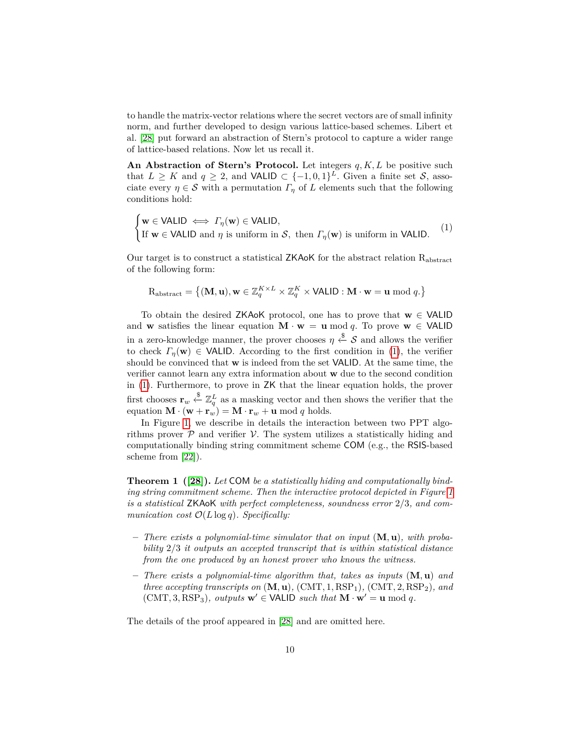to handle the matrix-vector relations where the secret vectors are of small infinity norm, and further developed to design various lattice-based schemes. Libert et al. [28] put forward an abstraction of Stern's protocol to capture a wider range of lattice-based relations. Now let us recall it.

**An Abstraction of Stern's Protocol.** Let integers $q, K, L$ be positive such that $L \geq K$ and $q \geq 2$, and $\mathsf{VALID} \subset \{-1, 0, 1\}^L$. Given a finite set $\mathcal{S}$, associate every $\eta \in \mathcal{S}$ with a permutation $\Gamma_\eta$ of $L$ elements such that the following conditions hold:

$$\begin{cases} \mathbf{w} \in \mathsf{VALID} \iff \Gamma_\eta(\mathbf{w}) \in \mathsf{VALID}, \\ \text{If } \mathbf{w} \in \mathsf{VALID} \text{ and } \eta \text{ is uniform in } \mathcal{S}, \text{ then } \Gamma_\eta(\mathbf{w}) \text{ is uniform in } \mathsf{VALID}. \end{cases} \tag{1}$$

Our target is to construct a statistical $\mathsf{ZKAoK}$ for the abstract relation $\mathrm{R}_{\mathrm{abstract}}$ of the following form:

$$\mathrm{R}_{\mathrm{abstract}} = \left\{(\mathbf{M}, \mathbf{u}), \mathbf{w} \in \mathbb{Z}_q^{K \times L} \times \mathbb{Z}_q^K \times \mathsf{VALID} : \mathbf{M} \cdot \mathbf{w} = \mathbf{u} \bmod q.\right\}$$

To obtain the desired $\mathsf{ZKAoK}$ protocol, one has to prove that $\mathbf{w} \in \mathsf{VALID}$ and $\mathbf{w}$ satisfies the linear equation $\mathbf{M} \cdot \mathbf{w} = \mathbf{u} \bmod q$. To prove $\mathbf{w} \in \mathsf{VALID}$ in a zero-knowledge manner, the prover chooses $\eta \xleftarrow{\$} \mathcal{S}$ and allows the verifier to check $\Gamma_\eta(\mathbf{w}) \in \mathsf{VALID}$. According to the first condition in (1), the verifier should be convinced that $\mathbf{w}$ is indeed from the set $\mathsf{VALID}$. At the same time, the verifier cannot learn any extra information about $\mathbf{w}$ due to the second condition in (1). Furthermore, to prove in $\mathsf{ZK}$ that the linear equation holds, the prover first chooses $\mathbf{r}_w \xleftarrow{\$} \mathbb{Z}_q^L$ as a masking vector and then shows the verifier that the equation $\mathbf{M} \cdot (\mathbf{w} + \mathbf{r}_w) = \mathbf{M} \cdot \mathbf{r}_w + \mathbf{u} \bmod q$ holds.

In Figure 1, we describe in details the interaction between two PPT algorithms prover $\mathcal{P}$ and verifier $\mathcal{V}$. The system utilizes a statistically hiding and computationally binding string commitment scheme $\mathsf{COM}$ (e.g., the $\mathsf{RSIS}$-based scheme from [22]).

**Theorem 1 ([28]).** *Let $\mathsf{COM}$ be a statistically hiding and computationally binding string commitment scheme. Then the interactive protocol depicted in Figure 1 is a statistical $\mathsf{ZKAoK}$ with perfect completeness, soundness error $2/3$, and communication cost $\mathcal{O}(L \log q)$. Specifically:*

- *There exists a polynomial-time simulator that on input $(\mathbf{M}, \mathbf{u})$, with probability $2/3$ it outputs an accepted transcript that is within statistical distance from the one produced by an honest prover who knows the witness.*
- *There exists a polynomial-time algorithm that, takes as inputs $(\mathbf{M}, \mathbf{u})$ and three accepting transcripts on $(\mathbf{M}, \mathbf{u})$, $(\mathrm{CMT}, 1, \mathrm{RSP}_1)$, $(\mathrm{CMT}, 2, \mathrm{RSP}_2)$, and $(\mathrm{CMT}, 3, \mathrm{RSP}_3)$, outputs $\mathbf{w}' \in \mathsf{VALID}$ such that $\mathbf{M} \cdot \mathbf{w}' = \mathbf{u} \bmod q$.*

The details of the proof appeared in [28] and are omitted here.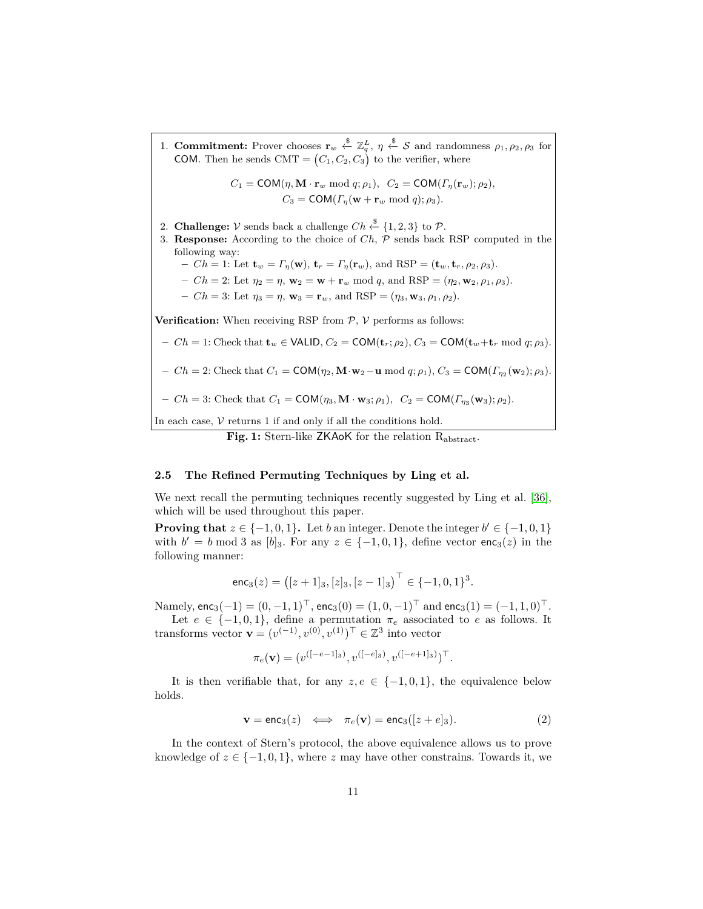1. **Commitment:** Prover chooses $\mathbf{r}_w \xleftarrow{\$} \mathbb{Z}_q^L$, $\eta \xleftarrow{\$} \mathcal{S}$ and randomness $\rho_1, \rho_2, \rho_3$ for $\mathsf{COM}$. Then he sends $\mathrm{CMT} = (C_1, C_2, C_3)$ to the verifier, where

$$C_1 = \mathsf{COM}(\eta, \mathbf{M} \cdot \mathbf{r}_w \bmod q; \rho_1), \;\; C_2 = \mathsf{COM}(\Gamma_\eta(\mathbf{r}_w); \rho_2),$$
$$C_3 = \mathsf{COM}(\Gamma_\eta(\mathbf{w} + \mathbf{r}_w \bmod q); \rho_3).$$

2. **Challenge:** $\mathcal{V}$ sends back a challenge $Ch \xleftarrow{\$} \{1, 2, 3\}$ to $\mathcal{P}$.
3. **Response:** According to the choice of $Ch$, $\mathcal{P}$ sends back RSP computed in the following way:
   - $Ch = 1$: Let $\mathbf{t}_w = \Gamma_\eta(\mathbf{w})$, $\mathbf{t}_r = \Gamma_\eta(\mathbf{r}_w)$, and $\mathrm{RSP} = (\mathbf{t}_w, \mathbf{t}_r, \rho_2, \rho_3)$.
   - $Ch = 2$: Let $\eta_2 = \eta$, $\mathbf{w}_2 = \mathbf{w} + \mathbf{r}_w \bmod q$, and $\mathrm{RSP} = (\eta_2, \mathbf{w}_2, \rho_1, \rho_3)$.
   - $Ch = 3$: Let $\eta_3 = \eta$, $\mathbf{w}_3 = \mathbf{r}_w$, and $\mathrm{RSP} = (\eta_3, \mathbf{w}_3, \rho_1, \rho_2)$.

**Verification:** When receiving RSP from $\mathcal{P}$, $\mathcal{V}$ performs as follows:

- $Ch = 1$: Check that $\mathbf{t}_w \in \mathsf{VALID}$, $C_2 = \mathsf{COM}(\mathbf{t}_r; \rho_2)$, $C_3 = \mathsf{COM}(\mathbf{t}_w + \mathbf{t}_r \bmod q; \rho_3)$.
- $Ch = 2$: Check that $C_1 = \mathsf{COM}(\eta_2, \mathbf{M} \cdot \mathbf{w}_2 - \mathbf{u} \bmod q; \rho_1)$, $C_3 = \mathsf{COM}(\Gamma_{\eta_2}(\mathbf{w}_2); \rho_3)$.
- $Ch = 3$: Check that $C_1 = \mathsf{COM}(\eta_3, \mathbf{M} \cdot \mathbf{w}_3; \rho_1)$, $C_2 = \mathsf{COM}(\Gamma_{\eta_3}(\mathbf{w}_3); \rho_2)$.

In each case, $\mathcal{V}$ returns 1 if and only if all the conditions hold.

**Fig. 1:** Stern-like $\mathsf{ZKAoK}$ for the relation $\mathrm{R}_{\mathrm{abstract}}$.

### 2.5 The Refined Permuting Techniques by Ling et al.

We next recall the permuting techniques recently suggested by Ling et al. [36], which will be used throughout this paper.

**Proving that $z \in \{-1, 0, 1\}$.** Let $b$ an integer. Denote the integer $b' \in \{-1, 0, 1\}$ with $b' = b \bmod 3$ as $[b]_3$. For any $z \in \{-1, 0, 1\}$, define vector $\mathsf{enc}_3(z)$ in the following manner:

$$\mathsf{enc}_3(z) = \big([z+1]_3, [z]_3, [z-1]_3\big)^\top \in \{-1, 0, 1\}^3.$$

Namely, $\mathsf{enc}_3(-1) = (0, -1, 1)^\top$, $\mathsf{enc}_3(0) = (1, 0, -1)^\top$ and $\mathsf{enc}_3(1) = (-1, 1, 0)^\top$.

Let $e \in \{-1, 0, 1\}$, define a permutation $\pi_e$ associated to $e$ as follows. It transforms vector $\mathbf{v} = (v^{(-1)}, v^{(0)}, v^{(1)})^\top \in \mathbb{Z}^3$ into vector

$$\pi_e(\mathbf{v}) = \big(v^{([-e-1]_3)}, v^{([-e]_3)}, v^{([-e+1]_3)}\big)^\top.$$

It is then verifiable that, for any $z, e \in \{-1, 0, 1\}$, the equivalence below holds.

$$\mathbf{v} = \mathsf{enc}_3(z) \iff \pi_e(\mathbf{v}) = \mathsf{enc}_3([z+e]_3). \tag{2}$$

In the context of Stern's protocol, the above equivalence allows us to prove knowledge of $z \in \{-1, 0, 1\}$, where $z$ may have other constrains. Towards it, we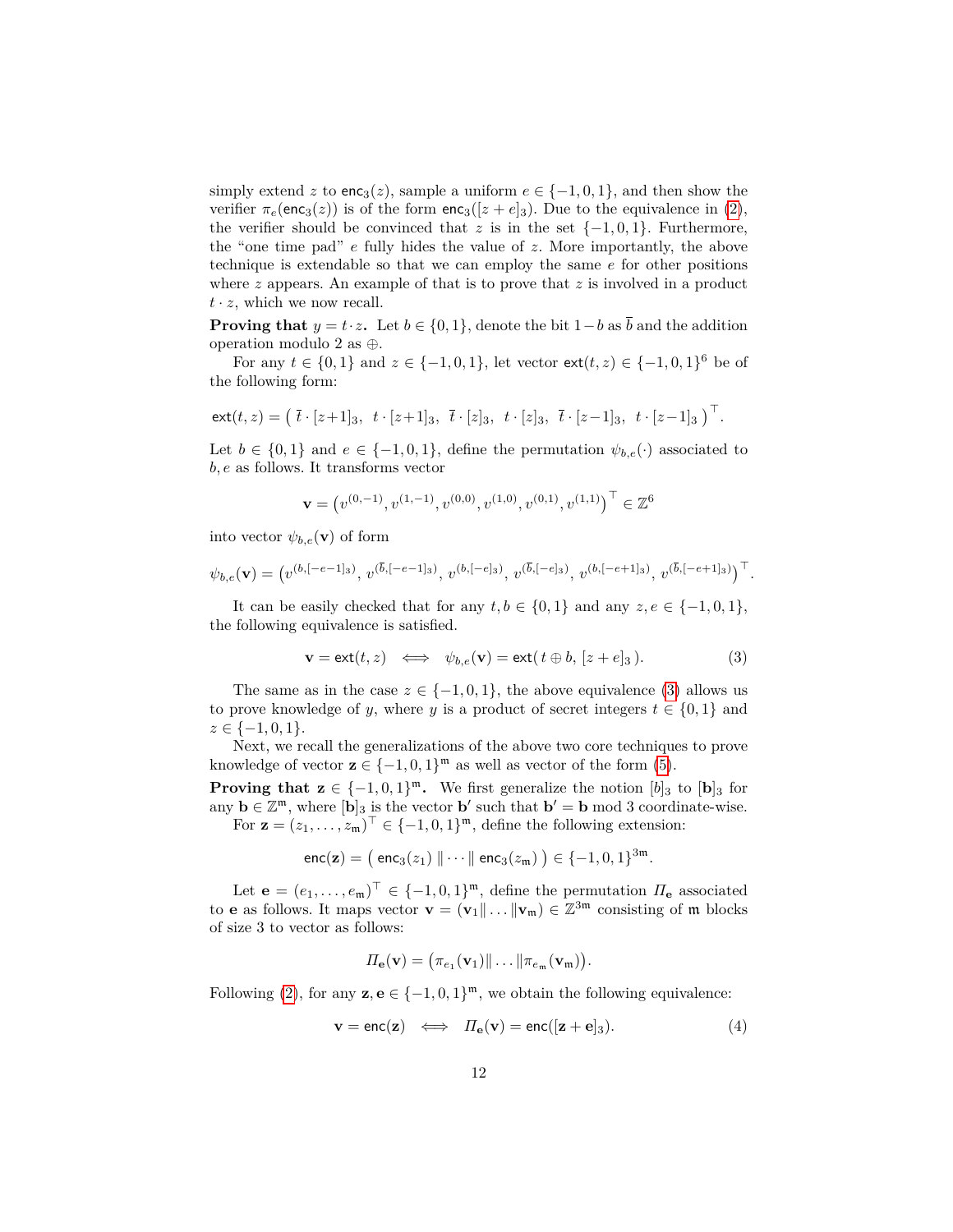simply extend $z$ to $\mathsf{enc}_3(z)$, sample a uniform $e \in \{-1,0,1\}$, and then show the verifier $\pi_e(\mathsf{enc}_3(z))$ is of the form $\mathsf{enc}_3([z+e]_3)$. Due to the equivalence in (2), the verifier should be convinced that $z$ is in the set $\{-1,0,1\}$. Furthermore, the "one time pad" $e$ fully hides the value of $z$. More importantly, the above technique is extendable so that we can employ the same $e$ for other positions where $z$ appears. An example of that is to prove that $z$ is involved in a product $t \cdot z$, which we now recall.

**Proving that $y = t \cdot z$.** Let $b \in \{0,1\}$, denote the bit $1-b$ as $\overline{b}$ and the addition operation modulo 2 as $\oplus$.

For any $t \in \{0,1\}$ and $z \in \{-1,0,1\}$, let vector $\mathsf{ext}(t,z) \in \{-1,0,1\}^6$ be of the following form:

$$\mathsf{ext}(t,z) = \big(\ \overline{t}\cdot[z+1]_3,\ \ t\cdot[z+1]_3,\ \ \overline{t}\cdot[z]_3,\ \ t\cdot[z]_3,\ \ \overline{t}\cdot[z-1]_3,\ \ t\cdot[z-1]_3\ \big)^\top.$$

Let $b \in \{0,1\}$ and $e \in \{-1,0,1\}$, define the permutation $\psi_{b,e}(\cdot)$ associated to $b,e$ as follows. It transforms vector

$$\mathbf{v} = \big(v^{(0,-1)}, v^{(1,-1)}, v^{(0,0)}, v^{(1,0)}, v^{(0,1)}, v^{(1,1)}\big)^\top \in \mathbb{Z}^6$$

into vector $\psi_{b,e}(\mathbf{v})$ of form

$$\psi_{b,e}(\mathbf{v}) = \big(v^{(b,[-e-1]_3)},\ v^{(\overline{b},[-e-1]_3)},\ v^{(b,[-e]_3)},\ v^{(\overline{b},[-e]_3)},\ v^{(b,[-e+1]_3)},\ v^{(\overline{b},[-e+1]_3)}\big)^\top.$$

It can be easily checked that for any $t,b \in \{0,1\}$ and any $z,e \in \{-1,0,1\}$, the following equivalence is satisfied.

$$\mathbf{v} = \mathsf{ext}(t,z) \iff \psi_{b,e}(\mathbf{v}) = \mathsf{ext}(\,t \oplus b,\ [z+e]_3\,). \tag{3}$$

The same as in the case $z \in \{-1,0,1\}$, the above equivalence (3) allows us to prove knowledge of $y$, where $y$ is a product of secret integers $t \in \{0,1\}$ and $z \in \{-1,0,1\}$.

Next, we recall the generalizations of the above two core techniques to prove knowledge of vector $\mathbf{z} \in \{-1,0,1\}^{\mathfrak{m}}$ as well as vector of the form (5).

**Proving that $\mathbf{z} \in \{-1,0,1\}^{\mathfrak{m}}$.** We first generalize the notion $[b]_3$ to $[\mathbf{b}]_3$ for any $\mathbf{b} \in \mathbb{Z}^{\mathfrak{m}}$, where $[\mathbf{b}]_3$ is the vector $\mathbf{b}'$ such that $\mathbf{b}' = \mathbf{b} \bmod 3$ coordinate-wise.

For $\mathbf{z} = (z_1,\ldots,z_{\mathfrak{m}})^\top \in \{-1,0,1\}^{\mathfrak{m}}$, define the following extension:

$$\mathsf{enc}(\mathbf{z}) = \big(\ \mathsf{enc}_3(z_1) \,\|\, \cdots \,\|\, \mathsf{enc}_3(z_{\mathfrak{m}})\ \big) \in \{-1,0,1\}^{3\mathfrak{m}}.$$

Let $\mathbf{e} = (e_1,\ldots,e_{\mathfrak{m}})^\top \in \{-1,0,1\}^{\mathfrak{m}}$, define the permutation $\mathit{\Pi}_{\mathbf{e}}$ associated to $\mathbf{e}$ as follows. It maps vector $\mathbf{v} = (\mathbf{v}_1\|\ldots\|\mathbf{v}_{\mathfrak{m}}) \in \mathbb{Z}^{3\mathfrak{m}}$ consisting of $\mathfrak{m}$ blocks of size 3 to vector as follows:

$$\mathit{\Pi}_{\mathbf{e}}(\mathbf{v}) = \big(\pi_{e_1}(\mathbf{v}_1)\|\ldots\|\pi_{e_{\mathfrak{m}}}(\mathbf{v}_{\mathfrak{m}})\big).$$

Following (2), for any $\mathbf{z},\mathbf{e} \in \{-1,0,1\}^{\mathfrak{m}}$, we obtain the following equivalence:

$$\mathbf{v} = \mathsf{enc}(\mathbf{z}) \iff \mathit{\Pi}_{\mathbf{e}}(\mathbf{v}) = \mathsf{enc}([\mathbf{z}+\mathbf{e}]_3). \tag{4}$$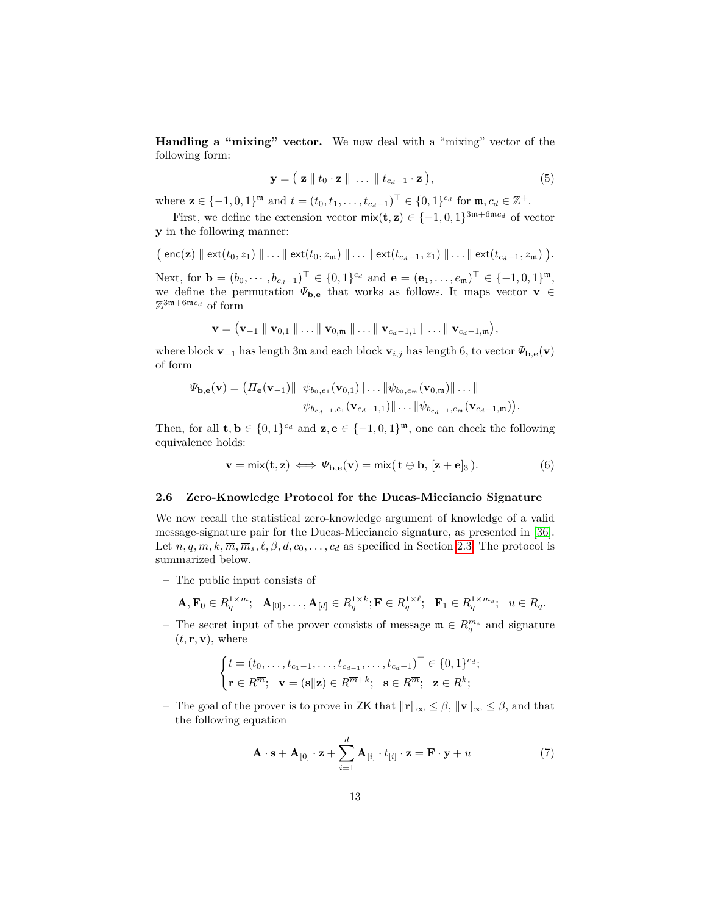**Handling a "mixing" vector.** We now deal with a "mixing" vector of the following form:

$$\mathbf{y} = \big(\, \mathbf{z} \parallel t_0 \cdot \mathbf{z} \parallel \, \ldots \, \parallel t_{c_d-1} \cdot \mathbf{z} \,\big), \tag{5}$$

where $\mathbf{z} \in \{-1,0,1\}^{\mathfrak{m}}$ and $t = (t_0, t_1, \ldots, t_{c_d-1})^\top \in \{0,1\}^{c_d}$ for $\mathfrak{m}, c_d \in \mathbb{Z}^+$.

First, we define the extension vector $\mathsf{mix}(\mathbf{t},\mathbf{z}) \in \{-1,0,1\}^{3\mathfrak{m}+6\mathfrak{m}c_d}$ of vector $\mathbf{y}$ in the following manner:

$$\big(\, \mathsf{enc}(\mathbf{z}) \parallel \mathsf{ext}(t_0, z_1) \parallel \ldots \parallel \mathsf{ext}(t_0, z_{\mathfrak{m}}) \parallel \ldots \parallel \mathsf{ext}(t_{c_d-1}, z_1) \parallel \ldots \parallel \mathsf{ext}(t_{c_d-1}, z_{\mathfrak{m}}) \,\big).$$

Next, for $\mathbf{b} = (b_0, \cdots, b_{c_d-1})^\top \in \{0,1\}^{c_d}$ and $\mathbf{e} = (\mathbf{e}_1, \ldots, e_{\mathfrak{m}})^\top \in \{-1,0,1\}^{\mathfrak{m}}$, we define the permutation $\Psi_{\mathbf{b},\mathbf{e}}$ that works as follows. It maps vector $\mathbf{v} \in \mathbb{Z}^{3\mathfrak{m}+6\mathfrak{m}c_d}$ of form

$$\mathbf{v} = \big(\mathbf{v}_{-1} \parallel \mathbf{v}_{0,1} \parallel \ldots \parallel \mathbf{v}_{0,\mathfrak{m}} \parallel \ldots \parallel \mathbf{v}_{c_d-1,1} \parallel \ldots \parallel \mathbf{v}_{c_d-1,\mathfrak{m}}\big),$$

where block $\mathbf{v}_{-1}$ has length $3\mathfrak{m}$ and each block $\mathbf{v}_{i,j}$ has length 6, to vector $\Psi_{\mathbf{b},\mathbf{e}}(\mathbf{v})$ of form

$$\Psi_{\mathbf{b},\mathbf{e}}(\mathbf{v}) = \big(\Pi_{\mathbf{e}}(\mathbf{v}_{-1}) \parallel \; \psi_{b_0,e_1}(\mathbf{v}_{0,1}) \parallel \ldots \parallel \psi_{b_0,e_{\mathfrak{m}}}(\mathbf{v}_{0,\mathfrak{m}}) \parallel \ldots \parallel \psi_{b_{c_d-1},e_1}(\mathbf{v}_{c_d-1,1}) \parallel \ldots \parallel \psi_{b_{c_d-1},e_{\mathfrak{m}}}(\mathbf{v}_{c_d-1,\mathfrak{m}})\big).$$

Then, for all $\mathbf{t}, \mathbf{b} \in \{0,1\}^{c_d}$ and $\mathbf{z}, \mathbf{e} \in \{-1,0,1\}^{\mathfrak{m}}$, one can check the following equivalence holds:

$$\mathbf{v} = \mathsf{mix}(\mathbf{t},\mathbf{z}) \iff \Psi_{\mathbf{b},\mathbf{e}}(\mathbf{v}) = \mathsf{mix}(\,\mathbf{t} \oplus \mathbf{b},\, [\mathbf{z}+\mathbf{e}]_3\,). \tag{6}$$

### 2.6 Zero-Knowledge Protocol for the Ducas-Micciancio Signature

We now recall the statistical zero-knowledge argument of knowledge of a valid message-signature pair for the Ducas-Micciancio signature, as presented in [36]. Let $n, q, m, k, \overline{m}, \overline{m}_s, \ell, \beta, d, c_0, \ldots, c_d$ as specified in Section 2.3. The protocol is summarized below.

– The public input consists of

$$\mathbf{A}, \mathbf{F}_0 \in R_q^{1\times\overline{m}}; \quad \mathbf{A}_{[0]}, \ldots, \mathbf{A}_{[d]} \in R_q^{1\times k}; \mathbf{F} \in R_q^{1\times \ell}; \quad \mathbf{F}_1 \in R_q^{1\times\overline{m}_s}; \quad u \in R_q.$$

– The secret input of the prover consists of message $\mathfrak{m} \in R_q^{m_s}$ and signature $(t, \mathbf{r}, \mathbf{v})$, where

$$\begin{cases} t = (t_0, \ldots, t_{c_1-1}, \ldots, t_{c_{d-1}}, \ldots, t_{c_d-1})^\top \in \{0,1\}^{c_d}; \\ \mathbf{r} \in R^{\overline{m}}; \quad \mathbf{v} = (\mathbf{s} \| \mathbf{z}) \in R^{\overline{m}+k}; \quad \mathbf{s} \in R^{\overline{m}}; \quad \mathbf{z} \in R^k; \end{cases}$$

– The goal of the prover is to prove in $\mathsf{ZK}$ that $\|\mathbf{r}\|_\infty \leq \beta$, $\|\mathbf{v}\|_\infty \leq \beta$, and that the following equation

$$\mathbf{A} \cdot \mathbf{s} + \mathbf{A}_{[0]} \cdot \mathbf{z} + \sum_{i=1}^{d} \mathbf{A}_{[i]} \cdot t_{[i]} \cdot \mathbf{z} = \mathbf{F} \cdot \mathbf{y} + u \tag{7}$$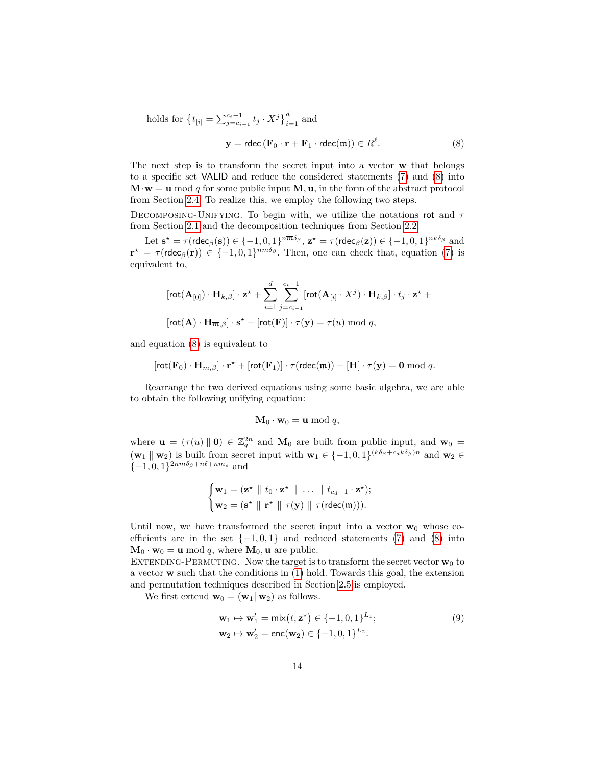holds for $\left\{t_{[i]} = \sum_{j=c_{i-1}}^{c_i-1} t_j \cdot X^j\right\}_{i=1}^{d}$ and

$$\mathbf{y} = \mathsf{rdec}\left(\mathbf{F}_0 \cdot \mathbf{r} + \mathbf{F}_1 \cdot \mathsf{rdec}(\mathfrak{m})\right) \in R^\ell. \tag{8}$$

The next step is to transform the secret input into a vector $\mathbf{w}$ that belongs to a specific set $\mathsf{VALID}$ and reduce the considered statements (7) and (8) into $\mathbf{M} \cdot \mathbf{w} = \mathbf{u} \bmod q$ for some public input $\mathbf{M}, \mathbf{u}$, in the form of the abstract protocol from Section 2.4. To realize this, we employ the following two steps.

Decomposing-Unifying. To begin with, we utilize the notations $\mathsf{rot}$ and $\tau$ from Section 2.1 and the decomposition techniques from Section 2.2.

Let $\mathbf{s}^\star = \tau(\mathsf{rdec}_\beta(\mathbf{s})) \in \{-1,0,1\}^{n\overline{m}\delta_\beta}$, $\mathbf{z}^\star = \tau(\mathsf{rdec}_\beta(\mathbf{z})) \in \{-1,0,1\}^{nk\delta_\beta}$ and $\mathbf{r}^\star = \tau(\mathsf{rdec}_\beta(\mathbf{r})) \in \{-1,0,1\}^{n\overline{m}\delta_\beta}$. Then, one can check that, equation (7) is equivalent to,

$$\begin{aligned}
&[\mathsf{rot}(\mathbf{A}_{[0]}) \cdot \mathbf{H}_{k,\beta}] \cdot \mathbf{z}^\star + \sum_{i=1}^{d} \sum_{j=c_{i-1}}^{c_i-1} [\mathsf{rot}(\mathbf{A}_{[i]} \cdot X^j) \cdot \mathbf{H}_{k,\beta}] \cdot t_j \cdot \mathbf{z}^\star + \\
&[\mathsf{rot}(\mathbf{A}) \cdot \mathbf{H}_{\overline{m},\beta}] \cdot \mathbf{s}^\star - [\mathsf{rot}(\mathbf{F})] \cdot \tau(\mathbf{y}) = \tau(u) \bmod q,
\end{aligned}$$

and equation (8) is equivalent to

$$[\mathsf{rot}(\mathbf{F}_0) \cdot \mathbf{H}_{\overline{m},\beta}] \cdot \mathbf{r}^\star + [\mathsf{rot}(\mathbf{F}_1)] \cdot \tau(\mathsf{rdec}(\mathfrak{m})) - [\mathbf{H}] \cdot \tau(\mathbf{y}) = \mathbf{0} \bmod q.$$

Rearrange the two derived equations using some basic algebra, we are able to obtain the following unifying equation:

$$\mathbf{M}_0 \cdot \mathbf{w}_0 = \mathbf{u} \bmod q,$$

where $\mathbf{u} = (\tau(u) \parallel \mathbf{0}) \in \mathbb{Z}_q^{2n}$ and $\mathbf{M}_0$ are built from public input, and $\mathbf{w}_0 = (\mathbf{w}_1 \parallel \mathbf{w}_2)$ is built from secret input with $\mathbf{w}_1 \in \{-1,0,1\}^{(k\delta_\beta + c_d k\delta_\beta)n}$ and $\mathbf{w}_2 \in \{-1,0,1\}^{2n\overline{m}\delta_\beta + n\ell + n\overline{m}_s}$ and

$$\begin{cases}
\mathbf{w}_1 = (\mathbf{z}^\star \parallel t_0 \cdot \mathbf{z}^\star \parallel \ldots \parallel t_{c_d-1} \cdot \mathbf{z}^\star); \\
\mathbf{w}_2 = (\mathbf{s}^\star \parallel \mathbf{r}^\star \parallel \tau(\mathbf{y}) \parallel \tau(\mathsf{rdec}(\mathfrak{m}))).
\end{cases}$$

Until now, we have transformed the secret input into a vector $\mathbf{w}_0$ whose coefficients are in the set $\{-1,0,1\}$ and reduced statements (7) and (8) into $\mathbf{M}_0 \cdot \mathbf{w}_0 = \mathbf{u} \bmod q$, where $\mathbf{M}_0, \mathbf{u}$ are public.

Extending-Permuting. Now the target is to transform the secret vector $\mathbf{w}_0$ to a vector $\mathbf{w}$ such that the conditions in (1) hold. Towards this goal, the extension and permutation techniques described in Section 2.5 is employed.

We first extend $\mathbf{w}_0 = (\mathbf{w}_1 \| \mathbf{w}_2)$ as follows.

$$\begin{aligned}
\mathbf{w}_1 &\mapsto \mathbf{w}_1' = \mathsf{mix}\big(t, \mathbf{z}^\star\big) \in \{-1,0,1\}^{L_1}; \\
\mathbf{w}_2 &\mapsto \mathbf{w}_2' = \mathsf{enc}(\mathbf{w}_2) \in \{-1,0,1\}^{L_2}.
\end{aligned} \tag{9}$$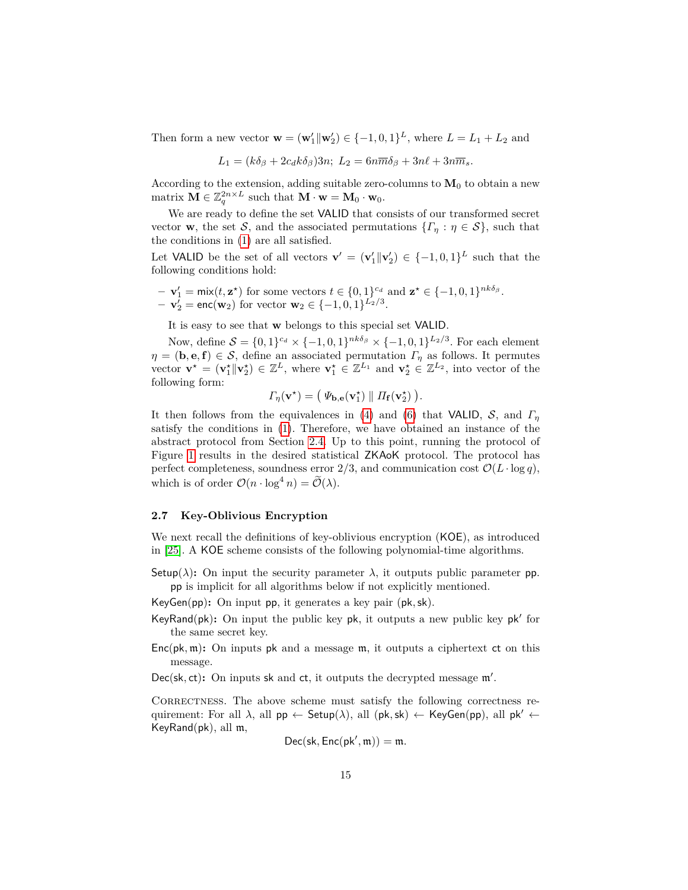Then form a new vector $\mathbf{w} = (\mathbf{w}_1' \| \mathbf{w}_2') \in \{-1, 0, 1\}^L$, where $L = L_1 + L_2$ and

$$L_1 = (k\delta_\beta + 2c_d k\delta_\beta)3n; \; L_2 = 6n\overline{m}\delta_\beta + 3n\ell + 3n\overline{m}_s.$$

According to the extension, adding suitable zero-columns to $\mathbf{M}_0$ to obtain a new matrix $\mathbf{M} \in \mathbb{Z}_q^{2n \times L}$ such that $\mathbf{M} \cdot \mathbf{w} = \mathbf{M}_0 \cdot \mathbf{w}_0$.

We are ready to define the set VALID that consists of our transformed secret vector $\mathbf{w}$, the set $\mathcal{S}$, and the associated permutations $\{\Gamma_\eta : \eta \in \mathcal{S}\}$, such that the conditions in (1) are all satisfied.

Let VALID be the set of all vectors $\mathbf{v}' = (\mathbf{v}_1' \| \mathbf{v}_2') \in \{-1, 0, 1\}^L$ such that the following conditions hold:

- $\mathbf{v}_1' = \mathsf{mix}(t, \mathbf{z}^\star)$ for some vectors $t \in \{0,1\}^{c_d}$ and $\mathbf{z}^\star \in \{-1, 0, 1\}^{nk\delta_\beta}$.
- $\mathbf{v}_2' = \mathsf{enc}(\mathbf{w}_2)$ for vector $\mathbf{w}_2 \in \{-1, 0, 1\}^{L_2/3}$.

It is easy to see that $\mathbf{w}$ belongs to this special set VALID.

Now, define $\mathcal{S} = \{0,1\}^{c_d} \times \{-1, 0, 1\}^{nk\delta_\beta} \times \{-1, 0, 1\}^{L_2/3}$. For each element $\eta = (\mathbf{b}, \mathbf{e}, \mathbf{f}) \in \mathcal{S}$, define an associated permutation $\Gamma_\eta$ as follows. It permutes vector $\mathbf{v}^\star = (\mathbf{v}_1^\star \| \mathbf{v}_2^\star) \in \mathbb{Z}^L$, where $\mathbf{v}_1^\star \in \mathbb{Z}^{L_1}$ and $\mathbf{v}_2^\star \in \mathbb{Z}^{L_2}$, into vector of the following form:

$$\Gamma_\eta(\mathbf{v}^\star) = \big( \Psi_{\mathbf{b},\mathbf{e}}(\mathbf{v}_1^\star) \; \| \; \Pi_{\mathbf{f}}(\mathbf{v}_2^\star) \big).$$

It then follows from the equivalences in (4) and (6) that VALID, $\mathcal{S}$, and $\Gamma_\eta$ satisfy the conditions in (1). Therefore, we have obtained an instance of the abstract protocol from Section 2.4. Up to this point, running the protocol of Figure 1 results in the desired statistical ZKAoK protocol. The protocol has perfect completeness, soundness error 2/3, and communication cost $\mathcal{O}(L \cdot \log q)$, which is of order $\mathcal{O}(n \cdot \log^4 n) = \widetilde{\mathcal{O}}(\lambda)$.

### 2.7 Key-Oblivious Encryption

We next recall the definitions of key-oblivious encryption (KOE), as introduced in [25]. A KOE scheme consists of the following polynomial-time algorithms.

**Setup($\lambda$):** On input the security parameter $\lambda$, it outputs public parameter pp. pp is implicit for all algorithms below if not explicitly mentioned.

**KeyGen(pp):** On input pp, it generates a key pair (pk, sk).

**KeyRand(pk):** On input the public key pk, it outputs a new public key pk′ for the same secret key.

**Enc(pk, $\mathfrak{m}$):** On inputs pk and a message $\mathfrak{m}$, it outputs a ciphertext ct on this message.

**Dec(sk, ct):** On inputs sk and ct, it outputs the decrypted message $\mathfrak{m}'$.

Correctness. The above scheme must satisfy the following correctness requirement: For all $\lambda$, all pp $\leftarrow$ Setup($\lambda$), all (pk, sk) $\leftarrow$ KeyGen(pp), all pk′ $\leftarrow$ KeyRand(pk), all $\mathfrak{m}$,

$$\mathsf{Dec}(\mathsf{sk}, \mathsf{Enc}(\mathsf{pk}', \mathfrak{m})) = \mathfrak{m}.$$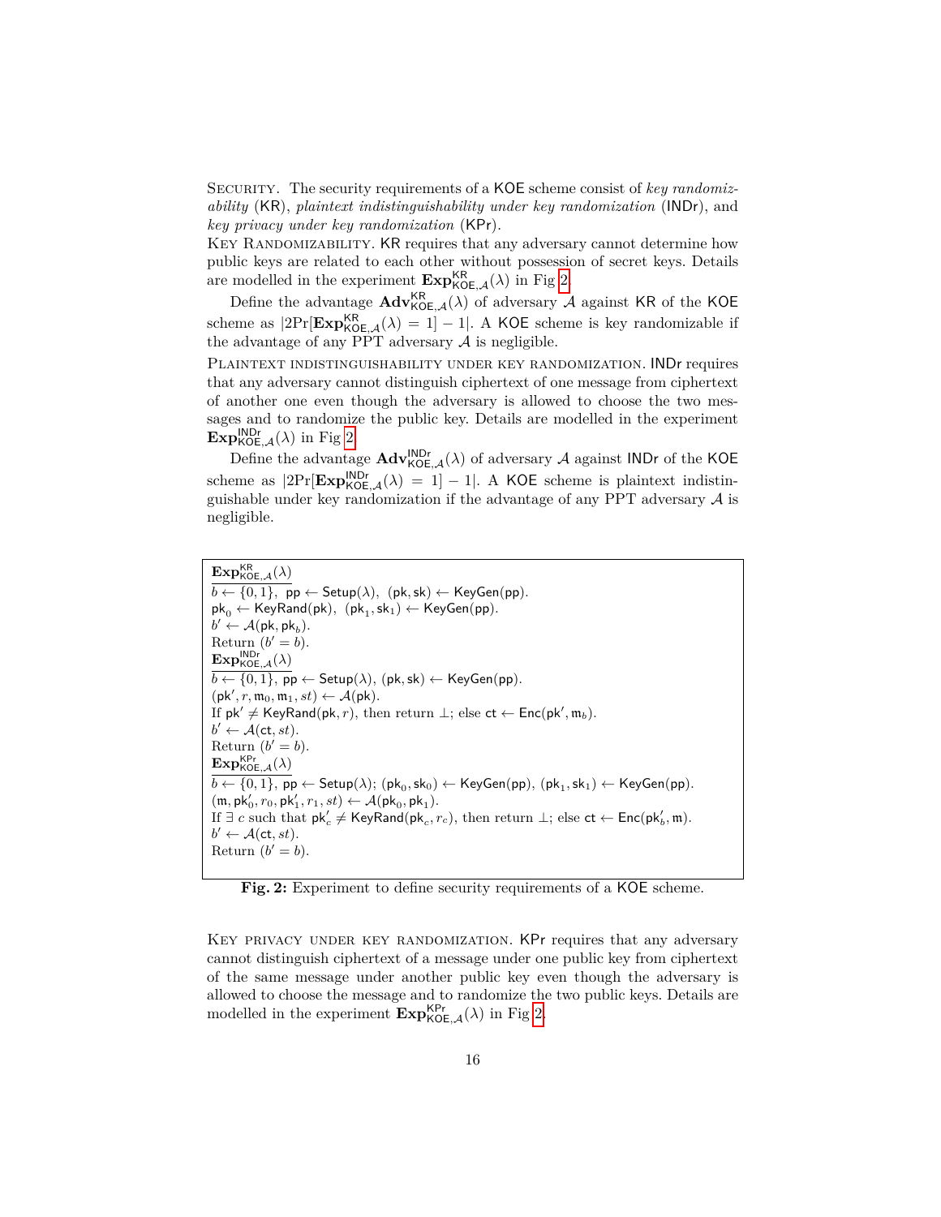SECURITY. The security requirements of a KOE scheme consist of *key randomizability* (KR), *plaintext indistinguishability under key randomization* (INDr), and *key privacy under key randomization* (KPr).

KEY RANDOMIZABILITY. KR requires that any adversary cannot determine how public keys are related to each other without possession of secret keys. Details are modelled in the experiment $\mathbf{Exp}^{\mathsf{KR}}_{\mathsf{KOE},\mathcal{A}}(\lambda)$ in Fig 2.

Define the advantage $\mathbf{Adv}^{\mathsf{KR}}_{\mathsf{KOE},\mathcal{A}}(\lambda)$ of adversary $\mathcal{A}$ against KR of the KOE scheme as $|2\Pr[\mathbf{Exp}^{\mathsf{KR}}_{\mathsf{KOE},\mathcal{A}}(\lambda) = 1] - 1|$. A KOE scheme is key randomizable if the advantage of any PPT adversary $\mathcal{A}$ is negligible.

PLAINTEXT INDISTINGUISHABILITY UNDER KEY RANDOMIZATION. INDr requires that any adversary cannot distinguish ciphertext of one message from ciphertext of another one even though the adversary is allowed to choose the two messages and to randomize the public key. Details are modelled in the experiment $\mathbf{Exp}^{\mathsf{INDr}}_{\mathsf{KOE},\mathcal{A}}(\lambda)$ in Fig 2.

Define the advantage $\mathbf{Adv}^{\mathsf{INDr}}_{\mathsf{KOE},\mathcal{A}}(\lambda)$ of adversary $\mathcal{A}$ against INDr of the KOE scheme as $|2\Pr[\mathbf{Exp}^{\mathsf{INDr}}_{\mathsf{KOE},\mathcal{A}}(\lambda) = 1] - 1|$. A KOE scheme is plaintext indistinguishable under key randomization if the advantage of any PPT adversary $\mathcal{A}$ is negligible.

---

$\mathbf{Exp}^{\mathsf{KR}}_{\mathsf{KOE},\mathcal{A}}(\lambda)$

$b \leftarrow \{0,1\}$, $\mathsf{pp} \leftarrow \mathsf{Setup}(\lambda)$, $(\mathsf{pk}, \mathsf{sk}) \leftarrow \mathsf{KeyGen}(\mathsf{pp})$.
$\mathsf{pk}_0 \leftarrow \mathsf{KeyRand}(\mathsf{pk})$, $(\mathsf{pk}_1, \mathsf{sk}_1) \leftarrow \mathsf{KeyGen}(\mathsf{pp})$.
$b' \leftarrow \mathcal{A}(\mathsf{pk}, \mathsf{pk}_b)$.
Return $(b' = b)$.

$\mathbf{Exp}^{\mathsf{INDr}}_{\mathsf{KOE},\mathcal{A}}(\lambda)$

$b \leftarrow \{0,1\}$, $\mathsf{pp} \leftarrow \mathsf{Setup}(\lambda)$, $(\mathsf{pk}, \mathsf{sk}) \leftarrow \mathsf{KeyGen}(\mathsf{pp})$.
$(\mathsf{pk}', r, \mathfrak{m}_0, \mathfrak{m}_1, st) \leftarrow \mathcal{A}(\mathsf{pk})$.
If $\mathsf{pk}' \neq \mathsf{KeyRand}(\mathsf{pk}, r)$, then return $\perp$; else $\mathsf{ct} \leftarrow \mathsf{Enc}(\mathsf{pk}', \mathfrak{m}_b)$.
$b' \leftarrow \mathcal{A}(\mathsf{ct}, st)$.
Return $(b' = b)$.

$\mathbf{Exp}^{\mathsf{KPr}}_{\mathsf{KOE},\mathcal{A}}(\lambda)$

$b \leftarrow \{0,1\}$, $\mathsf{pp} \leftarrow \mathsf{Setup}(\lambda)$; $(\mathsf{pk}_0, \mathsf{sk}_0) \leftarrow \mathsf{KeyGen}(\mathsf{pp})$, $(\mathsf{pk}_1, \mathsf{sk}_1) \leftarrow \mathsf{KeyGen}(\mathsf{pp})$.
$(\mathfrak{m}, \mathsf{pk}'_0, r_0, \mathsf{pk}'_1, r_1, st) \leftarrow \mathcal{A}(\mathsf{pk}_0, \mathsf{pk}_1)$.
If $\exists\, c$ such that $\mathsf{pk}'_c \neq \mathsf{KeyRand}(\mathsf{pk}_c, r_c)$, then return $\perp$; else $\mathsf{ct} \leftarrow \mathsf{Enc}(\mathsf{pk}'_b, \mathfrak{m})$.
$b' \leftarrow \mathcal{A}(\mathsf{ct}, st)$.
Return $(b' = b)$.

---

**Fig. 2:** Experiment to define security requirements of a KOE scheme.

KEY PRIVACY UNDER KEY RANDOMIZATION. KPr requires that any adversary cannot distinguish ciphertext of a message under one public key from ciphertext of the same message under another public key even though the adversary is allowed to choose the message and to randomize the two public keys. Details are modelled in the experiment $\mathbf{Exp}^{\mathsf{KPr}}_{\mathsf{KOE},\mathcal{A}}(\lambda)$ in Fig 2.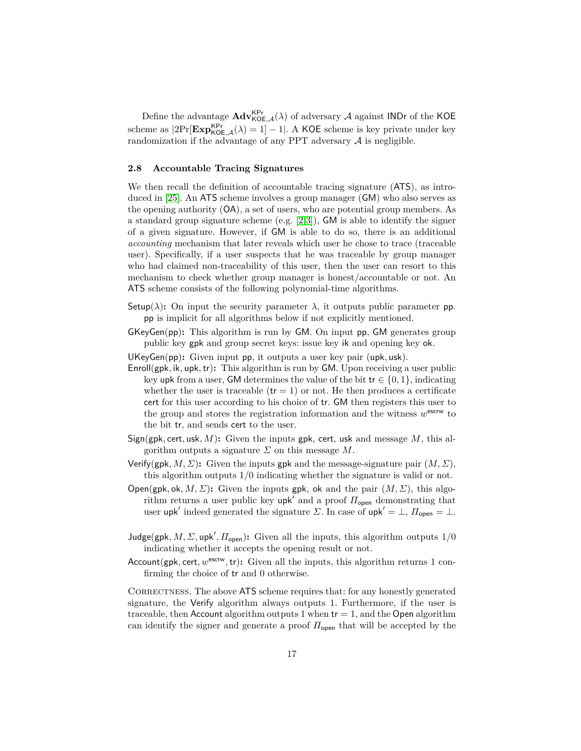Define the advantage $\mathbf{Adv}^{\mathsf{KPr}}_{\mathsf{KOE},\mathcal{A}}(\lambda)$ of adversary $\mathcal{A}$ against $\mathsf{INDr}$ of the $\mathsf{KOE}$ scheme as $|2\Pr[\mathbf{Exp}^{\mathsf{KPr}}_{\mathsf{KOE},\mathcal{A}}(\lambda) = 1] - 1|$. A $\mathsf{KOE}$ scheme is key private under key randomization if the advantage of any PPT adversary $\mathcal{A}$ is negligible.

### 2.8 Accountable Tracing Signatures

We then recall the definition of accountable tracing signature ($\mathsf{ATS}$), as introduced in [25]. An $\mathsf{ATS}$ scheme involves a group manager ($\mathsf{GM}$) who also serves as the opening authority ($\mathsf{OA}$), a set of users, who are potential group members. As a standard group signature scheme (e.g. [2,3]), $\mathsf{GM}$ is able to identify the signer of a given signature. However, if $\mathsf{GM}$ is able to do so, there is an additional *accounting* mechanism that later reveals which user he chose to trace (traceable user). Specifically, if a user suspects that he was traceable by group manager who had claimed non-traceability of this user, then the user can resort to this mechanism to check whether group manager is honest/accountable or not. An $\mathsf{ATS}$ scheme consists of the following polynomial-time algorithms.

- $\mathsf{Setup}(\lambda)$**:** On input the security parameter $\lambda$, it outputs public parameter $\mathsf{pp}$. $\mathsf{pp}$ is implicit for all algorithms below if not explicitly mentioned.
- $\mathsf{GKeyGen}(\mathsf{pp})$**:** This algorithm is run by $\mathsf{GM}$. On input $\mathsf{pp}$, $\mathsf{GM}$ generates group public key $\mathsf{gpk}$ and group secret keys: issue key $\mathsf{ik}$ and opening key $\mathsf{ok}$.
- $\mathsf{UKeyGen}(\mathsf{pp})$**:** Given input $\mathsf{pp}$, it outputs a user key pair $(\mathsf{upk}, \mathsf{usk})$.
- $\mathsf{Enroll}(\mathsf{gpk}, \mathsf{ik}, \mathsf{upk}, \mathsf{tr})$**:** This algorithm is run by $\mathsf{GM}$. Upon receiving a user public key $\mathsf{upk}$ from a user, $\mathsf{GM}$ determines the value of the bit $\mathsf{tr} \in \{0, 1\}$, indicating whether the user is traceable ($\mathsf{tr} = 1$) or not. He then produces a certificate $\mathsf{cert}$ for this user according to his choice of $\mathsf{tr}$. $\mathsf{GM}$ then registers this user to the group and stores the registration information and the witness $w^{\mathsf{escrw}}$ to the bit $\mathsf{tr}$, and sends $\mathsf{cert}$ to the user.
- $\mathsf{Sign}(\mathsf{gpk}, \mathsf{cert}, \mathsf{usk}, M)$**:** Given the inputs $\mathsf{gpk}$, $\mathsf{cert}$, $\mathsf{usk}$ and message $M$, this algorithm outputs a signature $\Sigma$ on this message $M$.
- $\mathsf{Verify}(\mathsf{gpk}, M, \Sigma)$**:** Given the inputs $\mathsf{gpk}$ and the message-signature pair $(M, \Sigma)$, this algorithm outputs $1/0$ indicating whether the signature is valid or not.
- $\mathsf{Open}(\mathsf{gpk}, \mathsf{ok}, M, \Sigma)$**:** Given the inputs $\mathsf{gpk}$, $\mathsf{ok}$ and the pair $(M, \Sigma)$, this algorithm returns a user public key $\mathsf{upk}'$ and a proof $\Pi_{\mathsf{open}}$ demonstrating that user $\mathsf{upk}'$ indeed generated the signature $\Sigma$. In case of $\mathsf{upk}' = \perp$, $\Pi_{\mathsf{open}} = \perp$.
- $\mathsf{Judge}(\mathsf{gpk}, M, \Sigma, \mathsf{upk}', \Pi_{\mathsf{open}})$**:** Given all the inputs, this algorithm outputs $1/0$ indicating whether it accepts the opening result or not.
- $\mathsf{Account}(\mathsf{gpk}, \mathsf{cert}, w^{\mathsf{escrw}}, \mathsf{tr})$**:** Given all the inputs, this algorithm returns 1 confirming the choice of $\mathsf{tr}$ and 0 otherwise.

Correctness. The above $\mathsf{ATS}$ scheme requires that: for any honestly generated signature, the $\mathsf{Verify}$ algorithm always outputs 1. Furthermore, if the user is traceable, then $\mathsf{Account}$ algorithm outputs 1 when $\mathsf{tr} = 1$, and the $\mathsf{Open}$ algorithm can identify the signer and generate a proof $\Pi_{\mathsf{open}}$ that will be accepted by the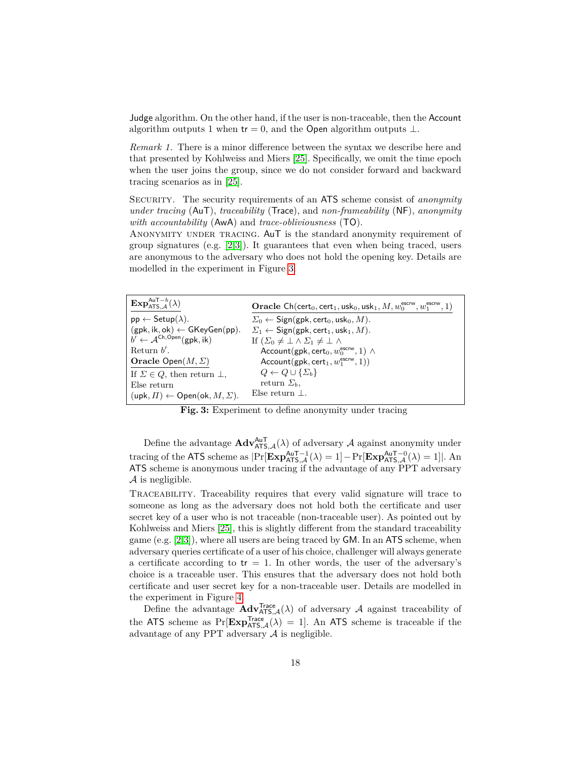Judge algorithm. On the other hand, if the user is non-traceable, then the Account algorithm outputs 1 when $\mathsf{tr} = 0$, and the Open algorithm outputs $\perp$.

*Remark 1.* There is a minor difference between the syntax we describe here and that presented by Kohlweiss and Miers [25]. Specifically, we omit the time epoch when the user joins the group, since we do not consider forward and backward tracing scenarios as in [25].

Security. The security requirements of an ATS scheme consist of *anonymity under tracing* (AuT), *traceability* (Trace), and *non-frameability* (NF), *anonymity with accountability* (AwA) and *trace-obliviousness* (TO).

Anonymity under tracing. AuT is the standard anonymity requirement of group signatures (e.g. [2,3]). It guarantees that even when being traced, users are anonymous to the adversary who does not hold the opening key. Details are modelled in the experiment in Figure 3.

$\mathbf{Exp}^{\mathsf{AuT}-b}_{\mathsf{ATS},\mathcal{A}}(\lambda)$

$\mathsf{pp} \leftarrow \mathsf{Setup}(\lambda)$.
$(\mathsf{gpk}, \mathsf{ik}, \mathsf{ok}) \leftarrow \mathsf{GKeyGen}(\mathsf{pp})$.
$b' \leftarrow \mathcal{A}^{\mathsf{Ch},\mathsf{Open}}(\mathsf{gpk}, \mathsf{ik})$
Return $b'$.

**Oracle** $\mathsf{Open}(M, \Sigma)$

If $\Sigma \in Q$, then return $\perp$,
Else return
$(\mathsf{upk}, \Pi) \leftarrow \mathsf{Open}(\mathsf{ok}, M, \Sigma)$.

**Oracle** $\mathsf{Ch}(\mathsf{cert}_0, \mathsf{cert}_1, \mathsf{usk}_0, \mathsf{usk}_1, M, w_0^{\mathsf{escrw}}, w_1^{\mathsf{escrw}}, 1)$

$\Sigma_0 \leftarrow \mathsf{Sign}(\mathsf{gpk}, \mathsf{cert}_0, \mathsf{usk}_0, M)$.
$\Sigma_1 \leftarrow \mathsf{Sign}(\mathsf{gpk}, \mathsf{cert}_1, \mathsf{usk}_1, M)$.
If $(\Sigma_0 \neq \perp \wedge \Sigma_1 \neq \perp \wedge$
  $\mathsf{Account}(\mathsf{gpk}, \mathsf{cert}_0, w_0^{\mathsf{escrw}}, 1) \wedge$
  $\mathsf{Account}(\mathsf{gpk}, \mathsf{cert}_1, w_1^{\mathsf{escrw}}, 1))$
  $Q \leftarrow Q \cup \{\Sigma_b\}$
  return $\Sigma_b$,
Else return $\perp$.

**Fig. 3:** Experiment to define anonymity under tracing

Define the advantage $\mathbf{Adv}^{\mathsf{AuT}}_{\mathsf{ATS},\mathcal{A}}(\lambda)$ of adversary $\mathcal{A}$ against anonymity under tracing of the ATS scheme as $|\Pr[\mathbf{Exp}^{\mathsf{AuT}-1}_{\mathsf{ATS},\mathcal{A}}(\lambda) = 1] - \Pr[\mathbf{Exp}^{\mathsf{AuT}-0}_{\mathsf{ATS},\mathcal{A}}(\lambda) = 1]|$. An ATS scheme is anonymous under tracing if the advantage of any PPT adversary $\mathcal{A}$ is negligible.

Traceability. Traceability requires that every valid signature will trace to someone as long as the adversary does not hold both the certificate and user secret key of a user who is not traceable (non-traceable user). As pointed out by Kohlweiss and Miers [25], this is slightly different from the standard traceability game (e.g. [2,3]), where all users are being traced by GM. In an ATS scheme, when adversary queries certificate of a user of his choice, challenger will always generate a certificate according to $\mathsf{tr} = 1$. In other words, the user of the adversary's choice is a traceable user. This ensures that the adversary does not hold both certificate and user secret key for a non-traceable user. Details are modelled in the experiment in Figure 4.

Define the advantage $\mathbf{Adv}^{\mathsf{Trace}}_{\mathsf{ATS},\mathcal{A}}(\lambda)$ of adversary $\mathcal{A}$ against traceability of the ATS scheme as $\Pr[\mathbf{Exp}^{\mathsf{Trace}}_{\mathsf{ATS},\mathcal{A}}(\lambda) = 1]$. An ATS scheme is traceable if the advantage of any PPT adversary $\mathcal{A}$ is negligible.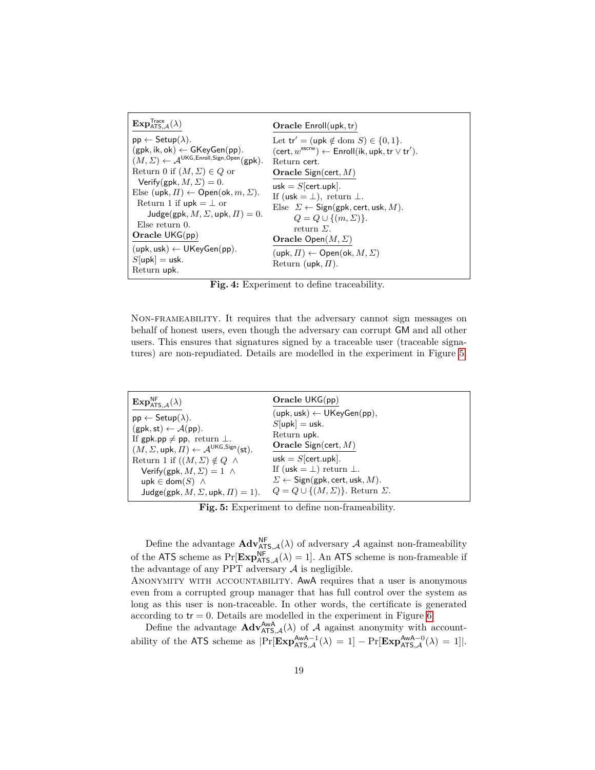**$\mathbf{Exp}^{\mathsf{Trace}}_{\mathsf{ATS},\mathcal{A}}(\lambda)$**

$\mathsf{pp} \leftarrow \mathsf{Setup}(\lambda)$.
$(\mathsf{gpk}, \mathsf{ik}, \mathsf{ok}) \leftarrow \mathsf{GKeyGen}(\mathsf{pp})$.
$(M, \Sigma) \leftarrow \mathcal{A}^{\mathsf{UKG},\mathsf{Enroll},\mathsf{Sign},\mathsf{Open}}(\mathsf{gpk})$.
Return 0 if $(M, \Sigma) \in Q$ or
  $\mathsf{Verify}(\mathsf{gpk}, M, \Sigma) = 0$.
Else $(\mathsf{upk}, \Pi) \leftarrow \mathsf{Open}(\mathsf{ok}, m, \Sigma)$.
  Return 1 if $\mathsf{upk} = \bot$ or
    $\mathsf{Judge}(\mathsf{gpk}, M, \Sigma, \mathsf{upk}, \Pi) = 0$.
  Else return 0.

**Oracle** $\mathsf{UKG}(\mathsf{pp})$

$(\mathsf{upk}, \mathsf{usk}) \leftarrow \mathsf{UKeyGen}(\mathsf{pp})$.
$S[\mathsf{upk}] = \mathsf{usk}$.
Return $\mathsf{upk}$.

**Oracle** $\mathsf{Enroll}(\mathsf{upk}, \mathsf{tr})$

Let $\mathsf{tr}' = (\mathsf{upk} \notin \mathrm{dom}\ S) \in \{0, 1\}$.
$(\mathsf{cert}, w^{\mathsf{escrw}}) \leftarrow \mathsf{Enroll}(\mathsf{ik}, \mathsf{upk}, \mathsf{tr} \vee \mathsf{tr}')$.
Return $\mathsf{cert}$.

**Oracle** $\mathsf{Sign}(\mathsf{cert}, M)$

$\mathsf{usk} = S[\mathsf{cert}.\mathsf{upk}]$.
If $(\mathsf{usk} = \bot)$, return $\bot$.
Else $\Sigma \leftarrow \mathsf{Sign}(\mathsf{gpk}, \mathsf{cert}, \mathsf{usk}, M)$.
  $Q = Q \cup \{(m, \Sigma)\}$.
  return $\Sigma$.

**Oracle** $\mathsf{Open}(M, \Sigma)$

$(\mathsf{upk}, \Pi) \leftarrow \mathsf{Open}(\mathsf{ok}, M, \Sigma)$
Return $(\mathsf{upk}, \Pi)$.

**Fig. 4:** Experiment to define traceability.

Non-frameability. It requires that the adversary cannot sign messages on behalf of honest users, even though the adversary can corrupt GM and all other users. This ensures that signatures signed by a traceable user (traceable signatures) are non-repudiated. Details are modelled in the experiment in Figure 5.

**$\mathbf{Exp}^{\mathsf{NF}}_{\mathsf{ATS},\mathcal{A}}(\lambda)$**

$\mathsf{pp} \leftarrow \mathsf{Setup}(\lambda)$.
$(\mathsf{gpk}, \mathsf{st}) \leftarrow \mathcal{A}(\mathsf{pp})$.
If $\mathsf{gpk}.\mathsf{pp} \neq \mathsf{pp}$, return $\bot$.
$(M, \Sigma, \mathsf{upk}, \Pi) \leftarrow \mathcal{A}^{\mathsf{UKG},\mathsf{Sign}}(\mathsf{st})$.
Return 1 if $((M, \Sigma) \notin Q\ \wedge$
  $\mathsf{Verify}(\mathsf{gpk}, M, \Sigma) = 1\ \wedge$
  $\mathsf{upk} \in \mathsf{dom}(S)\ \wedge$
  $\mathsf{Judge}(\mathsf{gpk}, M, \Sigma, \mathsf{upk}, \Pi) = 1)$.

**Oracle** $\mathsf{UKG}(\mathsf{pp})$

$(\mathsf{upk}, \mathsf{usk}) \leftarrow \mathsf{UKeyGen}(\mathsf{pp})$,
$S[\mathsf{upk}] = \mathsf{usk}$.
Return $\mathsf{upk}$.

**Oracle** $\mathsf{Sign}(\mathsf{cert}, M)$

$\mathsf{usk} = S[\mathsf{cert}.\mathsf{upk}]$.
If $(\mathsf{usk} = \bot)$ return $\bot$.
$\Sigma \leftarrow \mathsf{Sign}(\mathsf{gpk}, \mathsf{cert}, \mathsf{usk}, M)$.
$Q = Q \cup \{(M, \Sigma)\}$. Return $\Sigma$.

**Fig. 5:** Experiment to define non-frameability.

Define the advantage $\mathbf{Adv}^{\mathsf{NF}}_{\mathsf{ATS},\mathcal{A}}(\lambda)$ of adversary $\mathcal{A}$ against non-frameability of the ATS scheme as $\Pr[\mathbf{Exp}^{\mathsf{NF}}_{\mathsf{ATS},\mathcal{A}}(\lambda) = 1]$. An ATS scheme is non-frameable if the advantage of any PPT adversary $\mathcal{A}$ is negligible.

Anonymity with accountability. AwA requires that a user is anonymous even from a corrupted group manager that has full control over the system as long as this user is non-traceable. In other words, the certificate is generated according to $\mathsf{tr} = 0$. Details are modelled in the experiment in Figure 6.

Define the advantage $\mathbf{Adv}^{\mathsf{AwA}}_{\mathsf{ATS},\mathcal{A}}(\lambda)$ of $\mathcal{A}$ against anonymity with accountability of the ATS scheme as $|\Pr[\mathbf{Exp}^{\mathsf{AwA}-1}_{\mathsf{ATS},\mathcal{A}}(\lambda) = 1] - \Pr[\mathbf{Exp}^{\mathsf{AwA}-0}_{\mathsf{ATS},\mathcal{A}}(\lambda) = 1]|$.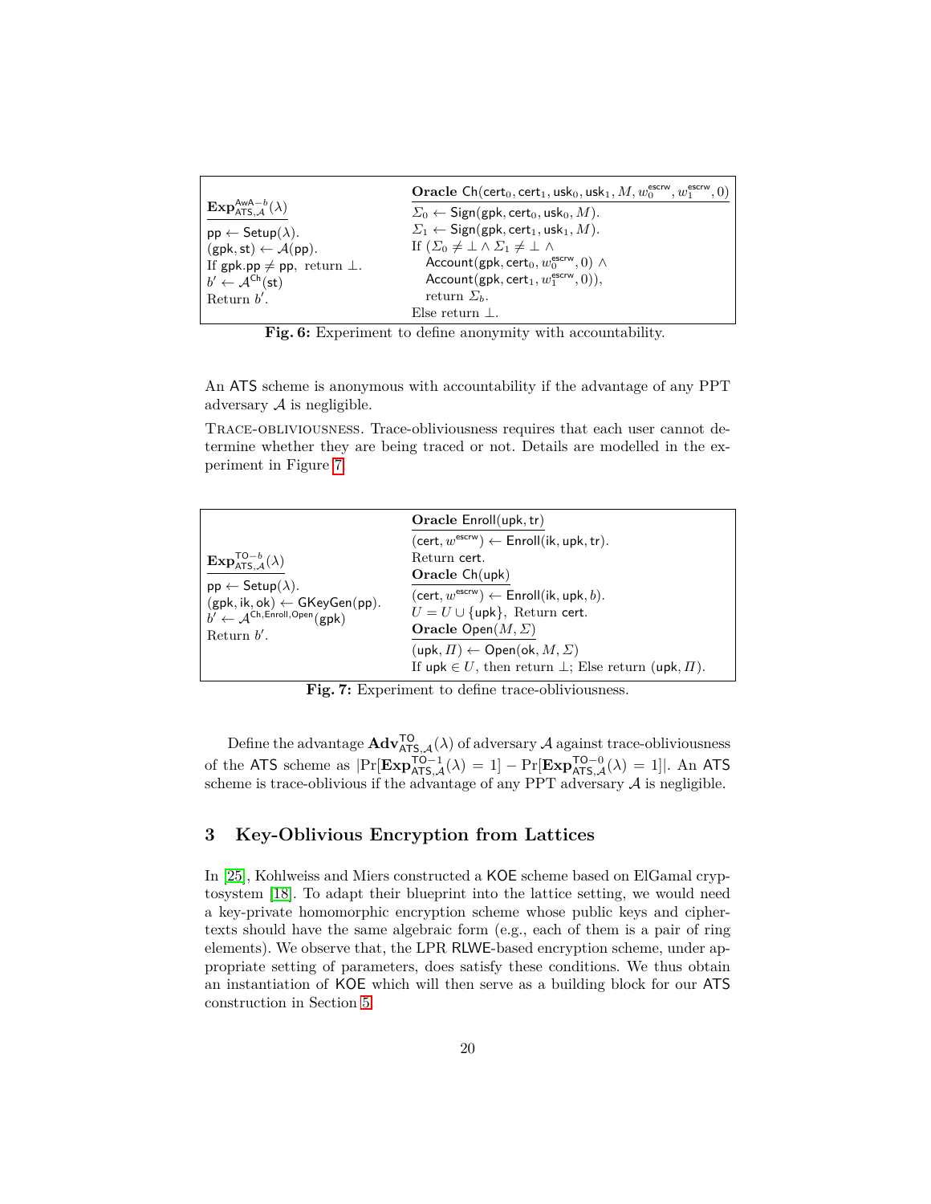| $\mathbf{Exp}^{\mathsf{AwA}-b}_{\mathsf{ATS},\mathcal{A}}(\lambda)$ | **Oracle** $\mathsf{Ch}(\mathsf{cert}_0, \mathsf{cert}_1, \mathsf{usk}_0, \mathsf{usk}_1, M, w_0^{\mathsf{escrw}}, w_1^{\mathsf{escrw}}, 0)$ |
|---|---|
| $\mathsf{pp} \leftarrow \mathsf{Setup}(\lambda)$. <br> $(\mathsf{gpk}, \mathsf{st}) \leftarrow \mathcal{A}(\mathsf{pp})$. <br> If $\mathsf{gpk.pp} \neq \mathsf{pp}$, return $\perp$. <br> $b' \leftarrow \mathcal{A}^{\mathsf{Ch}}(\mathsf{st})$ <br> Return $b'$. | $\Sigma_0 \leftarrow \mathsf{Sign}(\mathsf{gpk}, \mathsf{cert}_0, \mathsf{usk}_0, M)$. <br> $\Sigma_1 \leftarrow \mathsf{Sign}(\mathsf{gpk}, \mathsf{cert}_1, \mathsf{usk}_1, M)$. <br> If $(\Sigma_0 \neq \perp \wedge \Sigma_1 \neq \perp \wedge$ <br> $\mathsf{Account}(\mathsf{gpk}, \mathsf{cert}_0, w_0^{\mathsf{escrw}}, 0) \wedge$ <br> $\mathsf{Account}(\mathsf{gpk}, \mathsf{cert}_1, w_1^{\mathsf{escrw}}, 0))$, <br> return $\Sigma_b$. <br> Else return $\perp$. |

**Fig. 6:** Experiment to define anonymity with accountability.

An ATS scheme is anonymous with accountability if the advantage of any PPT adversary $\mathcal{A}$ is negligible.

Trace-obliviousness. Trace-obliviousness requires that each user cannot determine whether they are being traced or not. Details are modelled in the experiment in Figure 7.

| $\mathbf{Exp}^{\mathsf{TO}-b}_{\mathsf{ATS},\mathcal{A}}(\lambda)$ | **Oracle** $\mathsf{Enroll}(\mathsf{upk}, \mathsf{tr})$ |
|---|---|
| $\mathsf{pp} \leftarrow \mathsf{Setup}(\lambda)$. <br> $(\mathsf{gpk}, \mathsf{ik}, \mathsf{ok}) \leftarrow \mathsf{GKeyGen}(\mathsf{pp})$. <br> $b' \leftarrow \mathcal{A}^{\mathsf{Ch}, \mathsf{Enroll}, \mathsf{Open}}(\mathsf{gpk})$ <br> Return $b'$. | $(\mathsf{cert}, w^{\mathsf{escrw}}) \leftarrow \mathsf{Enroll}(\mathsf{ik}, \mathsf{upk}, \mathsf{tr})$. <br> Return $\mathsf{cert}$. <br> **Oracle** $\mathsf{Ch}(\mathsf{upk})$ <br> $(\mathsf{cert}, w^{\mathsf{escrw}}) \leftarrow \mathsf{Enroll}(\mathsf{ik}, \mathsf{upk}, b)$. <br> $U = U \cup \{\mathsf{upk}\}$, Return $\mathsf{cert}$. <br> **Oracle** $\mathsf{Open}(M, \Sigma)$ <br> $(\mathsf{upk}, \Pi) \leftarrow \mathsf{Open}(\mathsf{ok}, M, \Sigma)$ <br> If $\mathsf{upk} \in U$, then return $\perp$; Else return $(\mathsf{upk}, \Pi)$. |

**Fig. 7:** Experiment to define trace-obliviousness.

Define the advantage $\mathbf{Adv}^{\mathsf{TO}}_{\mathsf{ATS},\mathcal{A}}(\lambda)$ of adversary $\mathcal{A}$ against trace-obliviousness of the ATS scheme as $|\Pr[\mathbf{Exp}^{\mathsf{TO}-1}_{\mathsf{ATS},\mathcal{A}}(\lambda) = 1] - \Pr[\mathbf{Exp}^{\mathsf{TO}-0}_{\mathsf{ATS},\mathcal{A}}(\lambda) = 1]|$. An ATS scheme is trace-oblivious if the advantage of any PPT adversary $\mathcal{A}$ is negligible.

## 3 Key-Oblivious Encryption from Lattices

In [25], Kohlweiss and Miers constructed a KOE scheme based on ElGamal cryptosystem [18]. To adapt their blueprint into the lattice setting, we would need a key-private homomorphic encryption scheme whose public keys and ciphertexts should have the same algebraic form (e.g., each of them is a pair of ring elements). We observe that, the LPR RLWE-based encryption scheme, under appropriate setting of parameters, does satisfy these conditions. We thus obtain an instantiation of KOE which will then serve as a building block for our ATS construction in Section 5.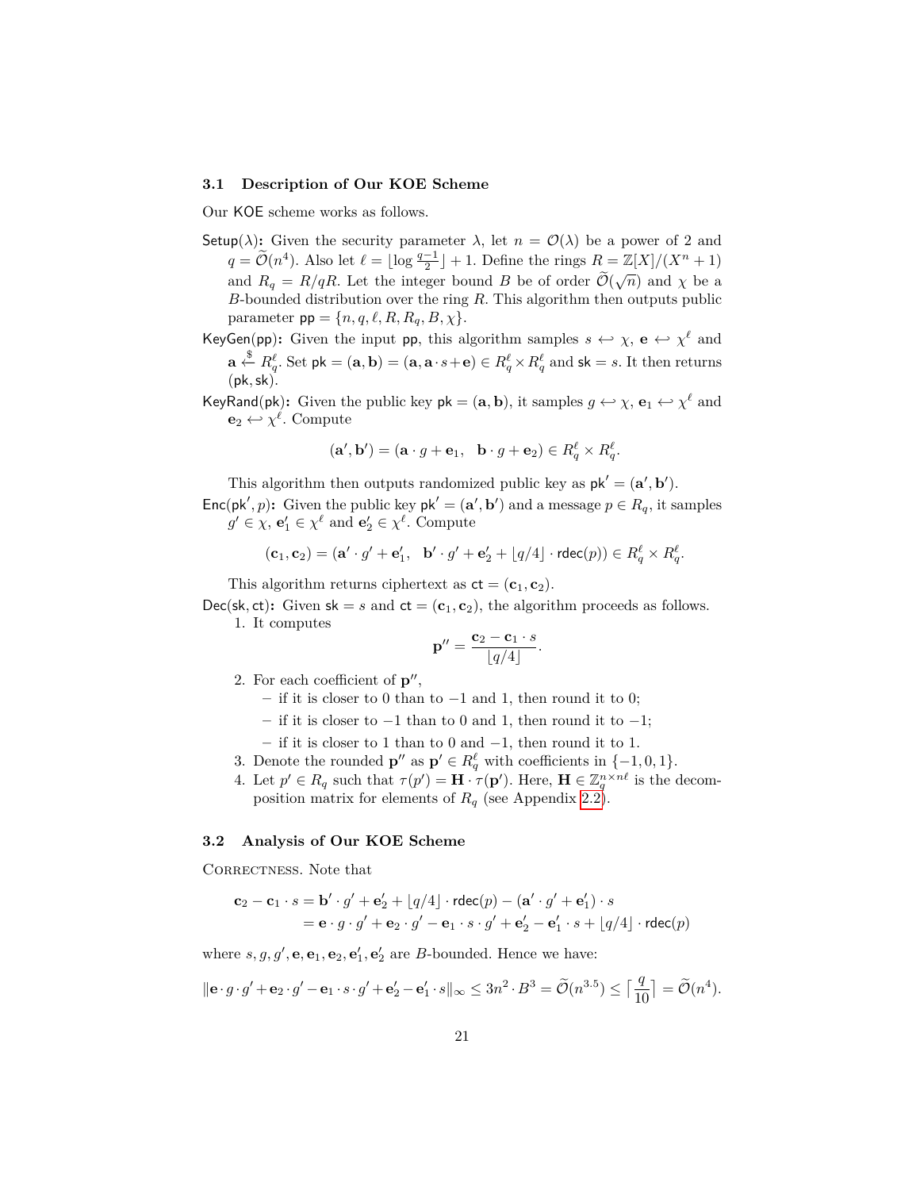### 3.1 Description of Our KOE Scheme

Our $\mathsf{KOE}$ scheme works as follows.

$\mathsf{Setup}(\lambda)$**:** Given the security parameter $\lambda$, let $n = \mathcal{O}(\lambda)$ be a power of 2 and $q = \widetilde{\mathcal{O}}(n^4)$. Also let $\ell = \lfloor \log \frac{q-1}{2} \rfloor + 1$. Define the rings $R = \mathbb{Z}[X]/(X^n + 1)$ and $R_q = R/qR$. Let the integer bound $B$ be of order $\widetilde{\mathcal{O}}(\sqrt{n})$ and $\chi$ be a $B$-bounded distribution over the ring $R$. This algorithm then outputs public parameter $\mathsf{pp} = \{n, q, \ell, R, R_q, B, \chi\}$.

$\mathsf{KeyGen}(\mathsf{pp})$**:** Given the input $\mathsf{pp}$, this algorithm samples $s \hookleftarrow \chi$, $\mathbf{e} \hookleftarrow \chi^\ell$ and $\mathbf{a} \xleftarrow{\$} R_q^\ell$. Set $\mathsf{pk} = (\mathbf{a}, \mathbf{b}) = (\mathbf{a}, \mathbf{a} \cdot s + \mathbf{e}) \in R_q^\ell \times R_q^\ell$ and $\mathsf{sk} = s$. It then returns $(\mathsf{pk}, \mathsf{sk})$.

$\mathsf{KeyRand}(\mathsf{pk})$**:** Given the public key $\mathsf{pk} = (\mathbf{a}, \mathbf{b})$, it samples $g \hookleftarrow \chi$, $\mathbf{e}_1 \hookleftarrow \chi^\ell$ and $\mathbf{e}_2 \hookleftarrow \chi^\ell$. Compute

$$(\mathbf{a}', \mathbf{b}') = (\mathbf{a} \cdot g + \mathbf{e}_1, \quad \mathbf{b} \cdot g + \mathbf{e}_2) \in R_q^\ell \times R_q^\ell.$$

This algorithm then outputs randomized public key as $\mathsf{pk}' = (\mathbf{a}', \mathbf{b}')$.

$\mathsf{Enc}(\mathsf{pk}', p)$**:** Given the public key $\mathsf{pk}' = (\mathbf{a}', \mathbf{b}')$ and a message $p \in R_q$, it samples $g' \in \chi$, $\mathbf{e}_1' \in \chi^\ell$ and $\mathbf{e}_2' \in \chi^\ell$. Compute

$$(\mathbf{c}_1, \mathbf{c}_2) = (\mathbf{a}' \cdot g' + \mathbf{e}_1', \quad \mathbf{b}' \cdot g' + \mathbf{e}_2' + \lfloor q/4 \rfloor \cdot \mathsf{rdec}(p)) \in R_q^\ell \times R_q^\ell.$$

This algorithm returns ciphertext as $\mathsf{ct} = (\mathbf{c}_1, \mathbf{c}_2)$.

$\mathsf{Dec}(\mathsf{sk}, \mathsf{ct})$**:** Given $\mathsf{sk} = s$ and $\mathsf{ct} = (\mathbf{c}_1, \mathbf{c}_2)$, the algorithm proceeds as follows.

1. It computes
$$\mathbf{p}'' = \frac{\mathbf{c}_2 - \mathbf{c}_1 \cdot s}{\lfloor q/4 \rfloor}.$$
2. For each coefficient of $\mathbf{p}''$,
   - if it is closer to 0 than to $-1$ and 1, then round it to 0;
   - if it is closer to $-1$ than to 0 and 1, then round it to $-1$;
   - if it is closer to 1 than to 0 and $-1$, then round it to 1.
3. Denote the rounded $\mathbf{p}''$ as $\mathbf{p}' \in R_q^\ell$ with coefficients in $\{-1, 0, 1\}$.
4. Let $p' \in R_q$ such that $\tau(p') = \mathbf{H} \cdot \tau(\mathbf{p}')$. Here, $\mathbf{H} \in \mathbb{Z}_q^{n \times n\ell}$ is the decomposition matrix for elements of $R_q$ (see Appendix 2.2).

### 3.2 Analysis of Our KOE Scheme

Correctness. Note that

$$\begin{aligned}
\mathbf{c}_2 - \mathbf{c}_1 \cdot s &= \mathbf{b}' \cdot g' + \mathbf{e}_2' + \lfloor q/4 \rfloor \cdot \mathsf{rdec}(p) - (\mathbf{a}' \cdot g' + \mathbf{e}_1') \cdot s \\
&= \mathbf{e} \cdot g \cdot g' + \mathbf{e}_2 \cdot g' - \mathbf{e}_1 \cdot s \cdot g' + \mathbf{e}_2' - \mathbf{e}_1' \cdot s + \lfloor q/4 \rfloor \cdot \mathsf{rdec}(p)
\end{aligned}$$

where $s, g, g', \mathbf{e}, \mathbf{e}_1, \mathbf{e}_2, \mathbf{e}_1', \mathbf{e}_2'$ are $B$-bounded. Hence we have:

$$\|\mathbf{e} \cdot g \cdot g' + \mathbf{e}_2 \cdot g' - \mathbf{e}_1 \cdot s \cdot g' + \mathbf{e}_2' - \mathbf{e}_1' \cdot s\|_\infty \le 3n^2 \cdot B^3 = \widetilde{\mathcal{O}}(n^{3.5}) \le \lceil \frac{q}{10} \rceil = \widetilde{\mathcal{O}}(n^4).$$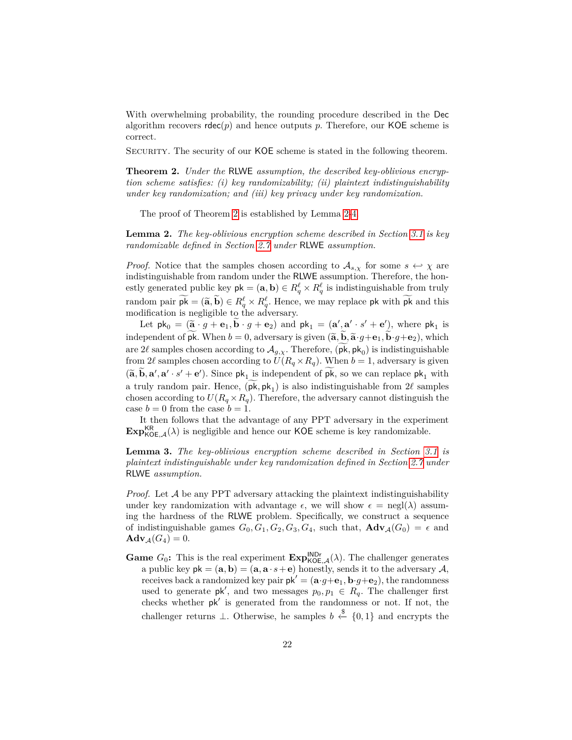With overwhelming probability, the rounding procedure described in the Dec algorithm recovers $\mathsf{rdec}(p)$ and hence outputs $p$. Therefore, our KOE scheme is correct.

Security. The security of our KOE scheme is stated in the following theorem.

**Theorem 2.** *Under the RLWE assumption, the described key-oblivious encryption scheme satisfies: (i) key randomizability; (ii) plaintext indistinguishability under key randomization; and (iii) key privacy under key randomization.*

The proof of Theorem 2 is established by Lemma 2-4.

**Lemma 2.** *The key-oblivious encryption scheme described in Section 3.1 is key randomizable defined in Section 2.7 under RLWE assumption.*

*Proof.* Notice that the samples chosen according to $\mathcal{A}_{s,\chi}$ for some $s \hookleftarrow \chi$ are indistinguishable from random under the RLWE assumption. Therefore, the honestly generated public key $\mathsf{pk} = (\mathbf{a}, \mathbf{b}) \in R_q^\ell \times R_q^\ell$ is indistinguishable from truly random pair $\widetilde{\mathsf{pk}} = (\widetilde{\mathbf{a}}, \widetilde{\mathbf{b}}) \in R_q^\ell \times R_q^\ell$. Hence, we may replace $\mathsf{pk}$ with $\widetilde{\mathsf{pk}}$ and this modification is negligible to the adversary.

Let $\mathsf{pk}_0 = (\widetilde{\mathbf{a}} \cdot g + \mathbf{e}_1, \widetilde{\mathbf{b}} \cdot g + \mathbf{e}_2)$ and $\mathsf{pk}_1 = (\mathbf{a}', \mathbf{a}' \cdot s' + \mathbf{e}')$, where $\mathsf{pk}_1$ is independent of $\widetilde{\mathsf{pk}}$. When $b = 0$, adversary is given $(\widetilde{\mathbf{a}}, \widetilde{\mathbf{b}}, \widetilde{\mathbf{a}} \cdot g + \mathbf{e}_1, \widetilde{\mathbf{b}} \cdot g + \mathbf{e}_2)$, which are $2\ell$ samples chosen according to $\mathcal{A}_{g,\chi}$. Therefore, $(\widetilde{\mathsf{pk}}, \mathsf{pk}_0)$ is indistinguishable from $2\ell$ samples chosen according to $U(R_q \times R_q)$. When $b = 1$, adversary is given $(\widetilde{\mathbf{a}}, \widetilde{\mathbf{b}}, \mathbf{a}', \mathbf{a}' \cdot s' + \mathbf{e}')$. Since $\mathsf{pk}_1$ is independent of $\widetilde{\mathsf{pk}}$, so we can replace $\mathsf{pk}_1$ with a truly random pair. Hence, $(\widetilde{\mathsf{pk}}, \mathsf{pk}_1)$ is also indistinguishable from $2\ell$ samples chosen according to $U(R_q \times R_q)$. Therefore, the adversary cannot distinguish the case $b = 0$ from the case $b = 1$.

It then follows that the advantage of any PPT adversary in the experiment $\mathbf{Exp}^{\mathsf{KR}}_{\mathsf{KOE},\mathcal{A}}(\lambda)$ is negligible and hence our KOE scheme is key randomizable.

**Lemma 3.** *The key-oblivious encryption scheme described in Section 3.1 is plaintext indistinguishable under key randomization defined in Section 2.7 under RLWE assumption.*

*Proof.* Let $\mathcal{A}$ be any PPT adversary attacking the plaintext indistinguishability under key randomization with advantage $\epsilon$, we will show $\epsilon = \mathrm{negl}(\lambda)$ assuming the hardness of the RLWE problem. Specifically, we construct a sequence of indistinguishable games $G_0, G_1, G_2, G_3, G_4$, such that, $\mathbf{Adv}_{\mathcal{A}}(G_0) = \epsilon$ and $\mathbf{Adv}_{\mathcal{A}}(G_4) = 0$.

**Game $G_0$:** This is the real experiment $\mathbf{Exp}^{\mathsf{INDr}}_{\mathsf{KOE},\mathcal{A}}(\lambda)$. The challenger generates a public key $\mathsf{pk} = (\mathbf{a}, \mathbf{b}) = (\mathbf{a}, \mathbf{a} \cdot s + \mathbf{e})$ honestly, sends it to the adversary $\mathcal{A}$, receives back a randomized key pair $\mathsf{pk}' = (\mathbf{a} \cdot g + \mathbf{e}_1, \mathbf{b} \cdot g + \mathbf{e}_2)$, the randomness used to generate $\mathsf{pk}'$, and two messages $p_0, p_1 \in R_q$. The challenger first checks whether $\mathsf{pk}'$ is generated from the randomness or not. If not, the challenger returns $\perp$. Otherwise, he samples $b \xleftarrow{\$} \{0, 1\}$ and encrypts the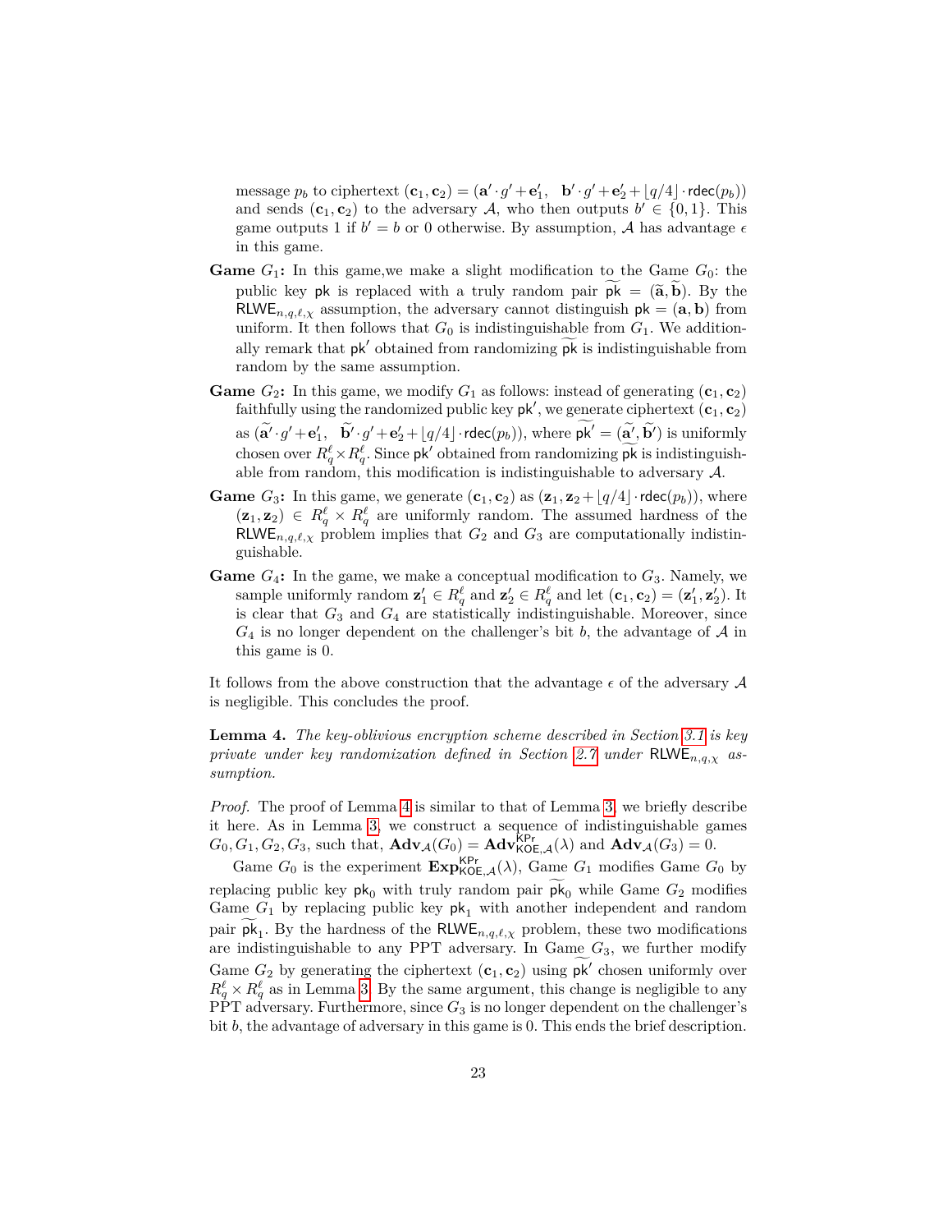message $p_b$ to ciphertext $(\mathbf{c}_1, \mathbf{c}_2) = (\mathbf{a}' \cdot g' + \mathbf{e}_1', \quad \mathbf{b}' \cdot g' + \mathbf{e}_2' + \lfloor q/4 \rfloor \cdot \mathsf{rdec}(p_b))$ and sends $(\mathbf{c}_1, \mathbf{c}_2)$ to the adversary $\mathcal{A}$, who then outputs $b' \in \{0, 1\}$. This game outputs 1 if $b' = b$ or 0 otherwise. By assumption, $\mathcal{A}$ has advantage $\epsilon$ in this game.

**Game $G_1$:** In this game,we make a slight modification to the Game $G_0$: the public key $\mathsf{pk}$ is replaced with a truly random pair $\widetilde{\mathsf{pk}} = (\widetilde{\mathbf{a}}, \widetilde{\mathbf{b}})$. By the $\mathsf{RLWE}_{n,q,\ell,\chi}$ assumption, the adversary cannot distinguish $\mathsf{pk} = (\mathbf{a}, \mathbf{b})$ from uniform. It then follows that $G_0$ is indistinguishable from $G_1$. We additionally remark that $\mathsf{pk}'$ obtained from randomizing $\widetilde{\mathsf{pk}}$ is indistinguishable from random by the same assumption.

**Game $G_2$:** In this game, we modify $G_1$ as follows: instead of generating $(\mathbf{c}_1, \mathbf{c}_2)$ faithfully using the randomized public key $\mathsf{pk}'$, we generate ciphertext $(\mathbf{c}_1, \mathbf{c}_2)$ as $(\widetilde{\mathbf{a}'} \cdot g' + \mathbf{e}_1', \quad \widetilde{\mathbf{b}'} \cdot g' + \mathbf{e}_2' + \lfloor q/4 \rfloor \cdot \mathsf{rdec}(p_b))$, where $\widetilde{\mathsf{pk}'} = (\widetilde{\mathbf{a}'}, \widetilde{\mathbf{b}'})$ is uniformly chosen over $R_q^\ell \times R_q^\ell$. Since $\mathsf{pk}'$ obtained from randomizing $\widetilde{\mathsf{pk}}$ is indistinguishable from random, this modification is indistinguishable to adversary $\mathcal{A}$.

**Game $G_3$:** In this game, we generate $(\mathbf{c}_1, \mathbf{c}_2)$ as $(\mathbf{z}_1, \mathbf{z}_2 + \lfloor q/4 \rfloor \cdot \mathsf{rdec}(p_b))$, where $(\mathbf{z}_1, \mathbf{z}_2) \in R_q^\ell \times R_q^\ell$ are uniformly random. The assumed hardness of the $\mathsf{RLWE}_{n,q,\ell,\chi}$ problem implies that $G_2$ and $G_3$ are computationally indistinguishable.

**Game $G_4$:** In the game, we make a conceptual modification to $G_3$. Namely, we sample uniformly random $\mathbf{z}_1' \in R_q^\ell$ and $\mathbf{z}_2' \in R_q^\ell$ and let $(\mathbf{c}_1, \mathbf{c}_2) = (\mathbf{z}_1', \mathbf{z}_2')$. It is clear that $G_3$ and $G_4$ are statistically indistinguishable. Moreover, since $G_4$ is no longer dependent on the challenger's bit $b$, the advantage of $\mathcal{A}$ in this game is 0.

It follows from the above construction that the advantage $\epsilon$ of the adversary $\mathcal{A}$ is negligible. This concludes the proof.

**Lemma 4.** *The key-oblivious encryption scheme described in Section 3.1 is key private under key randomization defined in Section 2.7 under* $\mathsf{RLWE}_{n,q,\chi}$ *assumption.*

*Proof.* The proof of Lemma 4 is similar to that of Lemma 3, we briefly describe it here. As in Lemma 3, we construct a sequence of indistinguishable games $G_0, G_1, G_2, G_3$, such that, $\mathbf{Adv}_{\mathcal{A}}(G_0) = \mathbf{Adv}^{\mathsf{KPr}}_{\mathsf{KOE},\mathcal{A}}(\lambda)$ and $\mathbf{Adv}_{\mathcal{A}}(G_3) = 0$.

Game $G_0$ is the experiment $\mathbf{Exp}^{\mathsf{KPr}}_{\mathsf{KOE},\mathcal{A}}(\lambda)$, Game $G_1$ modifies Game $G_0$ by replacing public key $\mathsf{pk}_0$ with truly random pair $\widetilde{\mathsf{pk}}_0$ while Game $G_2$ modifies Game $G_1$ by replacing public key $\mathsf{pk}_1$ with another independent and random pair $\widetilde{\mathsf{pk}}_1$. By the hardness of the $\mathsf{RLWE}_{n,q,\ell,\chi}$ problem, these two modifications are indistinguishable to any PPT adversary. In Game $G_3$, we further modify Game $G_2$ by generating the ciphertext $(\mathbf{c}_1, \mathbf{c}_2)$ using $\widetilde{\mathsf{pk}'}$ chosen uniformly over $R_q^\ell \times R_q^\ell$ as in Lemma 3. By the same argument, this change is negligible to any PPT adversary. Furthermore, since $G_3$ is no longer dependent on the challenger's bit $b$, the advantage of adversary in this game is 0. This ends the brief description.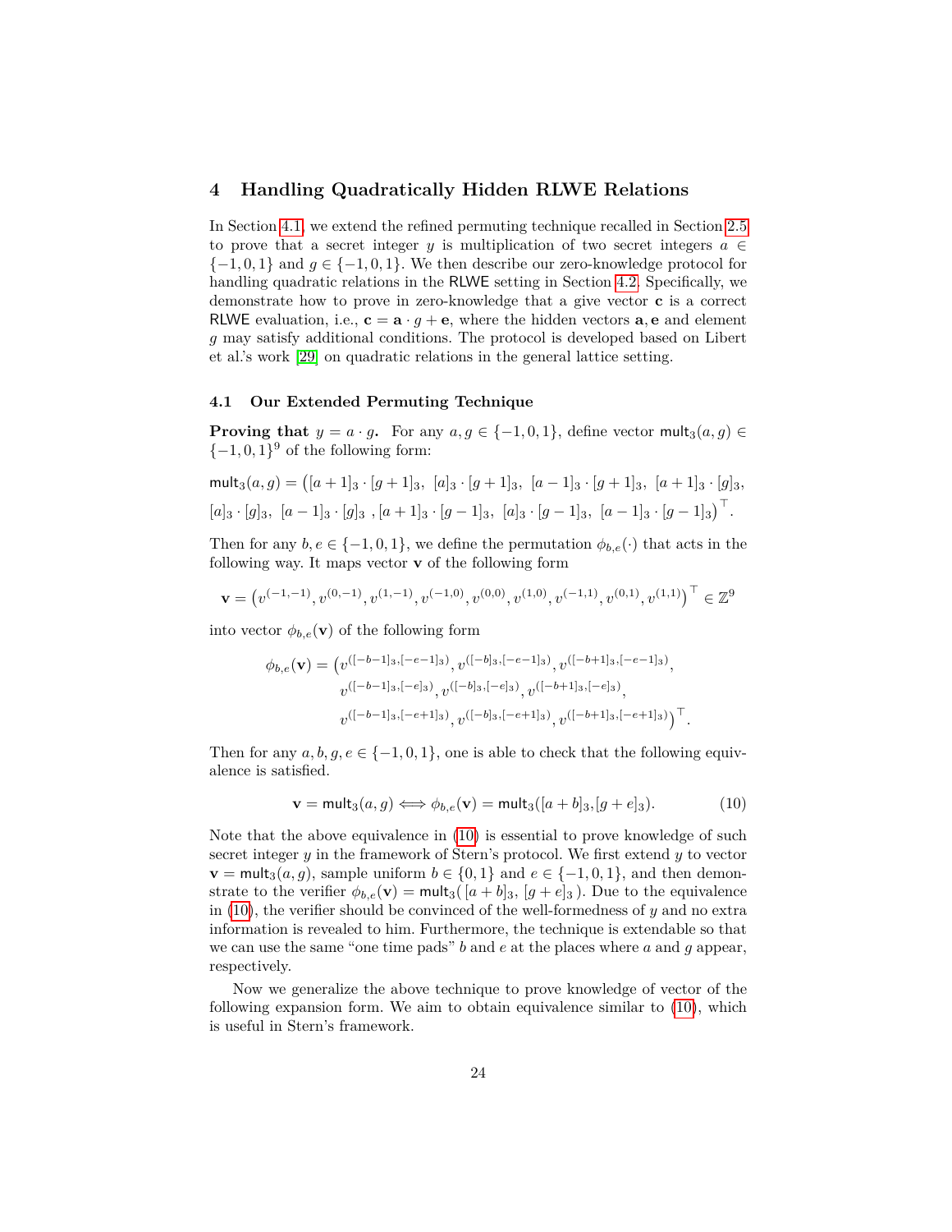# 4 Handling Quadratically Hidden RLWE Relations

In Section 4.1, we extend the refined permuting technique recalled in Section 2.5 to prove that a secret integer $y$ is multiplication of two secret integers $a \in \{-1,0,1\}$ and $g \in \{-1,0,1\}$. We then describe our zero-knowledge protocol for handling quadratic relations in the $\mathsf{RLWE}$ setting in Section 4.2. Specifically, we demonstrate how to prove in zero-knowledge that a give vector $\mathbf{c}$ is a correct $\mathsf{RLWE}$ evaluation, i.e., $\mathbf{c} = \mathbf{a} \cdot g + \mathbf{e}$, where the hidden vectors $\mathbf{a}, \mathbf{e}$ and element $g$ may satisfy additional conditions. The protocol is developed based on Libert et al.'s work [29] on quadratic relations in the general lattice setting.

## 4.1 Our Extended Permuting Technique

**Proving that** $y = a \cdot g$**.** For any $a, g \in \{-1,0,1\}$, define vector $\mathsf{mult}_3(a,g) \in \{-1,0,1\}^9$ of the following form:

$$\mathsf{mult}_3(a,g) = \big([a+1]_3 \cdot [g+1]_3,\ [a]_3 \cdot [g+1]_3,\ [a-1]_3 \cdot [g+1]_3,\ [a+1]_3 \cdot [g]_3,$$
$$[a]_3 \cdot [g]_3,\ [a-1]_3 \cdot [g]_3\ , [a+1]_3 \cdot [g-1]_3,\ [a]_3 \cdot [g-1]_3,\ [a-1]_3 \cdot [g-1]_3\big)^\top.$$

Then for any $b, e \in \{-1,0,1\}$, we define the permutation $\phi_{b,e}(\cdot)$ that acts in the following way. It maps vector $\mathbf{v}$ of the following form

$$\mathbf{v} = \big(v^{(-1,-1)}, v^{(0,-1)}, v^{(1,-1)}, v^{(-1,0)}, v^{(0,0)}, v^{(1,0)}, v^{(-1,1)}, v^{(0,1)}, v^{(1,1)}\big)^\top \in \mathbb{Z}^9$$

into vector $\phi_{b,e}(\mathbf{v})$ of the following form

$$\begin{aligned}\phi_{b,e}(\mathbf{v}) = \big(&v^{([-b-1]_3,[-e-1]_3)}, v^{([-b]_3,[-e-1]_3)}, v^{([-b+1]_3,[-e-1]_3)},\\ &v^{([-b-1]_3,[-e]_3)}, v^{([-b]_3,[-e]_3)}, v^{([-b+1]_3,[-e]_3)},\\ &v^{([-b-1]_3,[-e+1]_3)}, v^{([-b]_3,[-e+1]_3)}, v^{([-b+1]_3,[-e+1]_3)}\big)^\top.\end{aligned}$$

Then for any $a, b, g, e \in \{-1,0,1\}$, one is able to check that the following equivalence is satisfied.

$$\mathbf{v} = \mathsf{mult}_3(a,g) \Longleftrightarrow \phi_{b,e}(\mathbf{v}) = \mathsf{mult}_3([a+b]_3, [g+e]_3). \tag{10}$$

Note that the above equivalence in (10) is essential to prove knowledge of such secret integer $y$ in the framework of Stern's protocol. We first extend $y$ to vector $\mathbf{v} = \mathsf{mult}_3(a,g)$, sample uniform $b \in \{0,1\}$ and $e \in \{-1,0,1\}$, and then demonstrate to the verifier $\phi_{b,e}(\mathbf{v}) = \mathsf{mult}_3(\,[a+b]_3,\ [g+e]_3\,)$. Due to the equivalence in (10), the verifier should be convinced of the well-formedness of $y$ and no extra information is revealed to him. Furthermore, the technique is extendable so that we can use the same "one time pads" $b$ and $e$ at the places where $a$ and $g$ appear, respectively.

Now we generalize the above technique to prove knowledge of vector of the following expansion form. We aim to obtain equivalence similar to (10), which is useful in Stern's framework.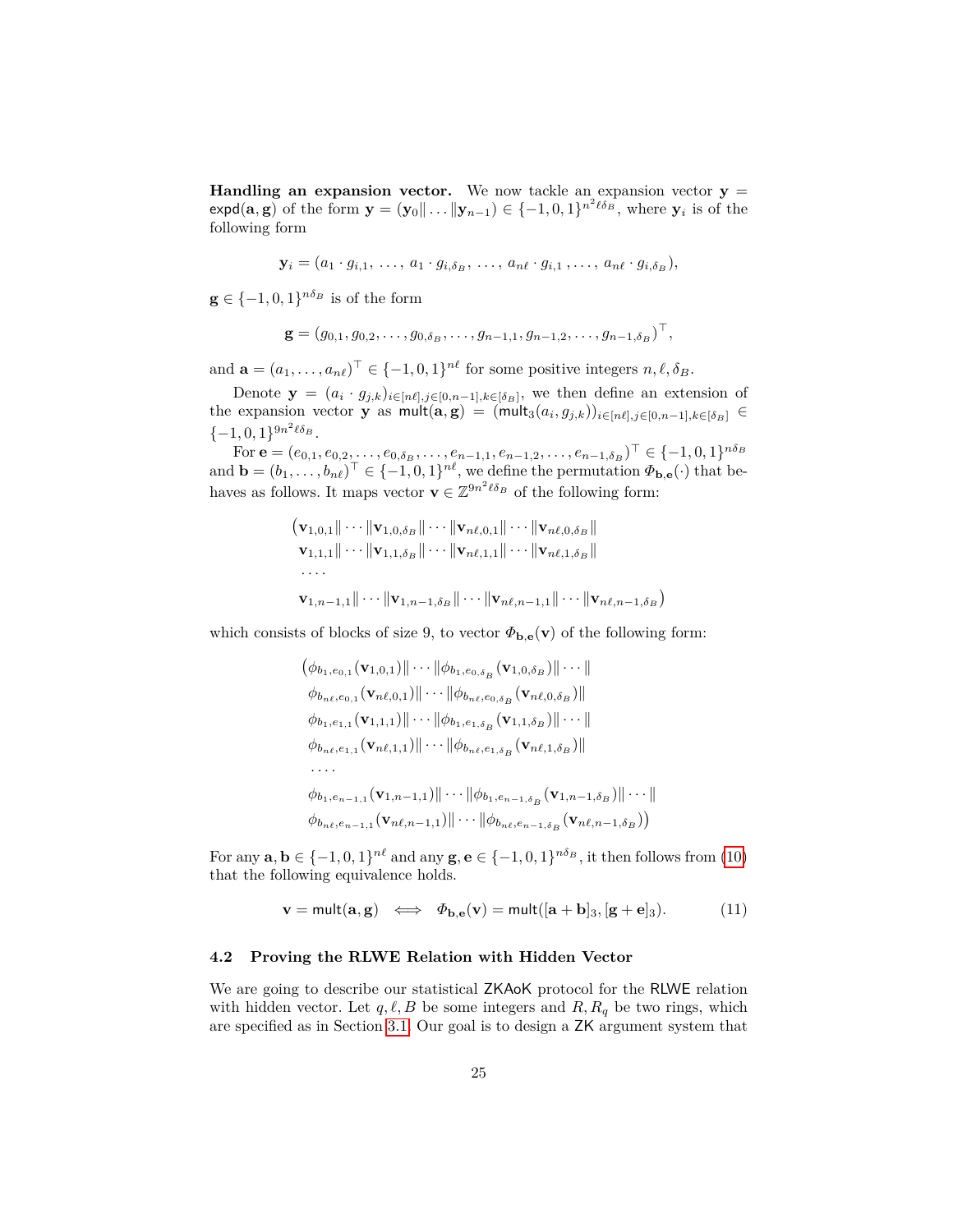**Handling an expansion vector.** We now tackle an expansion vector $\mathbf{y} = \mathsf{expd}(\mathbf{a}, \mathbf{g})$ of the form $\mathbf{y} = (\mathbf{y}_0 \| \dots \| \mathbf{y}_{n-1}) \in \{-1, 0, 1\}^{n^2 \ell \delta_B}$, where $\mathbf{y}_i$ is of the following form

$$\mathbf{y}_i = (a_1 \cdot g_{i,1}, \; \dots, \; a_1 \cdot g_{i,\delta_B}, \; \dots, \; a_{n\ell} \cdot g_{i,1}, \dots, \; a_{n\ell} \cdot g_{i,\delta_B}),$$

$\mathbf{g} \in \{-1, 0, 1\}^{n\delta_B}$ is of the form

$$\mathbf{g} = (g_{0,1}, g_{0,2}, \dots, g_{0,\delta_B}, \dots, g_{n-1,1}, g_{n-1,2}, \dots, g_{n-1,\delta_B})^\top,$$

and $\mathbf{a} = (a_1, \dots, a_{n\ell})^\top \in \{-1, 0, 1\}^{n\ell}$ for some positive integers $n, \ell, \delta_B$.

Denote $\mathbf{y} = (a_i \cdot g_{j,k})_{i \in [n\ell], j \in [0, n-1], k \in [\delta_B]}$, we then define an extension of the expansion vector $\mathbf{y}$ as $\mathsf{mult}(\mathbf{a}, \mathbf{g}) = (\mathsf{mult}_3(a_i, g_{j,k}))_{i \in [n\ell], j \in [0,n-1], k \in [\delta_B]} \in \{-1, 0, 1\}^{9n^2 \ell \delta_B}$.

For $\mathbf{e} = (e_{0,1}, e_{0,2}, \dots, e_{0,\delta_B}, \dots, e_{n-1,1}, e_{n-1,2}, \dots, e_{n-1,\delta_B})^\top \in \{-1, 0, 1\}^{n\delta_B}$ and $\mathbf{b} = (b_1, \dots, b_{n\ell})^\top \in \{-1, 0, 1\}^{n\ell}$, we define the permutation $\Phi_{\mathbf{b},\mathbf{e}}(\cdot)$ that behaves as follows. It maps vector $\mathbf{v} \in \mathbb{Z}^{9n^2 \ell \delta_B}$ of the following form:

$$\begin{aligned}
\big(&\mathbf{v}_{1,0,1} \| \cdots \| \mathbf{v}_{1,0,\delta_B} \| \cdots \| \mathbf{v}_{n\ell,0,1} \| \cdots \| \mathbf{v}_{n\ell,0,\delta_B} \| \\
&\mathbf{v}_{1,1,1} \| \cdots \| \mathbf{v}_{1,1,\delta_B} \| \cdots \| \mathbf{v}_{n\ell,1,1} \| \cdots \| \mathbf{v}_{n\ell,1,\delta_B} \| \\
&\dots . \\
&\mathbf{v}_{1,n-1,1} \| \cdots \| \mathbf{v}_{1,n-1,\delta_B} \| \cdots \| \mathbf{v}_{n\ell,n-1,1} \| \cdots \| \mathbf{v}_{n\ell,n-1,\delta_B} \big)
\end{aligned}$$

which consists of blocks of size 9, to vector $\Phi_{\mathbf{b},\mathbf{e}}(\mathbf{v})$ of the following form:

$$\begin{aligned}
\big(&\phi_{b_1, e_{0,1}}(\mathbf{v}_{1,0,1}) \| \cdots \| \phi_{b_1, e_{0,\delta_B}}(\mathbf{v}_{1,0,\delta_B}) \| \cdots \| \\
&\phi_{b_{n\ell}, e_{0,1}}(\mathbf{v}_{n\ell,0,1}) \| \cdots \| \phi_{b_{n\ell}, e_{0,\delta_B}}(\mathbf{v}_{n\ell,0,\delta_B}) \| \\
&\phi_{b_1, e_{1,1}}(\mathbf{v}_{1,1,1}) \| \cdots \| \phi_{b_1, e_{1,\delta_B}}(\mathbf{v}_{1,1,\delta_B}) \| \cdots \| \\
&\phi_{b_{n\ell}, e_{1,1}}(\mathbf{v}_{n\ell,1,1}) \| \cdots \| \phi_{b_{n\ell}, e_{1,\delta_B}}(\mathbf{v}_{n\ell,1,\delta_B}) \| \\
&\dots . \\
&\phi_{b_1, e_{n-1,1}}(\mathbf{v}_{1,n-1,1}) \| \cdots \| \phi_{b_1, e_{n-1,\delta_B}}(\mathbf{v}_{1,n-1,\delta_B}) \| \cdots \| \\
&\phi_{b_{n\ell}, e_{n-1,1}}(\mathbf{v}_{n\ell,n-1,1}) \| \cdots \| \phi_{b_{n\ell}, e_{n-1,\delta_B}}(\mathbf{v}_{n\ell,n-1,\delta_B}) \big)
\end{aligned}$$

For any $\mathbf{a}, \mathbf{b} \in \{-1, 0, 1\}^{n\ell}$ and any $\mathbf{g}, \mathbf{e} \in \{-1, 0, 1\}^{n\delta_B}$, it then follows from (10) that the following equivalence holds.

$$\mathbf{v} = \mathsf{mult}(\mathbf{a}, \mathbf{g}) \iff \Phi_{\mathbf{b},\mathbf{e}}(\mathbf{v}) = \mathsf{mult}([\mathbf{a} + \mathbf{b}]_3, [\mathbf{g} + \mathbf{e}]_3). \tag{11}$$

### 4.2 Proving the RLWE Relation with Hidden Vector

We are going to describe our statistical ZKAoK protocol for the RLWE relation with hidden vector. Let $q, \ell, B$ be some integers and $R, R_q$ be two rings, which are specified as in Section 3.1. Our goal is to design a ZK argument system that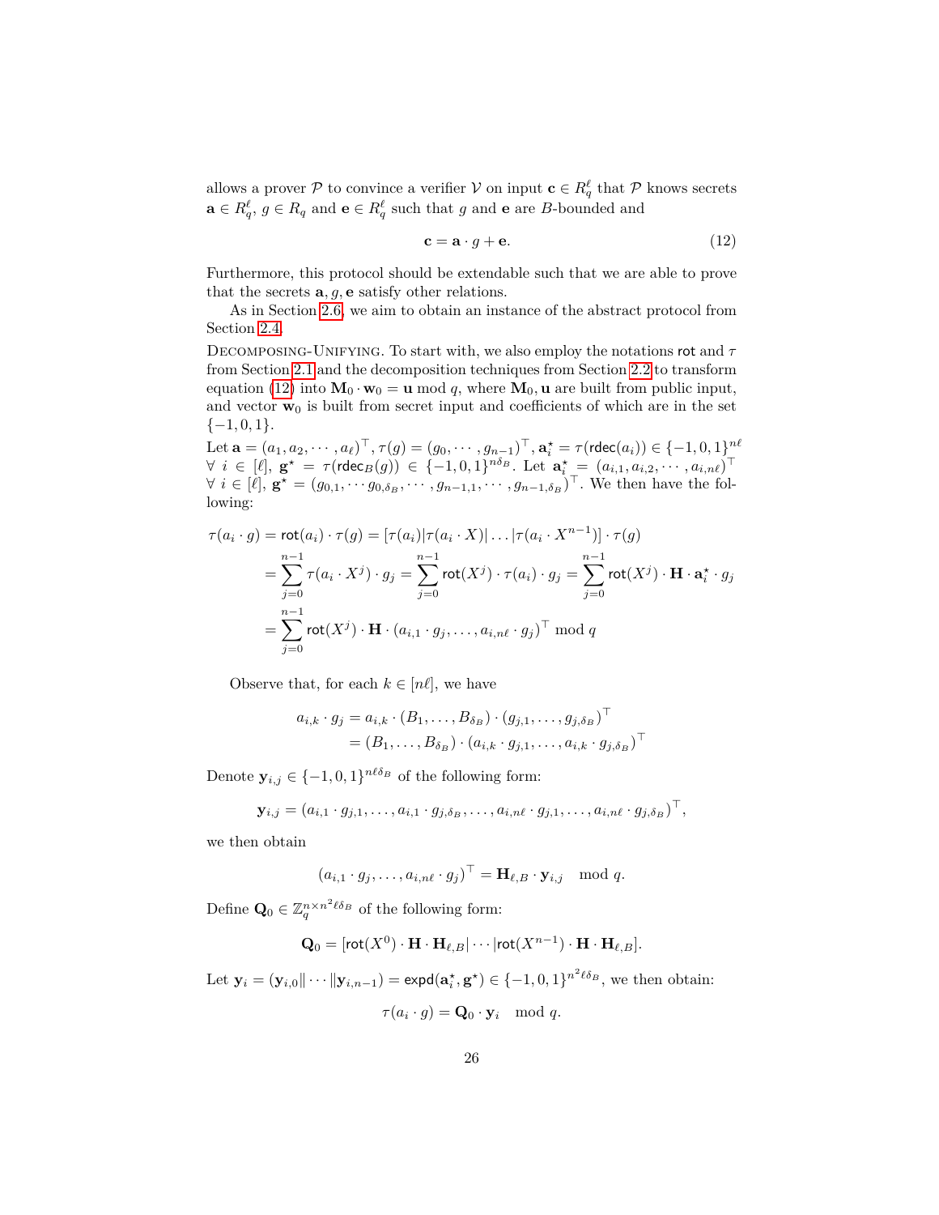allows a prover $\mathcal{P}$ to convince a verifier $\mathcal{V}$ on input $\mathbf{c} \in R_q^\ell$ that $\mathcal{P}$ knows secrets $\mathbf{a} \in R_q^\ell$, $g \in R_q$ and $\mathbf{e} \in R_q^\ell$ such that $g$ and $\mathbf{e}$ are $B$-bounded and

$$\mathbf{c} = \mathbf{a} \cdot g + \mathbf{e}. \tag{12}$$

Furthermore, this protocol should be extendable such that we are able to prove that the secrets $\mathbf{a}, g, \mathbf{e}$ satisfy other relations.

As in Section 2.6, we aim to obtain an instance of the abstract protocol from Section 2.4.

Decomposing-Unifying. To start with, we also employ the notations $\mathsf{rot}$ and $\tau$ from Section 2.1 and the decomposition techniques from Section 2.2 to transform equation (12) into $\mathbf{M}_0 \cdot \mathbf{w}_0 = \mathbf{u} \bmod q$, where $\mathbf{M}_0, \mathbf{u}$ are built from public input, and vector $\mathbf{w}_0$ is built from secret input and coefficients of which are in the set $\{-1, 0, 1\}$.

Let $\mathbf{a} = (a_1, a_2, \cdots, a_\ell)^\top, \tau(g) = (g_0, \cdots, g_{n-1})^\top, \mathbf{a}_i^\star = \tau(\mathsf{rdec}(a_i)) \in \{-1, 0, 1\}^{n\ell}$ $\forall\ i \in [\ell]$, $\mathbf{g}^\star = \tau(\mathsf{rdec}_B(g)) \in \{-1, 0, 1\}^{n\delta_B}$. Let $\mathbf{a}_i^\star = (a_{i,1}, a_{i,2}, \cdots, a_{i,n\ell})^\top$ $\forall\ i \in [\ell]$, $\mathbf{g}^\star = (g_{0,1}, \cdots g_{0,\delta_B}, \cdots, g_{n-1,1}, \cdots, g_{n-1,\delta_B})^\top$. We then have the following:

$$\begin{aligned}
\tau(a_i \cdot g) &= \mathsf{rot}(a_i) \cdot \tau(g) = [\tau(a_i) | \tau(a_i \cdot X) | \dots | \tau(a_i \cdot X^{n-1})] \cdot \tau(g) \\
&= \sum_{j=0}^{n-1} \tau(a_i \cdot X^j) \cdot g_j = \sum_{j=0}^{n-1} \mathsf{rot}(X^j) \cdot \tau(a_i) \cdot g_j = \sum_{j=0}^{n-1} \mathsf{rot}(X^j) \cdot \mathbf{H} \cdot \mathbf{a}_i^\star \cdot g_j \\
&= \sum_{j=0}^{n-1} \mathsf{rot}(X^j) \cdot \mathbf{H} \cdot (a_{i,1} \cdot g_j, \dots, a_{i,n\ell} \cdot g_j)^\top \bmod q
\end{aligned}$$

Observe that, for each $k \in [n\ell]$, we have

$$\begin{aligned}
a_{i,k} \cdot g_j &= a_{i,k} \cdot (B_1, \dots, B_{\delta_B}) \cdot (g_{j,1}, \dots, g_{j,\delta_B})^\top \\
&= (B_1, \dots, B_{\delta_B}) \cdot (a_{i,k} \cdot g_{j,1}, \dots, a_{i,k} \cdot g_{j,\delta_B})^\top
\end{aligned}$$

Denote $\mathbf{y}_{i,j} \in \{-1, 0, 1\}^{n\ell\delta_B}$ of the following form:

$$\mathbf{y}_{i,j} = (a_{i,1} \cdot g_{j,1}, \dots, a_{i,1} \cdot g_{j,\delta_B}, \dots, a_{i,n\ell} \cdot g_{j,1}, \dots, a_{i,n\ell} \cdot g_{j,\delta_B})^\top,$$

we then obtain

$$(a_{i,1} \cdot g_j, \dots, a_{i,n\ell} \cdot g_j)^\top = \mathbf{H}_{\ell,B} \cdot \mathbf{y}_{i,j} \mod q.$$

Define $\mathbf{Q}_0 \in \mathbb{Z}_q^{n \times n^2\ell\delta_B}$ of the following form:

$$\mathbf{Q}_0 = [\mathsf{rot}(X^0) \cdot \mathbf{H} \cdot \mathbf{H}_{\ell,B} | \cdots | \mathsf{rot}(X^{n-1}) \cdot \mathbf{H} \cdot \mathbf{H}_{\ell,B}].$$

Let $\mathbf{y}_i = (\mathbf{y}_{i,0} \| \cdots \| \mathbf{y}_{i,n-1}) = \mathsf{expd}(\mathbf{a}_i^\star, \mathbf{g}^\star) \in \{-1, 0, 1\}^{n^2\ell\delta_B}$, we then obtain:

$$\tau(a_i \cdot g) = \mathbf{Q}_0 \cdot \mathbf{y}_i \mod q.$$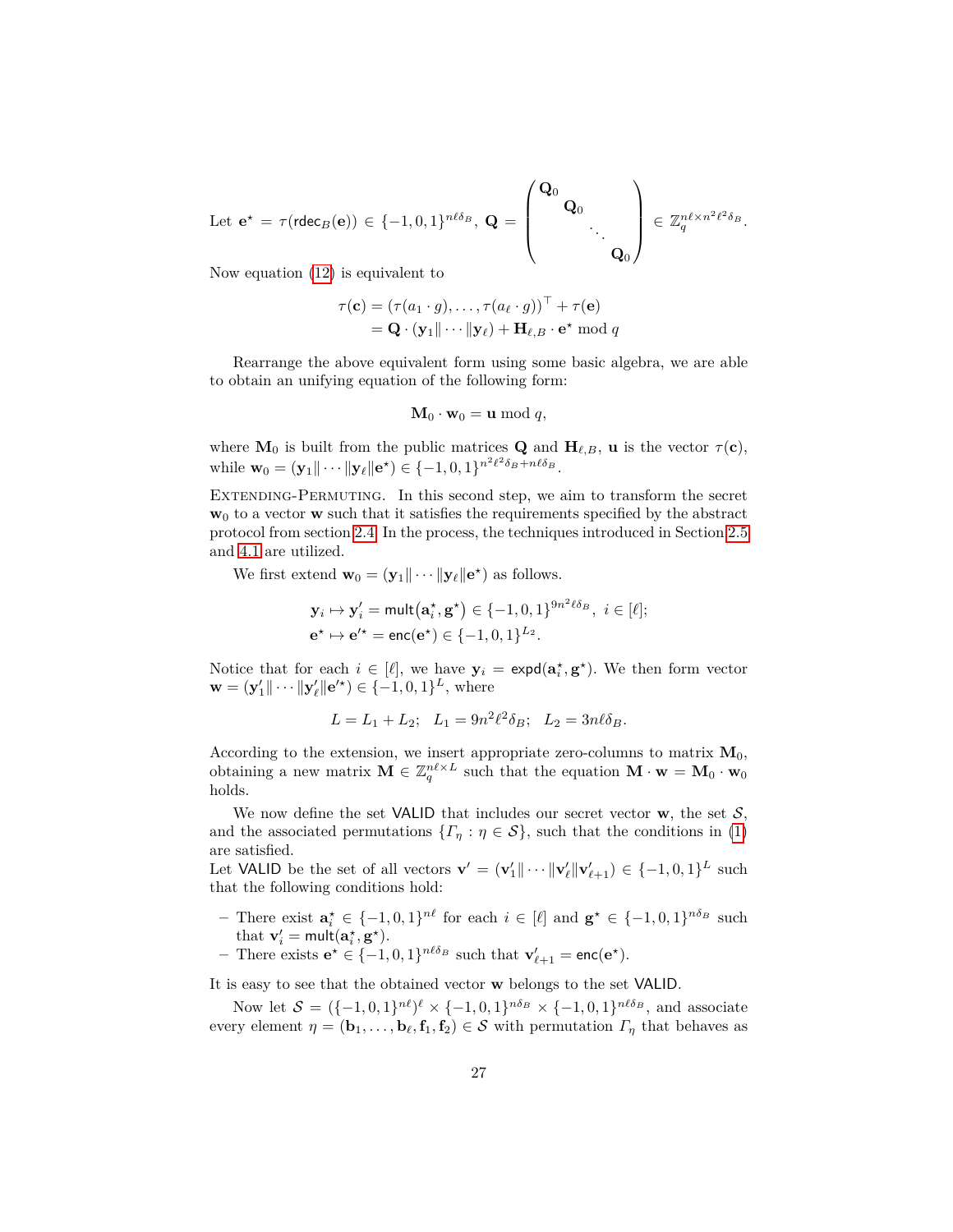Let $\mathbf{e}^\star = \tau(\mathsf{rdec}_B(\mathbf{e})) \in \{-1,0,1\}^{n\ell\delta_B}$, $\mathbf{Q} = \begin{pmatrix} \mathbf{Q}_0 & & & \\ & \mathbf{Q}_0 & & \\ & & \ddots & \\ & & & \mathbf{Q}_0 \end{pmatrix} \in \mathbb{Z}_q^{n\ell \times n^2\ell^2\delta_B}$.

Now equation (12) is equivalent to

$$\begin{aligned}
\tau(\mathbf{c}) &= (\tau(a_1 \cdot g), \ldots, \tau(a_\ell \cdot g))^\top + \tau(\mathbf{e}) \\
&= \mathbf{Q} \cdot (\mathbf{y}_1 \| \cdots \| \mathbf{y}_\ell) + \mathbf{H}_{\ell,B} \cdot \mathbf{e}^\star \bmod q
\end{aligned}$$

Rearrange the above equivalent form using some basic algebra, we are able to obtain an unifying equation of the following form:

$$\mathbf{M}_0 \cdot \mathbf{w}_0 = \mathbf{u} \bmod q,$$

where $\mathbf{M}_0$ is built from the public matrices $\mathbf{Q}$ and $\mathbf{H}_{\ell,B}$, $\mathbf{u}$ is the vector $\tau(\mathbf{c})$, while $\mathbf{w}_0 = (\mathbf{y}_1 \| \cdots \| \mathbf{y}_\ell \| \mathbf{e}^\star) \in \{-1,0,1\}^{n^2\ell^2\delta_B + n\ell\delta_B}$.

Extending-Permuting. In this second step, we aim to transform the secret $\mathbf{w}_0$ to a vector $\mathbf{w}$ such that it satisfies the requirements specified by the abstract protocol from section 2.4. In the process, the techniques introduced in Section 2.5 and 4.1 are utilized.

We first extend $\mathbf{w}_0 = (\mathbf{y}_1 \| \cdots \| \mathbf{y}_\ell \| \mathbf{e}^\star)$ as follows.

$$\begin{aligned}
&\mathbf{y}_i \mapsto \mathbf{y}'_i = \mathsf{mult}(\mathbf{a}_i^\star, \mathbf{g}^\star) \in \{-1,0,1\}^{9n^2\ell\delta_B}, \ i \in [\ell]; \\
&\mathbf{e}^\star \mapsto \mathbf{e}'^\star = \mathsf{enc}(\mathbf{e}^\star) \in \{-1,0,1\}^{L_2}.
\end{aligned}$$

Notice that for each $i \in [\ell]$, we have $\mathbf{y}_i = \mathsf{expd}(\mathbf{a}_i^\star, \mathbf{g}^\star)$. We then form vector $\mathbf{w} = (\mathbf{y}'_1 \| \cdots \| \mathbf{y}'_\ell \| \mathbf{e}'^\star) \in \{-1,0,1\}^L$, where

$$L = L_1 + L_2; \quad L_1 = 9n^2\ell^2\delta_B; \quad L_2 = 3n\ell\delta_B.$$

According to the extension, we insert appropriate zero-columns to matrix $\mathbf{M}_0$, obtaining a new matrix $\mathbf{M} \in \mathbb{Z}_q^{n\ell \times L}$ such that the equation $\mathbf{M} \cdot \mathbf{w} = \mathbf{M}_0 \cdot \mathbf{w}_0$ holds.

We now define the set $\mathsf{VALID}$ that includes our secret vector $\mathbf{w}$, the set $\mathcal{S}$, and the associated permutations $\{\Gamma_\eta : \eta \in \mathcal{S}\}$, such that the conditions in (1) are satisfied.

Let $\mathsf{VALID}$ be the set of all vectors $\mathbf{v}' = (\mathbf{v}'_1 \| \cdots \| \mathbf{v}'_\ell \| \mathbf{v}'_{\ell+1}) \in \{-1,0,1\}^L$ such that the following conditions hold:

- There exist $\mathbf{a}_i^\star \in \{-1,0,1\}^{n\ell}$ for each $i \in [\ell]$ and $\mathbf{g}^\star \in \{-1,0,1\}^{n\delta_B}$ such that $\mathbf{v}'_i = \mathsf{mult}(\mathbf{a}_i^\star, \mathbf{g}^\star)$.
- There exists $\mathbf{e}^\star \in \{-1,0,1\}^{n\ell\delta_B}$ such that $\mathbf{v}'_{\ell+1} = \mathsf{enc}(\mathbf{e}^\star)$.

It is easy to see that the obtained vector $\mathbf{w}$ belongs to the set $\mathsf{VALID}$.

Now let $\mathcal{S} = (\{-1,0,1\}^{n\ell})^\ell \times \{-1,0,1\}^{n\delta_B} \times \{-1,0,1\}^{n\ell\delta_B}$, and associate every element $\eta = (\mathbf{b}_1, \ldots, \mathbf{b}_\ell, \mathbf{f}_1, \mathbf{f}_2) \in \mathcal{S}$ with permutation $\Gamma_\eta$ that behaves as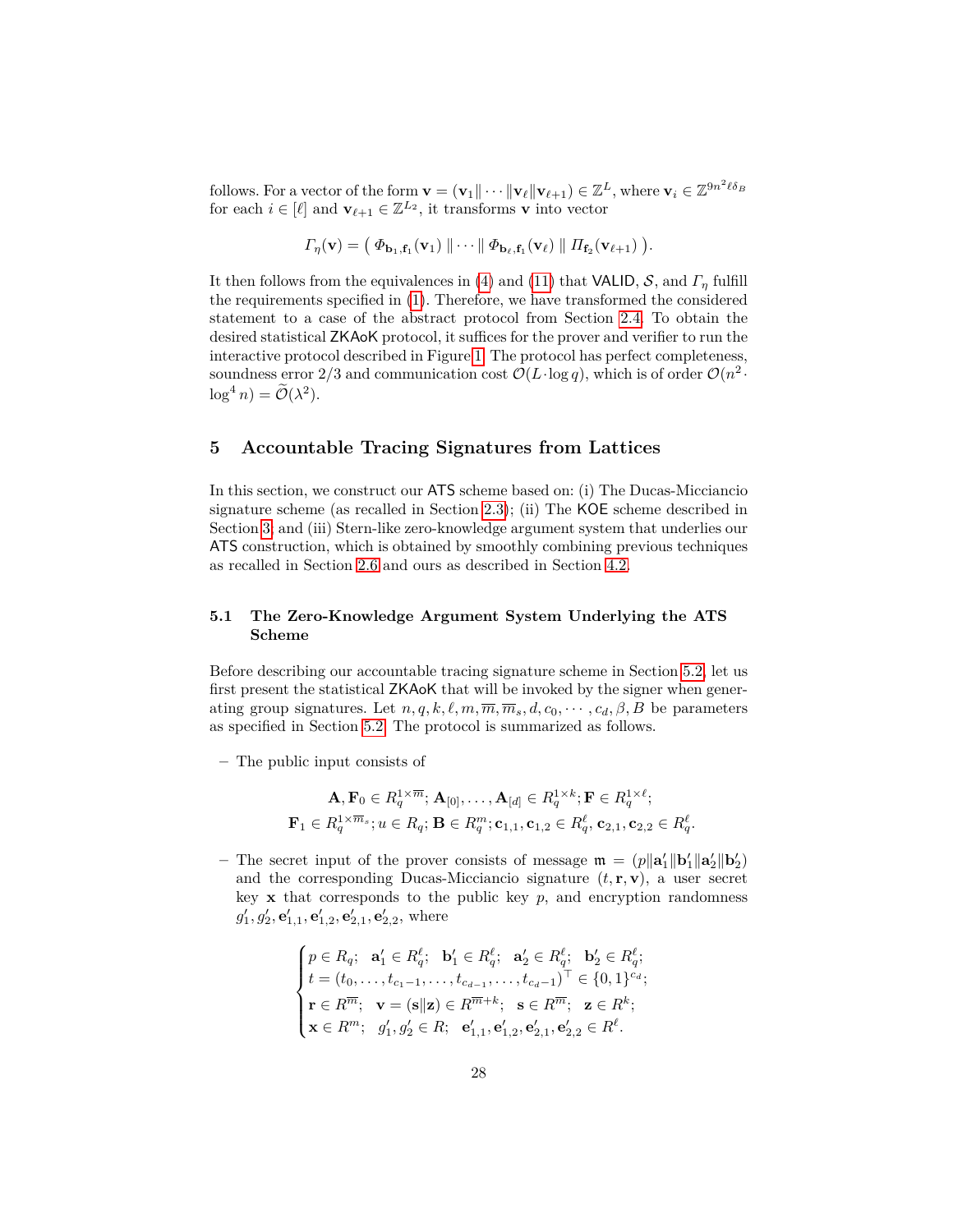follows. For a vector of the form $\mathbf{v} = (\mathbf{v}_1\| \cdots \|\mathbf{v}_\ell\|\mathbf{v}_{\ell+1}) \in \mathbb{Z}^L$, where $\mathbf{v}_i \in \mathbb{Z}^{9n^2\ell\delta_B}$ for each $i \in [\ell]$ and $\mathbf{v}_{\ell+1} \in \mathbb{Z}^{L_2}$, it transforms $\mathbf{v}$ into vector

$$\Gamma_\eta(\mathbf{v}) = \big( \varPhi_{\mathbf{b}_1,\mathbf{f}_1}(\mathbf{v}_1) \,\|\, \cdots \,\|\, \varPhi_{\mathbf{b}_\ell,\mathbf{f}_1}(\mathbf{v}_\ell) \,\|\, \varPi_{\mathbf{f}_2}(\mathbf{v}_{\ell+1}) \big).$$

It then follows from the equivalences in (4) and (11) that VALID, $\mathcal{S}$, and $\Gamma_\eta$ fulfill the requirements specified in (1). Therefore, we have transformed the considered statement to a case of the abstract protocol from Section 2.4. To obtain the desired statistical ZKAoK protocol, it suffices for the prover and verifier to run the interactive protocol described in Figure 1. The protocol has perfect completeness, soundness error $2/3$ and communication cost $\mathcal{O}(L \cdot \log q)$, which is of order $\mathcal{O}(n^2 \cdot \log^4 n) = \widetilde{\mathcal{O}}(\lambda^2)$.

## 5 Accountable Tracing Signatures from Lattices

In this section, we construct our ATS scheme based on: (i) The Ducas-Micciancio signature scheme (as recalled in Section 2.3); (ii) The KOE scheme described in Section 3; and (iii) Stern-like zero-knowledge argument system that underlies our ATS construction, which is obtained by smoothly combining previous techniques as recalled in Section 2.6 and ours as described in Section 4.2.

### 5.1 The Zero-Knowledge Argument System Underlying the ATS Scheme

Before describing our accountable tracing signature scheme in Section 5.2, let us first present the statistical ZKAoK that will be invoked by the signer when generating group signatures. Let $n, q, k, \ell, m, \overline{m}, \overline{m}_s, d, c_0, \cdots, c_d, \beta, B$ be parameters as specified in Section 5.2. The protocol is summarized as follows.

- The public input consists of

$$\mathbf{A}, \mathbf{F}_0 \in R_q^{1\times\overline{m}};\ \mathbf{A}_{[0]}, \ldots, \mathbf{A}_{[d]} \in R_q^{1\times k}; \mathbf{F} \in R_q^{1\times\ell};$$
$$\mathbf{F}_1 \in R_q^{1\times\overline{m}_s}; u \in R_q; \mathbf{B} \in R_q^{m}; \mathbf{c}_{1,1}, \mathbf{c}_{1,2} \in R_q^{\ell},\ \mathbf{c}_{2,1}, \mathbf{c}_{2,2} \in R_q^{\ell}.$$

- The secret input of the prover consists of message $\mathfrak{m} = (p\|\mathbf{a}'_1\|\mathbf{b}'_1\|\mathbf{a}'_2\|\mathbf{b}'_2)$ and the corresponding Ducas-Micciancio signature $(t, \mathbf{r}, \mathbf{v})$, a user secret key $\mathbf{x}$ that corresponds to the public key $p$, and encryption randomness $g'_1, g'_2, \mathbf{e}'_{1,1}, \mathbf{e}'_{1,2}, \mathbf{e}'_{2,1}, \mathbf{e}'_{2,2}$, where

$$\begin{cases} p \in R_q;\ \ \mathbf{a}'_1 \in R_q^{\ell};\ \ \mathbf{b}'_1 \in R_q^{\ell};\ \ \mathbf{a}'_2 \in R_q^{\ell};\ \ \mathbf{b}'_2 \in R_q^{\ell}; \\ t = (t_0, \ldots, t_{c_1-1}, \ldots, t_{c_{d-1}}, \ldots, t_{c_d-1})^\top \in \{0,1\}^{c_d}; \\ \mathbf{r} \in R^{\overline{m}};\ \ \mathbf{v} = (\mathbf{s}\|\mathbf{z}) \in R^{\overline{m}+k};\ \ \mathbf{s} \in R^{\overline{m}};\ \ \mathbf{z} \in R^{k}; \\ \mathbf{x} \in R^{m};\ \ g'_1, g'_2 \in R;\ \ \mathbf{e}'_{1,1}, \mathbf{e}'_{1,2}, \mathbf{e}'_{2,1}, \mathbf{e}'_{2,2} \in R^{\ell}. \end{cases}$$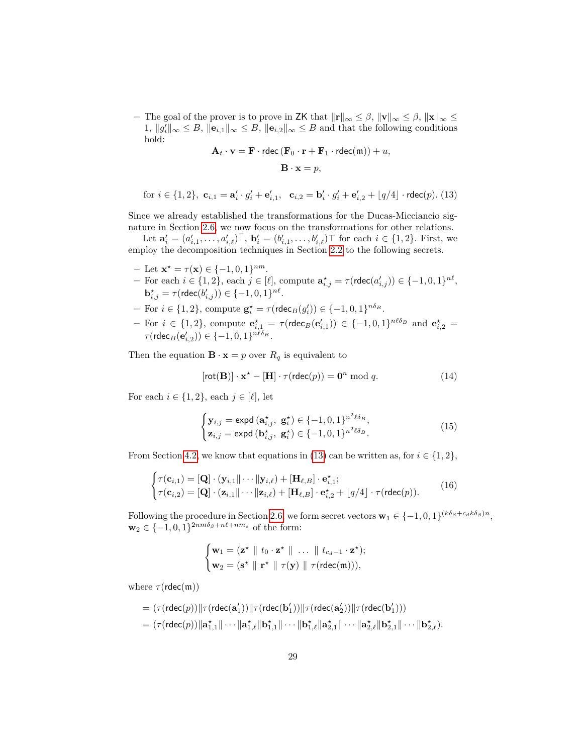– The goal of the prover is to prove in $\mathsf{ZK}$ that $\|\mathbf{r}\|_\infty \le \beta$, $\|\mathbf{v}\|_\infty \le \beta$, $\|\mathbf{x}\|_\infty \le 1$, $\|g_i'\|_\infty \le B$, $\|\mathbf{e}_{i,1}\|_\infty \le B$, $\|\mathbf{e}_{i,2}\|_\infty \le B$ and that the following conditions hold:

$$\mathbf{A}_t \cdot \mathbf{v} = \mathbf{F} \cdot \mathsf{rdec}\left(\mathbf{F}_0 \cdot \mathbf{r} + \mathbf{F}_1 \cdot \mathsf{rdec}(\mathfrak{m})\right) + u,$$

$$\mathbf{B} \cdot \mathbf{x} = p,$$

$$\text{for } i \in \{1,2\}, \;\; \mathbf{c}_{i,1} = \mathbf{a}_i' \cdot g_i' + \mathbf{e}_{i,1}', \;\; \mathbf{c}_{i,2} = \mathbf{b}_i' \cdot g_i' + \mathbf{e}_{i,2}' + \lfloor q/4 \rfloor \cdot \mathsf{rdec}(p). \quad (13)$$

Since we already established the transformations for the Ducas-Micciancio signature in Section 2.6, we now focus on the transformations for other relations.

Let $\mathbf{a}_i' = (a_{i,1}', \ldots, a_{i,\ell}')^\top$, $\mathbf{b}_i' = (b_{i,1}', \ldots, b_{i,\ell}')^\top$ for each $i \in \{1,2\}$. First, we employ the decomposition techniques in Section 2.2 to the following secrets.

– Let $\mathbf{x}^\star = \tau(\mathbf{x}) \in \{-1,0,1\}^{nm}$.
– For each $i \in \{1,2\}$, each $j \in [\ell]$, compute $\mathbf{a}_{i,j}^\star = \tau(\mathsf{rdec}(a_{i,j}')) \in \{-1,0,1\}^{n\ell}$, $\mathbf{b}_{i,j}^\star = \tau(\mathsf{rdec}(b_{i,j}')) \in \{-1,0,1\}^{n\ell}$.
– For $i \in \{1,2\}$, compute $\mathbf{g}_i^\star = \tau(\mathsf{rdec}_B(g_i')) \in \{-1,0,1\}^{n\delta_B}$.
– For $i \in \{1,2\}$, compute $\mathbf{e}_{i,1}^\star = \tau(\mathsf{rdec}_B(\mathbf{e}_{i,1}')) \in \{-1,0,1\}^{n\ell\delta_B}$ and $\mathbf{e}_{i,2}^\star = \tau(\mathsf{rdec}_B(\mathbf{e}_{i,2}')) \in \{-1,0,1\}^{n\ell\delta_B}$.

Then the equation $\mathbf{B} \cdot \mathbf{x} = p$ over $R_q$ is equivalent to

$$[\mathsf{rot}(\mathbf{B})] \cdot \mathbf{x}^\star - [\mathbf{H}] \cdot \tau(\mathsf{rdec}(p)) = \mathbf{0}^n \bmod q. \quad (14)$$

For each $i \in \{1,2\}$, each $j \in [\ell]$, let

$$\begin{cases} \mathbf{y}_{i,j} = \mathsf{expd}\left(\mathbf{a}_{i,j}^\star,\; \mathbf{g}_i^\star\right) \in \{-1,0,1\}^{n^2\ell\delta_B}, \\ \mathbf{z}_{i,j} = \mathsf{expd}\left(\mathbf{b}_{i,j}^\star,\; \mathbf{g}_i^\star\right) \in \{-1,0,1\}^{n^2\ell\delta_B}. \end{cases} \quad (15)$$

From Section 4.2, we know that equations in (13) can be written as, for $i \in \{1,2\}$,

$$\begin{cases} \tau(\mathbf{c}_{i,1}) = [\mathbf{Q}] \cdot (\mathbf{y}_{i,1} \| \cdots \| \mathbf{y}_{i,\ell}) + [\mathbf{H}_{\ell,B}] \cdot \mathbf{e}_{i,1}^\star; \\ \tau(\mathbf{c}_{i,2}) = [\mathbf{Q}] \cdot (\mathbf{z}_{i,1} \| \cdots \| \mathbf{z}_{i,\ell}) + [\mathbf{H}_{\ell,B}] \cdot \mathbf{e}_{i,2}^\star + \lfloor q/4 \rfloor \cdot \tau(\mathsf{rdec}(p)). \end{cases} \quad (16)$$

Following the procedure in Section 2.6, we form secret vectors $\mathbf{w}_1 \in \{-1,0,1\}^{(k\delta_\beta + c_d k\delta_\beta)n}$, $\mathbf{w}_2 \in \{-1,0,1\}^{2n\overline{m}\delta_\beta + n\ell + n\overline{m}_s}$ of the form:

$$\begin{cases} \mathbf{w}_1 = (\mathbf{z}^\star \;\|\; t_0 \cdot \mathbf{z}^\star \;\|\; \ldots \;\|\; t_{c_d-1} \cdot \mathbf{z}^\star); \\ \mathbf{w}_2 = (\mathbf{s}^\star \;\|\; \mathbf{r}^\star \;\|\; \tau(\mathbf{y}) \;\|\; \tau(\mathsf{rdec}(\mathfrak{m}))), \end{cases}$$

where $\tau(\mathsf{rdec}(\mathfrak{m}))$

$$= (\tau(\mathsf{rdec}(p)) \| \tau(\mathsf{rdec}(\mathbf{a}_1')) \| \tau(\mathsf{rdec}(\mathbf{b}_1')) \| \tau(\mathsf{rdec}(\mathbf{a}_2')) \| \tau(\mathsf{rdec}(\mathbf{b}_1')))$$
$$= (\tau(\mathsf{rdec}(p)) \| \mathbf{a}_{1,1}^\star \| \cdots \| \mathbf{a}_{1,\ell}^\star \| \mathbf{b}_{1,1}^\star \| \cdots \| \mathbf{b}_{1,\ell}^\star \| \mathbf{a}_{2,1}^\star \| \cdots \| \mathbf{a}_{2,\ell}^\star \| \mathbf{b}_{2,1}^\star \| \cdots \| \mathbf{b}_{2,\ell}^\star).$$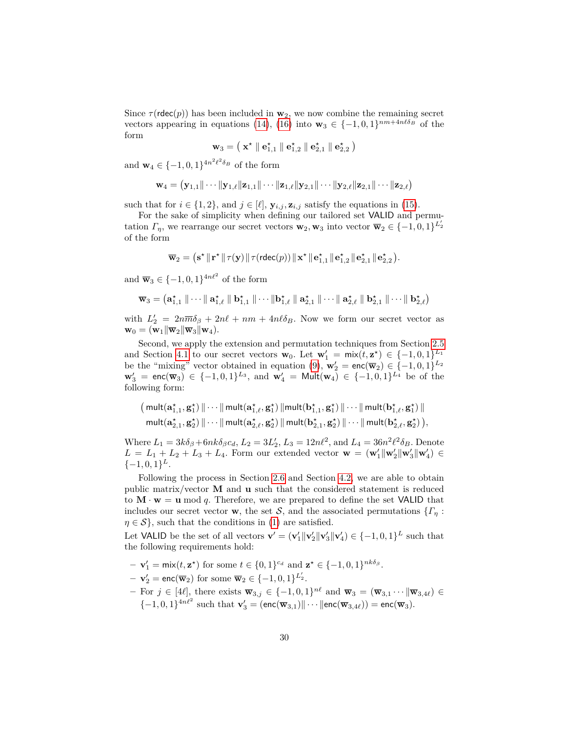Since $\tau(\mathsf{rdec}(p))$ has been included in $\mathbf{w}_2$, we now combine the remaining secret vectors appearing in equations (14), (16) into $\mathbf{w}_3 \in \{-1,0,1\}^{nm+4n\ell\delta_B}$ of the form

$$\mathbf{w}_3 = \big(\ \mathbf{x}^\star \parallel \mathbf{e}^\star_{1,1} \parallel \mathbf{e}^\star_{1,2} \parallel \mathbf{e}^\star_{2,1} \parallel \mathbf{e}^\star_{2,2}\ \big)$$

and $\mathbf{w}_4 \in \{-1,0,1\}^{4n^2\ell^2\delta_B}$ of the form

$$\mathbf{w}_4 = \big(\mathbf{y}_{1,1}\|\cdots\|\mathbf{y}_{1,\ell}\|\mathbf{z}_{1,1}\|\cdots\|\mathbf{z}_{1,\ell}\|\mathbf{y}_{2,1}\|\cdots\|\mathbf{y}_{2,\ell}\|\mathbf{z}_{2,1}\|\cdots\|\mathbf{z}_{2,\ell}\big)$$

such that for $i \in \{1,2\}$, and $j \in [\ell]$, $\mathbf{y}_{i,j}, \mathbf{z}_{i,j}$ satisfy the equations in (15).

For the sake of simplicity when defining our tailored set $\mathsf{VALID}$ and permutation $\Gamma_\eta$, we rearrange our secret vectors $\mathbf{w}_2, \mathbf{w}_3$ into vector $\overline{\mathbf{w}}_2 \in \{-1,0,1\}^{L_2'}$ of the form

$$\overline{\mathbf{w}}_2 = \big(\mathbf{s}^\star \,\|\, \mathbf{r}^\star \,\|\, \tau(\mathbf{y}) \,\|\, \tau(\mathsf{rdec}(p)) \,\|\, \mathbf{x}^\star \,\|\, \mathbf{e}^\star_{1,1} \,\|\, \mathbf{e}^\star_{1,2} \,\|\, \mathbf{e}^\star_{2,1} \,\|\, \mathbf{e}^\star_{2,2}\big).$$

and $\overline{\mathbf{w}}_3 \in \{-1,0,1\}^{4n\ell^2}$ of the form

$$\overline{\mathbf{w}}_3 = \big(\mathbf{a}^\star_{1,1} \parallel \cdots \parallel \mathbf{a}^\star_{1,\ell} \parallel \mathbf{b}^\star_{1,1} \parallel \cdots \|\mathbf{b}^\star_{1,\ell} \parallel \mathbf{a}^\star_{2,1} \parallel \cdots \parallel \mathbf{a}^\star_{2,\ell} \parallel \mathbf{b}^\star_{2,1} \parallel \cdots \parallel \mathbf{b}^\star_{2,\ell}\big)$$

with $L_2' = 2n\overline{m}\delta_\beta + 2n\ell + nm + 4n\ell\delta_B$. Now we form our secret vector as $\mathbf{w}_0 = (\mathbf{w}_1 \| \overline{\mathbf{w}}_2 \| \overline{\mathbf{w}}_3 \| \mathbf{w}_4)$.

Second, we apply the extension and permutation techniques from Section 2.5 and Section 4.1 to our secret vectors $\mathbf{w}_0$. Let $\mathbf{w}_1' = \mathsf{mix}(t, \mathbf{z}^\star) \in \{-1,0,1\}^{L_1}$ be the "mixing" vector obtained in equation (9), $\mathbf{w}_2' = \mathsf{enc}(\overline{\mathbf{w}}_2) \in \{-1,0,1\}^{L_2}$ $\mathbf{w}_3' = \mathsf{enc}(\overline{\mathbf{w}}_3) \in \{-1,0,1\}^{L_3}$, and $\mathbf{w}_4' = \mathsf{Mult}(\mathbf{w}_4) \in \{-1,0,1\}^{L_4}$ be of the following form:

$$\begin{aligned}&\big(\,\mathsf{mult}(\mathbf{a}^\star_{1,1},\mathbf{g}^\star_1) \,\|\cdots\|\, \mathsf{mult}(\mathbf{a}^\star_{1,\ell},\mathbf{g}^\star_1) \,\|\mathsf{mult}(\mathbf{b}^\star_{1,1},\mathbf{g}^\star_1) \,\|\cdots\|\, \mathsf{mult}(\mathbf{b}^\star_{1,\ell},\mathbf{g}^\star_1) \,\|\\ &\ \mathsf{mult}(\mathbf{a}^\star_{2,1},\mathbf{g}^\star_2) \,\|\cdots\|\, \mathsf{mult}(\mathbf{a}^\star_{2,\ell},\mathbf{g}^\star_2) \,\|\, \mathsf{mult}(\mathbf{b}^\star_{2,1},\mathbf{g}^\star_2) \,\|\cdots\|\, \mathsf{mult}(\mathbf{b}^\star_{2,\ell},\mathbf{g}^\star_2)\,\big),\end{aligned}$$

Where $L_1 = 3k\delta_\beta + 6nk\delta_\beta c_d$, $L_2 = 3L_2'$, $L_3 = 12n\ell^2$, and $L_4 = 36n^2\ell^2\delta_B$. Denote $L = L_1 + L_2 + L_3 + L_4$. Form our extended vector $\mathbf{w} = (\mathbf{w}_1' \| \mathbf{w}_2' \| \mathbf{w}_3' \| \mathbf{w}_4') \in \{-1,0,1\}^L$.

Following the process in Section 2.6 and Section 4.2, we are able to obtain public matrix/vector $\mathbf{M}$ and $\mathbf{u}$ such that the considered statement is reduced to $\mathbf{M} \cdot \mathbf{w} = \mathbf{u} \bmod q$. Therefore, we are prepared to define the set $\mathsf{VALID}$ that includes our secret vector $\mathbf{w}$, the set $\mathcal{S}$, and the associated permutations $\{\Gamma_\eta : \eta \in \mathcal{S}\}$, such that the conditions in (1) are satisfied.

Let $\mathsf{VALID}$ be the set of all vectors $\mathbf{v}' = (\mathbf{v}_1' \| \mathbf{v}_2' \| \mathbf{v}_3' \| \mathbf{v}_4') \in \{-1,0,1\}^L$ such that the following requirements hold:

- $\mathbf{v}_1' = \mathsf{mix}(t, \mathbf{z}^\star)$ for some $t \in \{0,1\}^{c_d}$ and $\mathbf{z}^\star \in \{-1,0,1\}^{nk\delta_\beta}$.
- $\mathbf{v}_2' = \mathsf{enc}(\overline{\mathbf{w}}_2)$ for some $\overline{\mathbf{w}}_2 \in \{-1,0,1\}^{L_2'}$.
- For $j \in [4\ell]$, there exists $\overline{\mathbf{w}}_{3,j} \in \{-1,0,1\}^{n\ell}$ and $\overline{\mathbf{w}}_3 = (\overline{\mathbf{w}}_{3,1} \cdots \| \overline{\mathbf{w}}_{3,4\ell}) \in \{-1,0,1\}^{4n\ell^2}$ such that $\mathbf{v}_3' = (\mathsf{enc}(\overline{\mathbf{w}}_{3,1}) \| \cdots \| \mathsf{enc}(\overline{\mathbf{w}}_{3,4\ell})) = \mathsf{enc}(\overline{\mathbf{w}}_3)$.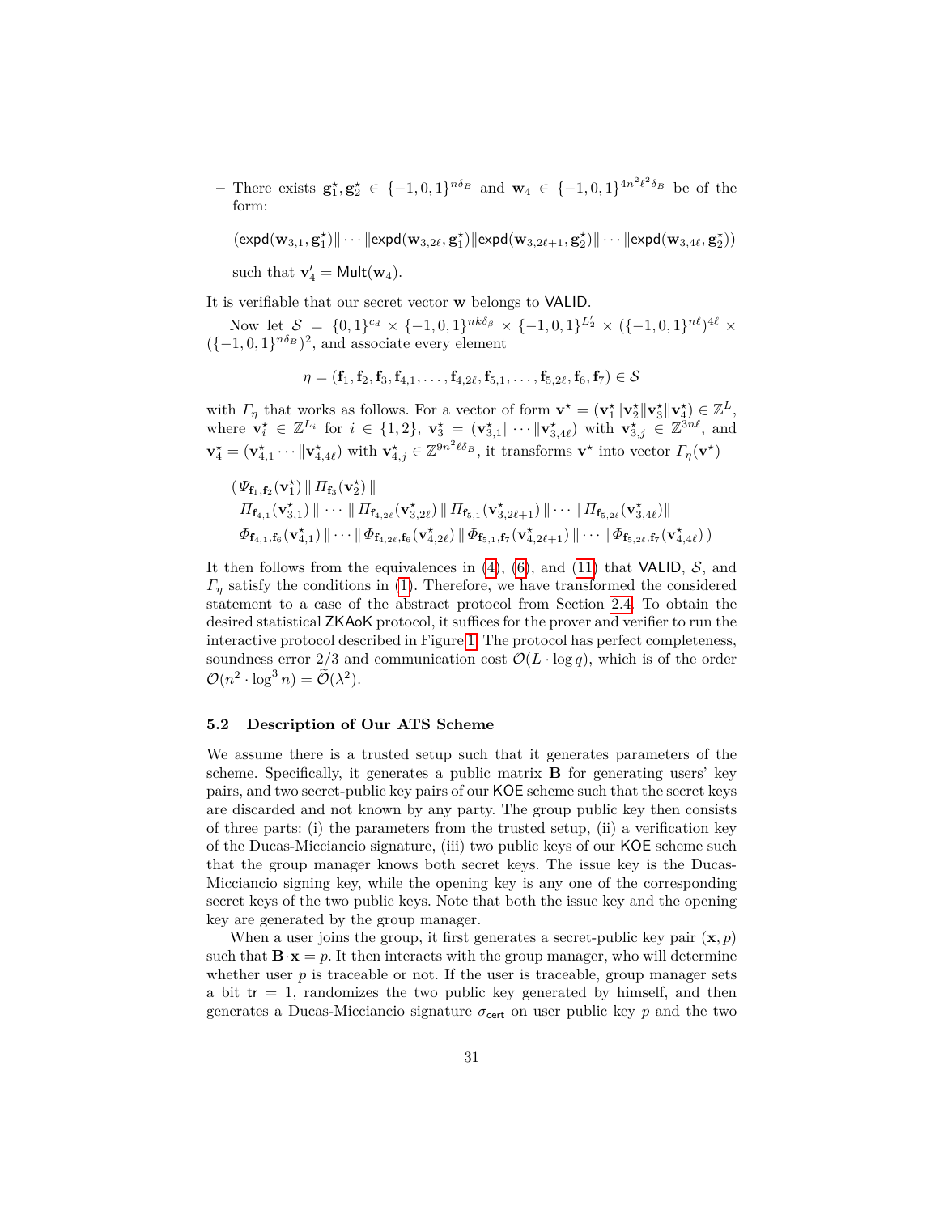– There exists $\mathbf{g}_1^\star, \mathbf{g}_2^\star \in \{-1,0,1\}^{n\delta_B}$ and $\mathbf{w}_4 \in \{-1,0,1\}^{4n^2\ell^2\delta_B}$ be of the form:

$$(\mathsf{expd}(\overline{\mathbf{w}}_{3,1}, \mathbf{g}_1^\star) \| \cdots \| \mathsf{expd}(\overline{\mathbf{w}}_{3,2\ell}, \mathbf{g}_1^\star) \| \mathsf{expd}(\overline{\mathbf{w}}_{3,2\ell+1}, \mathbf{g}_2^\star) \| \cdots \| \mathsf{expd}(\overline{\mathbf{w}}_{3,4\ell}, \mathbf{g}_2^\star))$$

such that $\mathbf{v}_4' = \mathsf{Mult}(\mathbf{w}_4)$.

It is verifiable that our secret vector $\mathbf{w}$ belongs to $\mathsf{VALID}$.

Now let $\mathcal{S} = \{0,1\}^{c_d} \times \{-1,0,1\}^{nk\delta_\beta} \times \{-1,0,1\}^{L_2'} \times (\{-1,0,1\}^{n\ell})^{4\ell} \times (\{-1,0,1\}^{n\delta_B})^2$, and associate every element

$$\eta = (\mathbf{f}_1, \mathbf{f}_2, \mathbf{f}_3, \mathbf{f}_{4,1}, \ldots, \mathbf{f}_{4,2\ell}, \mathbf{f}_{5,1}, \ldots, \mathbf{f}_{5,2\ell}, \mathbf{f}_6, \mathbf{f}_7) \in \mathcal{S}$$

with $\Gamma_\eta$ that works as follows. For a vector of form $\mathbf{v}^\star = (\mathbf{v}_1^\star \| \mathbf{v}_2^\star \| \mathbf{v}_3^\star \| \mathbf{v}_4^\star) \in \mathbb{Z}^L$, where $\mathbf{v}_i^\star \in \mathbb{Z}^{L_i}$ for $i \in \{1,2\}$, $\mathbf{v}_3^\star = (\mathbf{v}_{3,1}^\star \| \cdots \| \mathbf{v}_{3,4\ell}^\star)$ with $\mathbf{v}_{3,j}^\star \in \mathbb{Z}^{3n\ell}$, and $\mathbf{v}_4^\star = (\mathbf{v}_{4,1}^\star \cdots \| \mathbf{v}_{4,4\ell}^\star)$ with $\mathbf{v}_{4,j}^\star \in \mathbb{Z}^{9n^2\ell\delta_B}$, it transforms $\mathbf{v}^\star$ into vector $\Gamma_\eta(\mathbf{v}^\star)$

$$\begin{aligned}
&(\Psi_{\mathbf{f}_1,\mathbf{f}_2}(\mathbf{v}_1^\star) \,\|\, \Pi_{\mathbf{f}_3}(\mathbf{v}_2^\star) \,\| \\
&\Pi_{\mathbf{f}_{4,1}}(\mathbf{v}_{3,1}^\star) \,\|\, \cdots \,\|\, \Pi_{\mathbf{f}_{4,2\ell}}(\mathbf{v}_{3,2\ell}^\star) \,\|\, \Pi_{\mathbf{f}_{5,1}}(\mathbf{v}_{3,2\ell+1}^\star) \,\|\, \cdots \,\|\, \Pi_{\mathbf{f}_{5,2\ell}}(\mathbf{v}_{3,4\ell}^\star) \| \\
&\Phi_{\mathbf{f}_{4,1},\mathbf{f}_6}(\mathbf{v}_{4,1}^\star) \,\|\, \cdots \,\|\, \Phi_{\mathbf{f}_{4,2\ell},\mathbf{f}_6}(\mathbf{v}_{4,2\ell}^\star) \,\|\, \Phi_{\mathbf{f}_{5,1},\mathbf{f}_7}(\mathbf{v}_{4,2\ell+1}^\star) \,\|\, \cdots \,\|\, \Phi_{\mathbf{f}_{5,2\ell},\mathbf{f}_7}(\mathbf{v}_{4,4\ell}^\star))
\end{aligned}$$

It then follows from the equivalences in (4), (6), and (11) that $\mathsf{VALID}$, $\mathcal{S}$, and $\Gamma_\eta$ satisfy the conditions in (1). Therefore, we have transformed the considered statement to a case of the abstract protocol from Section 2.4. To obtain the desired statistical $\mathsf{ZKAoK}$ protocol, it suffices for the prover and verifier to run the interactive protocol described in Figure 1. The protocol has perfect completeness, soundness error $2/3$ and communication cost $\mathcal{O}(L \cdot \log q)$, which is of the order $\mathcal{O}(n^2 \cdot \log^3 n) = \widetilde{\mathcal{O}}(\lambda^2)$.

### 5.2 Description of Our ATS Scheme

We assume there is a trusted setup such that it generates parameters of the scheme. Specifically, it generates a public matrix $\mathbf{B}$ for generating users' key pairs, and two secret-public key pairs of our $\mathsf{KOE}$ scheme such that the secret keys are discarded and not known by any party. The group public key then consists of three parts: (i) the parameters from the trusted setup, (ii) a verification key of the Ducas-Micciancio signature, (iii) two public keys of our $\mathsf{KOE}$ scheme such that the group manager knows both secret keys. The issue key is the Ducas-Micciancio signing key, while the opening key is any one of the corresponding secret keys of the two public keys. Note that both the issue key and the opening key are generated by the group manager.

When a user joins the group, it first generates a secret-public key pair $(\mathbf{x}, p)$ such that $\mathbf{B} \cdot \mathbf{x} = p$. It then interacts with the group manager, who will determine whether user $p$ is traceable or not. If the user is traceable, group manager sets a bit $\mathsf{tr} = 1$, randomizes the two public key generated by himself, and then generates a Ducas-Micciancio signature $\sigma_{\mathsf{cert}}$ on user public key $p$ and the two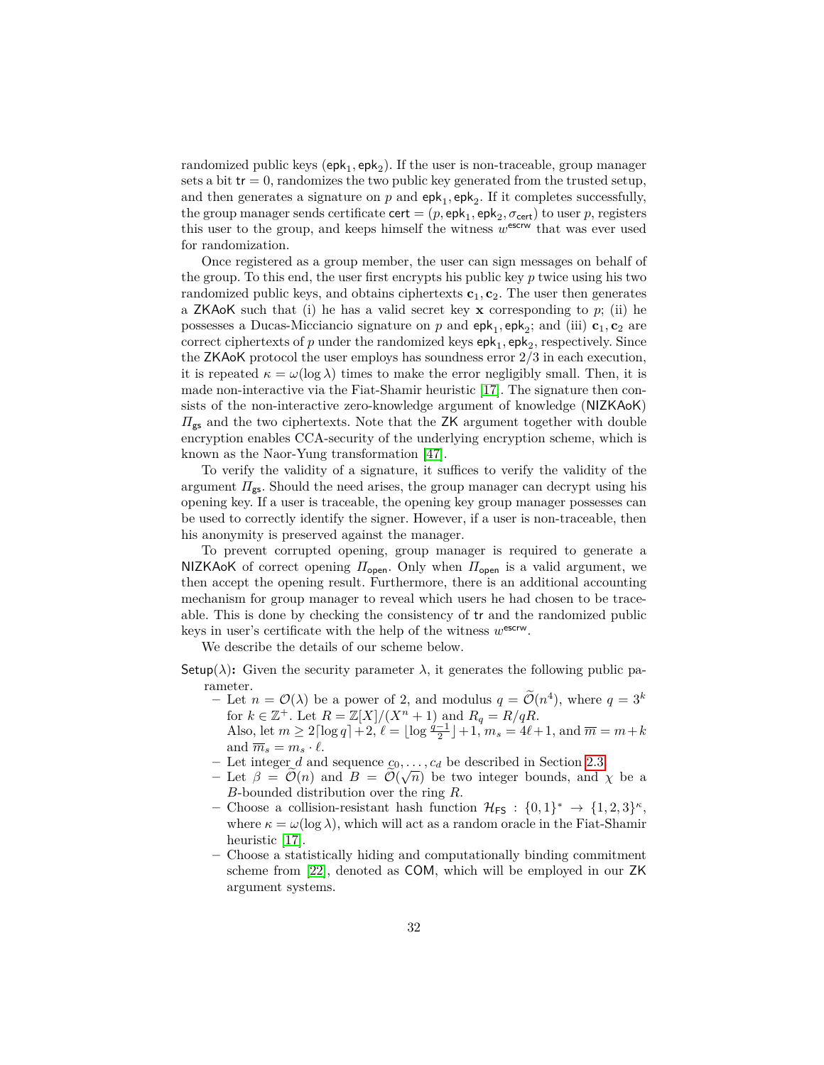randomized public keys ($\mathsf{epk}_1, \mathsf{epk}_2$). If the user is non-traceable, group manager sets a bit $\mathsf{tr} = 0$, randomizes the two public key generated from the trusted setup, and then generates a signature on $p$ and $\mathsf{epk}_1, \mathsf{epk}_2$. If it completes successfully, the group manager sends certificate $\mathsf{cert} = (p, \mathsf{epk}_1, \mathsf{epk}_2, \sigma_{\mathsf{cert}})$ to user $p$, registers this user to the group, and keeps himself the witness $w^{\mathsf{escrw}}$ that was ever used for randomization.

Once registered as a group member, the user can sign messages on behalf of the group. To this end, the user first encrypts his public key $p$ twice using his two randomized public keys, and obtains ciphertexts $\mathbf{c}_1, \mathbf{c}_2$. The user then generates a ZKAoK such that (i) he has a valid secret key $\mathbf{x}$ corresponding to $p$; (ii) he possesses a Ducas-Micciancio signature on $p$ and $\mathsf{epk}_1, \mathsf{epk}_2$; and (iii) $\mathbf{c}_1, \mathbf{c}_2$ are correct ciphertexts of $p$ under the randomized keys $\mathsf{epk}_1, \mathsf{epk}_2$, respectively. Since the ZKAoK protocol the user employs has soundness error $2/3$ in each execution, it is repeated $\kappa = \omega(\log \lambda)$ times to make the error negligibly small. Then, it is made non-interactive via the Fiat-Shamir heuristic [17]. The signature then consists of the non-interactive zero-knowledge argument of knowledge (NIZKAoK) $\Pi_{\mathsf{gs}}$ and the two ciphertexts. Note that the ZK argument together with double encryption enables CCA-security of the underlying encryption scheme, which is known as the Naor-Yung transformation [47].

To verify the validity of a signature, it suffices to verify the validity of the argument $\Pi_{\mathsf{gs}}$. Should the need arises, the group manager can decrypt using his opening key. If a user is traceable, the opening key group manager possesses can be used to correctly identify the signer. However, if a user is non-traceable, then his anonymity is preserved against the manager.

To prevent corrupted opening, group manager is required to generate a NIZKAoK of correct opening $\Pi_{\mathsf{open}}$. Only when $\Pi_{\mathsf{open}}$ is a valid argument, we then accept the opening result. Furthermore, there is an additional accounting mechanism for group manager to reveal which users he had chosen to be traceable. This is done by checking the consistency of $\mathsf{tr}$ and the randomized public keys in user's certificate with the help of the witness $w^{\mathsf{escrw}}$.

We describe the details of our scheme below.

**$\mathsf{Setup}(\lambda)$:** Given the security parameter $\lambda$, it generates the following public parameter.

- Let $n = \mathcal{O}(\lambda)$ be a power of 2, and modulus $q = \widetilde{\mathcal{O}}(n^4)$, where $q = 3^k$ for $k \in \mathbb{Z}^+$. Let $R = \mathbb{Z}[X]/(X^n + 1)$ and $R_q = R/qR$. Also, let $m \geq 2\lceil \log q \rceil + 2$, $\ell = \lfloor \log \frac{q-1}{2} \rfloor + 1$, $m_s = 4\ell + 1$, and $\overline{m} = m + k$ and $\overline{m}_s = m_s \cdot \ell$.
- Let integer $d$ and sequence $c_0, \ldots, c_d$ be described in Section 2.3.
- Let $\beta = \widetilde{\mathcal{O}}(n)$ and $B = \widetilde{\mathcal{O}}(\sqrt{n})$ be two integer bounds, and $\chi$ be a $B$-bounded distribution over the ring $R$.
- Choose a collision-resistant hash function $\mathcal{H}_{\mathsf{FS}} : \{0,1\}^* \to \{1,2,3\}^\kappa$, where $\kappa = \omega(\log \lambda)$, which will act as a random oracle in the Fiat-Shamir heuristic [17].
- Choose a statistically hiding and computationally binding commitment scheme from [22], denoted as COM, which will be employed in our ZK argument systems.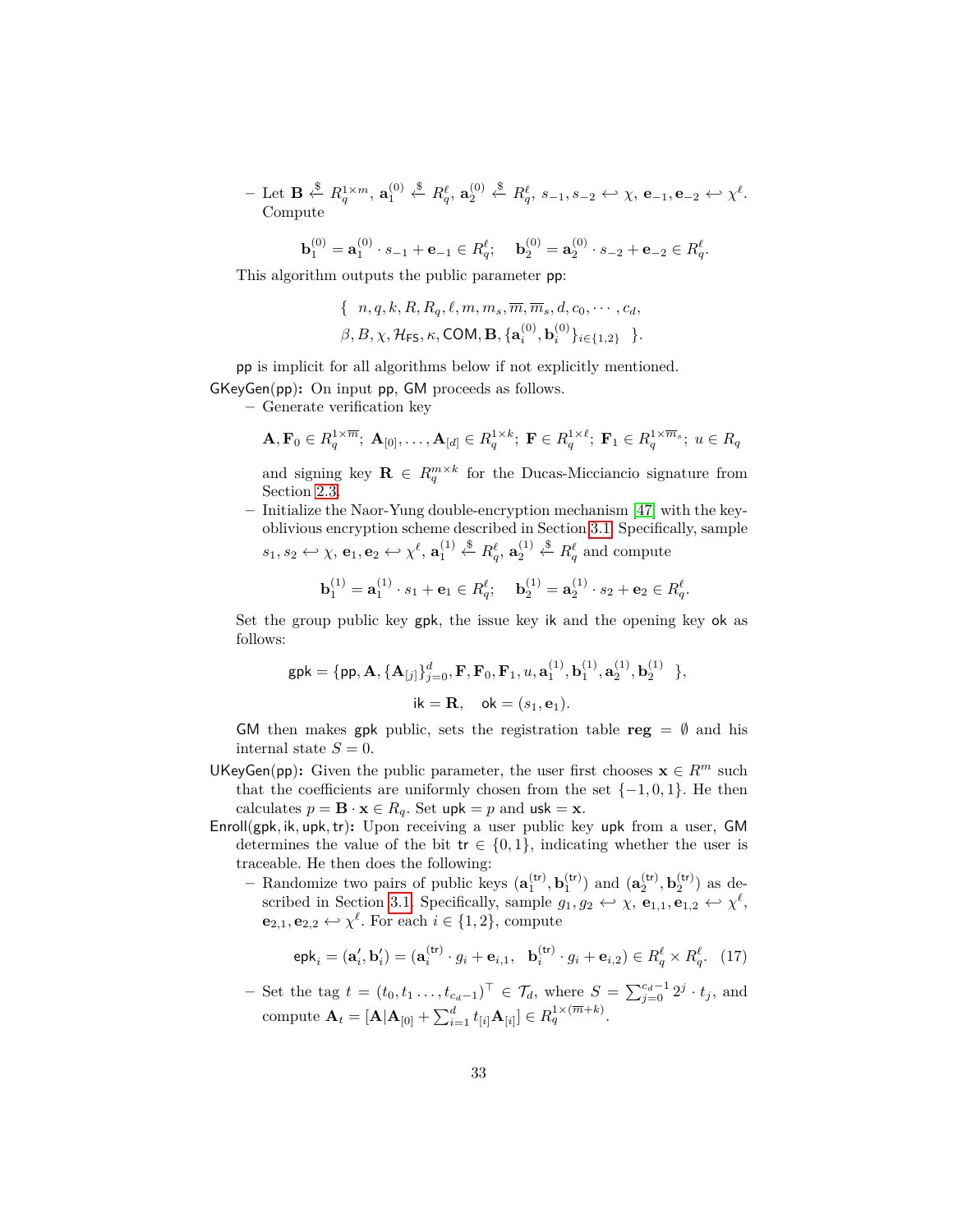– Let $\mathbf{B} \xleftarrow{\$} R_q^{1\times m}$, $\mathbf{a}_1^{(0)} \xleftarrow{\$} R_q^{\ell}$, $\mathbf{a}_2^{(0)} \xleftarrow{\$} R_q^{\ell}$, $s_{-1}, s_{-2} \hookleftarrow \chi$, $\mathbf{e}_{-1}, \mathbf{e}_{-2} \hookleftarrow \chi^{\ell}$. Compute

$$\mathbf{b}_1^{(0)} = \mathbf{a}_1^{(0)} \cdot s_{-1} + \mathbf{e}_{-1} \in R_q^{\ell}; \quad \mathbf{b}_2^{(0)} = \mathbf{a}_2^{(0)} \cdot s_{-2} + \mathbf{e}_{-2} \in R_q^{\ell}.$$

This algorithm outputs the public parameter $\mathsf{pp}$:

$$\{ \ n, q, k, R, R_q, \ell, m, m_s, \overline{m}, \overline{m}_s, d, c_0, \cdots, c_d,$$
$$\beta, B, \chi, \mathcal{H}_{\mathsf{FS}}, \kappa, \mathsf{COM}, \mathbf{B}, \{\mathbf{a}_i^{(0)}, \mathbf{b}_i^{(0)}\}_{i\in\{1,2\}} \ \}.$$

$\mathsf{pp}$ is implicit for all algorithms below if not explicitly mentioned.

**GKeyGen(pp):** On input $\mathsf{pp}$, $\mathsf{GM}$ proceeds as follows.

– Generate verification key

$$\mathbf{A}, \mathbf{F}_0 \in R_q^{1\times\overline{m}};\ \mathbf{A}_{[0]}, \ldots, \mathbf{A}_{[d]} \in R_q^{1\times k};\ \mathbf{F} \in R_q^{1\times\ell};\ \mathbf{F}_1 \in R_q^{1\times\overline{m}_s};\ u \in R_q$$

and signing key $\mathbf{R} \in R_q^{m\times k}$ for the Ducas-Micciancio signature from Section 2.3.

– Initialize the Naor-Yung double-encryption mechanism [47] with the key-oblivious encryption scheme described in Section 3.1. Specifically, sample $s_1, s_2 \hookleftarrow \chi$, $\mathbf{e}_1, \mathbf{e}_2 \hookleftarrow \chi^{\ell}$, $\mathbf{a}_1^{(1)} \xleftarrow{\$} R_q^{\ell}$, $\mathbf{a}_2^{(1)} \xleftarrow{\$} R_q^{\ell}$ and compute

$$\mathbf{b}_1^{(1)} = \mathbf{a}_1^{(1)} \cdot s_1 + \mathbf{e}_1 \in R_q^{\ell}; \quad \mathbf{b}_2^{(1)} = \mathbf{a}_2^{(1)} \cdot s_2 + \mathbf{e}_2 \in R_q^{\ell}.$$

Set the group public key $\mathsf{gpk}$, the issue key $\mathsf{ik}$ and the opening key $\mathsf{ok}$ as follows:

$$\mathsf{gpk} = \{\mathsf{pp}, \mathbf{A}, \{\mathbf{A}_{[j]}\}_{j=0}^{d}, \mathbf{F}, \mathbf{F}_0, \mathbf{F}_1, u, \mathbf{a}_1^{(1)}, \mathbf{b}_1^{(1)}, \mathbf{a}_2^{(1)}, \mathbf{b}_2^{(1)} \ \},$$
$$\mathsf{ik} = \mathbf{R}, \quad \mathsf{ok} = (s_1, \mathbf{e}_1).$$

$\mathsf{GM}$ then makes $\mathsf{gpk}$ public, sets the registration table $\mathbf{reg} = \emptyset$ and his internal state $S = 0$.

**UKeyGen(pp):** Given the public parameter, the user first chooses $\mathbf{x} \in R^m$ such that the coefficients are uniformly chosen from the set $\{-1, 0, 1\}$. He then calculates $p = \mathbf{B} \cdot \mathbf{x} \in R_q$. Set $\mathsf{upk} = p$ and $\mathsf{usk} = \mathbf{x}$.

**Enroll(gpk, ik, upk, tr):** Upon receiving a user public key $\mathsf{upk}$ from a user, $\mathsf{GM}$ determines the value of the bit $\mathsf{tr} \in \{0, 1\}$, indicating whether the user is traceable. He then does the following:

– Randomize two pairs of public keys $(\mathbf{a}_1^{(\mathsf{tr})}, \mathbf{b}_1^{(\mathsf{tr})})$ and $(\mathbf{a}_2^{(\mathsf{tr})}, \mathbf{b}_2^{(\mathsf{tr})})$ as described in Section 3.1. Specifically, sample $g_1, g_2 \hookleftarrow \chi$, $\mathbf{e}_{1,1}, \mathbf{e}_{1,2} \hookleftarrow \chi^{\ell}$, $\mathbf{e}_{2,1}, \mathbf{e}_{2,2} \hookleftarrow \chi^{\ell}$. For each $i \in \{1, 2\}$, compute

$$\mathsf{epk}_i = (\mathbf{a}'_i, \mathbf{b}'_i) = (\mathbf{a}_i^{(\mathsf{tr})} \cdot g_i + \mathbf{e}_{i,1}, \ \ \mathbf{b}_i^{(\mathsf{tr})} \cdot g_i + \mathbf{e}_{i,2}) \in R_q^{\ell} \times R_q^{\ell}. \quad (17)$$

– Set the tag $t = (t_0, t_1 \ldots, t_{c_d-1})^{\top} \in \mathcal{T}_d$, where $S = \sum_{j=0}^{c_d-1} 2^j \cdot t_j$, and compute $\mathbf{A}_t = [\mathbf{A}|\mathbf{A}_{[0]} + \sum_{i=1}^{d} t_{[i]}\mathbf{A}_{[i]}] \in R_q^{1\times(\overline{m}+k)}$.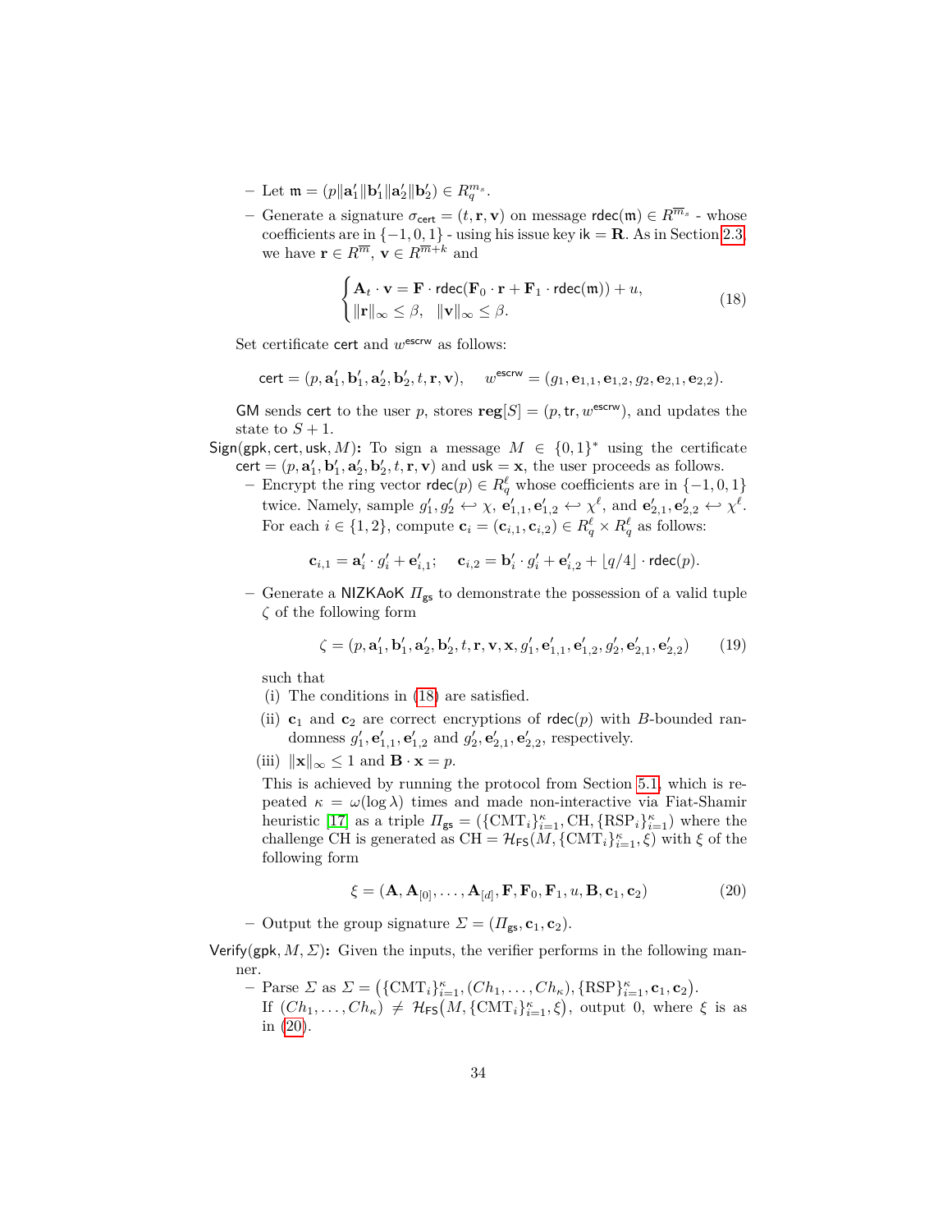- Let $\mathfrak{m} = (p \| \mathbf{a}'_1 \| \mathbf{b}'_1 \| \mathbf{a}'_2 \| \mathbf{b}'_2) \in R_q^{m_s}$.
- Generate a signature $\sigma_{\mathsf{cert}} = (t, \mathbf{r}, \mathbf{v})$ on message $\mathsf{rdec}(\mathfrak{m}) \in R^{\overline{m}_s}$ - whose coefficients are in $\{-1, 0, 1\}$ - using his issue key $\mathsf{ik} = \mathbf{R}$. As in Section 2.3, we have $\mathbf{r} \in R^{\overline{m}}$, $\mathbf{v} \in R^{\overline{m}+k}$ and

$$\begin{cases} \mathbf{A}_t \cdot \mathbf{v} = \mathbf{F} \cdot \mathsf{rdec}(\mathbf{F}_0 \cdot \mathbf{r} + \mathbf{F}_1 \cdot \mathsf{rdec}(\mathfrak{m})) + u, \\ \|\mathbf{r}\|_\infty \leq \beta, \quad \|\mathbf{v}\|_\infty \leq \beta. \end{cases} \tag{18}$$

Set certificate $\mathsf{cert}$ and $w^{\mathsf{escrw}}$ as follows:

$$\mathsf{cert} = (p, \mathbf{a}'_1, \mathbf{b}'_1, \mathbf{a}'_2, \mathbf{b}'_2, t, \mathbf{r}, \mathbf{v}), \qquad w^{\mathsf{escrw}} = (g_1, \mathbf{e}_{1,1}, \mathbf{e}_{1,2}, g_2, \mathbf{e}_{2,1}, \mathbf{e}_{2,2}).$$

GM sends $\mathsf{cert}$ to the user $p$, stores $\mathbf{reg}[S] = (p, \mathsf{tr}, w^{\mathsf{escrw}})$, and updates the state to $S + 1$.

$\mathsf{Sign}(\mathsf{gpk}, \mathsf{cert}, \mathsf{usk}, M)$**:** To sign a message $M \in \{0,1\}^*$ using the certificate $\mathsf{cert} = (p, \mathbf{a}'_1, \mathbf{b}'_1, \mathbf{a}'_2, \mathbf{b}'_2, t, \mathbf{r}, \mathbf{v})$ and $\mathsf{usk} = \mathbf{x}$, the user proceeds as follows.

- Encrypt the ring vector $\mathsf{rdec}(p) \in R_q^\ell$ whose coefficients are in $\{-1, 0, 1\}$ twice. Namely, sample $g'_1, g'_2 \hookleftarrow \chi$, $\mathbf{e}'_{1,1}, \mathbf{e}'_{1,2} \hookleftarrow \chi^\ell$, and $\mathbf{e}'_{2,1}, \mathbf{e}'_{2,2} \hookleftarrow \chi^\ell$. For each $i \in \{1, 2\}$, compute $\mathbf{c}_i = (\mathbf{c}_{i,1}, \mathbf{c}_{i,2}) \in R_q^\ell \times R_q^\ell$ as follows:

$$\mathbf{c}_{i,1} = \mathbf{a}'_i \cdot g'_i + \mathbf{e}'_{i,1}; \qquad \mathbf{c}_{i,2} = \mathbf{b}'_i \cdot g'_i + \mathbf{e}'_{i,2} + \lfloor q/4 \rfloor \cdot \mathsf{rdec}(p).$$

- Generate a $\mathsf{NIZKAoK}$ $\Pi_{\mathsf{gs}}$ to demonstrate the possession of a valid tuple $\zeta$ of the following form

$$\zeta = (p, \mathbf{a}'_1, \mathbf{b}'_1, \mathbf{a}'_2, \mathbf{b}'_2, t, \mathbf{r}, \mathbf{v}, \mathbf{x}, g'_1, \mathbf{e}'_{1,1}, \mathbf{e}'_{1,2}, g'_2, \mathbf{e}'_{2,1}, \mathbf{e}'_{2,2}) \tag{19}$$

such that
  (i) The conditions in (18) are satisfied.
  (ii) $\mathbf{c}_1$ and $\mathbf{c}_2$ are correct encryptions of $\mathsf{rdec}(p)$ with $B$-bounded randomness $g'_1, \mathbf{e}'_{1,1}, \mathbf{e}'_{1,2}$ and $g'_2, \mathbf{e}'_{2,1}, \mathbf{e}'_{2,2}$, respectively.
  (iii) $\|\mathbf{x}\|_\infty \leq 1$ and $\mathbf{B} \cdot \mathbf{x} = p$.

This is achieved by running the protocol from Section 5.1, which is repeated $\kappa = \omega(\log \lambda)$ times and made non-interactive via Fiat-Shamir heuristic [17] as a triple $\Pi_{\mathsf{gs}} = (\{\mathrm{CMT}_i\}_{i=1}^\kappa, \mathrm{CH}, \{\mathrm{RSP}_i\}_{i=1}^\kappa)$ where the challenge CH is generated as $\mathrm{CH} = \mathcal{H}_{\mathsf{FS}}(M, \{\mathrm{CMT}_i\}_{i=1}^\kappa, \xi)$ with $\xi$ of the following form

$$\xi = (\mathbf{A}, \mathbf{A}_{[0]}, \ldots, \mathbf{A}_{[d]}, \mathbf{F}, \mathbf{F}_0, \mathbf{F}_1, u, \mathbf{B}, \mathbf{c}_1, \mathbf{c}_2) \tag{20}$$

- Output the group signature $\Sigma = (\Pi_{\mathsf{gs}}, \mathbf{c}_1, \mathbf{c}_2)$.

$\mathsf{Verify}(\mathsf{gpk}, M, \Sigma)$**:** Given the inputs, the verifier performs in the following manner.

- Parse $\Sigma$ as $\Sigma = \big(\{\mathrm{CMT}_i\}_{i=1}^\kappa, (Ch_1, \ldots, Ch_\kappa), \{\mathrm{RSP}\}_{i=1}^\kappa, \mathbf{c}_1, \mathbf{c}_2\big)$.
  If $(Ch_1, \ldots, Ch_\kappa) \neq \mathcal{H}_{\mathsf{FS}}\big(M, \{\mathrm{CMT}_i\}_{i=1}^\kappa, \xi\big)$, output 0, where $\xi$ is as in (20).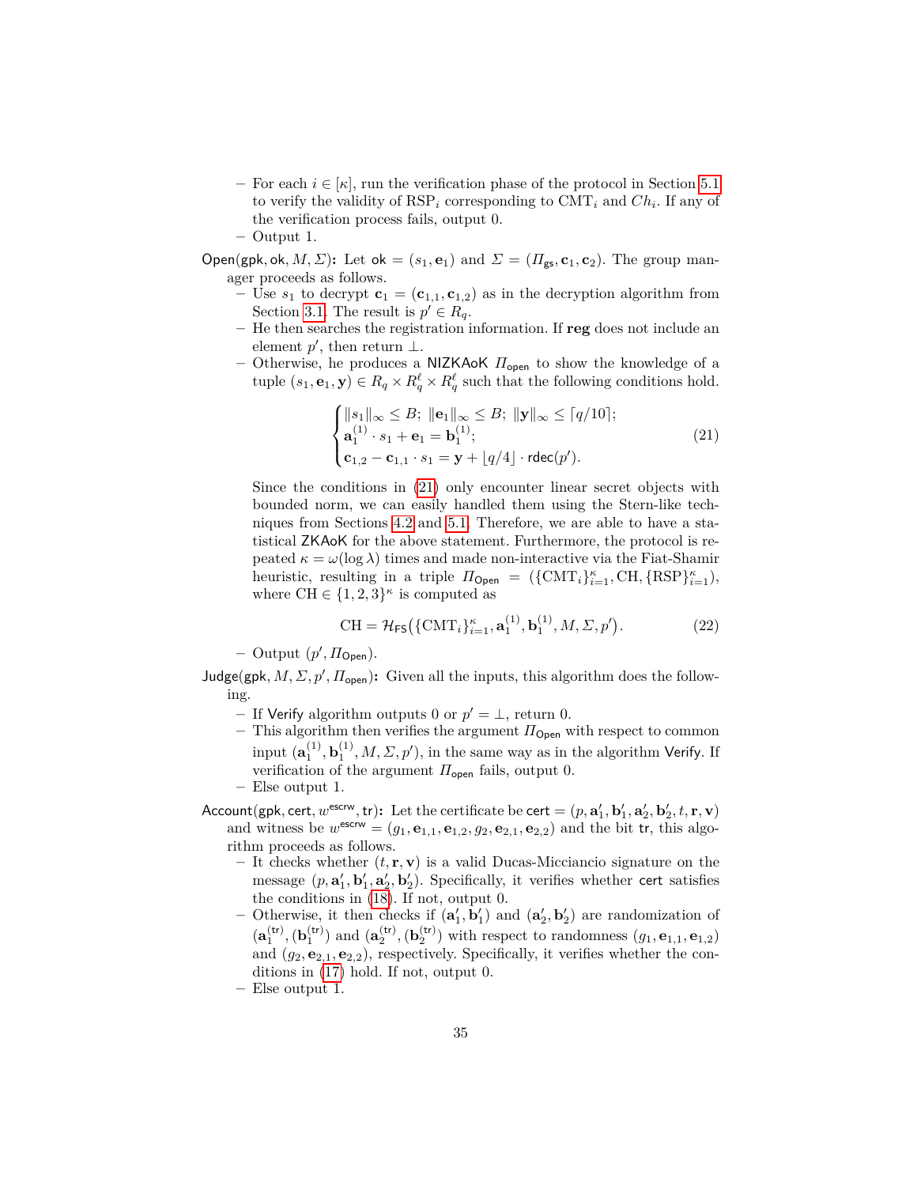- For each $i \in [\kappa]$, run the verification phase of the protocol in Section 5.1 to verify the validity of $\mathrm{RSP}_i$ corresponding to $\mathrm{CMT}_i$ and $Ch_i$. If any of the verification process fails, output 0.
- Output 1.

$\mathsf{Open}(\mathsf{gpk}, \mathsf{ok}, M, \Sigma)$**:** Let $\mathsf{ok} = (s_1, \mathbf{e}_1)$ and $\Sigma = (\Pi_{\mathsf{gs}}, \mathbf{c}_1, \mathbf{c}_2)$. The group manager proceeds as follows.

- Use $s_1$ to decrypt $\mathbf{c}_1 = (\mathbf{c}_{1,1}, \mathbf{c}_{1,2})$ as in the decryption algorithm from Section 3.1. The result is $p' \in R_q$.
- He then searches the registration information. If **reg** does not include an element $p'$, then return $\perp$.
- Otherwise, he produces a $\mathsf{NIZKAoK}$ $\Pi_{\mathsf{open}}$ to show the knowledge of a tuple $(s_1, \mathbf{e}_1, \mathbf{y}) \in R_q \times R_q^\ell \times R_q^\ell$ such that the following conditions hold.

$$\begin{cases} \|s_1\|_\infty \leq B;\ \|\mathbf{e}_1\|_\infty \leq B;\ \|\mathbf{y}\|_\infty \leq \lceil q/10 \rceil; \\ \mathbf{a}_1^{(1)} \cdot s_1 + \mathbf{e}_1 = \mathbf{b}_1^{(1)}; \\ \mathbf{c}_{1,2} - \mathbf{c}_{1,1} \cdot s_1 = \mathbf{y} + \lfloor q/4 \rfloor \cdot \mathsf{rdec}(p'). \end{cases} \tag{21}$$

Since the conditions in (21) only encounter linear secret objects with bounded norm, we can easily handled them using the Stern-like techniques from Sections 4.2 and 5.1. Therefore, we are able to have a statistical $\mathsf{ZKAoK}$ for the above statement. Furthermore, the protocol is repeated $\kappa = \omega(\log \lambda)$ times and made non-interactive via the Fiat-Shamir heuristic, resulting in a triple $\Pi_{\mathsf{Open}} = (\{\mathrm{CMT}_i\}_{i=1}^\kappa, \mathrm{CH}, \{\mathrm{RSP}\}_{i=1}^\kappa)$, where $\mathrm{CH} \in \{1,2,3\}^\kappa$ is computed as

$$\mathrm{CH} = \mathcal{H}_{\mathsf{FS}}\big(\{\mathrm{CMT}_i\}_{i=1}^\kappa, \mathbf{a}_1^{(1)}, \mathbf{b}_1^{(1)}, M, \Sigma, p'\big). \tag{22}$$

- Output $(p', \Pi_{\mathsf{Open}})$.

$\mathsf{Judge}(\mathsf{gpk}, M, \Sigma, p', \Pi_{\mathsf{open}})$**:** Given all the inputs, this algorithm does the following.

- If $\mathsf{Verify}$ algorithm outputs 0 or $p' = \perp$, return 0.
- This algorithm then verifies the argument $\Pi_{\mathsf{Open}}$ with respect to common input $(\mathbf{a}_1^{(1)}, \mathbf{b}_1^{(1)}, M, \Sigma, p')$, in the same way as in the algorithm $\mathsf{Verify}$. If verification of the argument $\Pi_{\mathsf{open}}$ fails, output 0.
- Else output 1.

$\mathsf{Account}(\mathsf{gpk}, \mathsf{cert}, w^{\mathsf{escrw}}, \mathsf{tr})$**:** Let the certificate be $\mathsf{cert} = (p, \mathbf{a}_1', \mathbf{b}_1', \mathbf{a}_2', \mathbf{b}_2', t, \mathbf{r}, \mathbf{v})$ and witness be $w^{\mathsf{escrw}} = (g_1, \mathbf{e}_{1,1}, \mathbf{e}_{1,2}, g_2, \mathbf{e}_{2,1}, \mathbf{e}_{2,2})$ and the bit $\mathsf{tr}$, this algorithm proceeds as follows.

- It checks whether $(t, \mathbf{r}, \mathbf{v})$ is a valid Ducas-Micciancio signature on the message $(p, \mathbf{a}_1', \mathbf{b}_1', \mathbf{a}_2', \mathbf{b}_2')$. Specifically, it verifies whether $\mathsf{cert}$ satisfies the conditions in (18). If not, output 0.
- Otherwise, it then checks if $(\mathbf{a}_1', \mathbf{b}_1')$ and $(\mathbf{a}_2', \mathbf{b}_2')$ are randomization of $(\mathbf{a}_1^{(\mathsf{tr})}, (\mathbf{b}_1^{(\mathsf{tr})})$ and $(\mathbf{a}_2^{(\mathsf{tr})}, (\mathbf{b}_2^{(\mathsf{tr})})$ with respect to randomness $(g_1, \mathbf{e}_{1,1}, \mathbf{e}_{1,2})$ and $(g_2, \mathbf{e}_{2,1}, \mathbf{e}_{2,2})$, respectively. Specifically, it verifies whether the conditions in (17) hold. If not, output 0.
- Else output 1.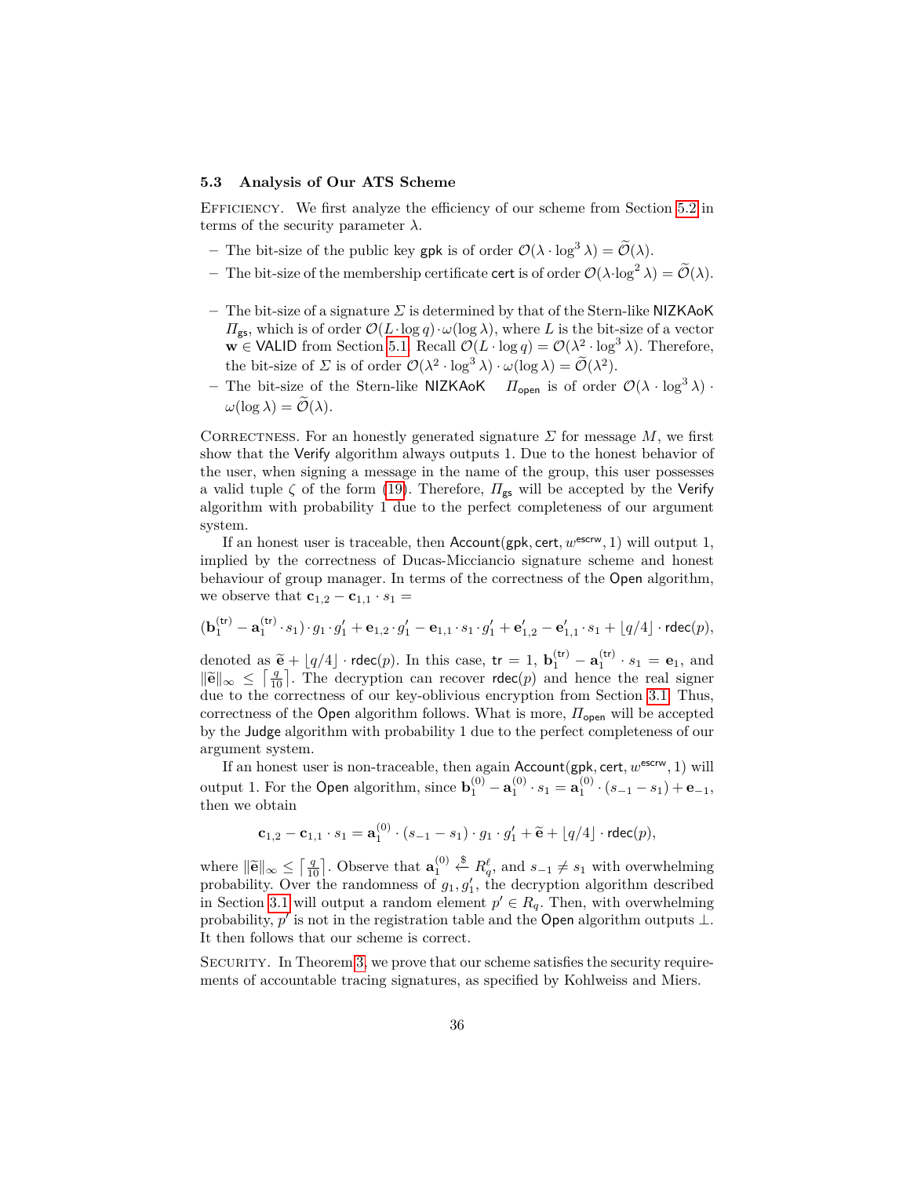### 5.3 Analysis of Our ATS Scheme

Efficiency. We first analyze the efficiency of our scheme from Section 5.2 in terms of the security parameter $\lambda$.

- The bit-size of the public key $\mathsf{gpk}$ is of order $\mathcal{O}(\lambda \cdot \log^3 \lambda) = \widetilde{\mathcal{O}}(\lambda)$.
- The bit-size of the membership certificate $\mathsf{cert}$ is of order $\mathcal{O}(\lambda \cdot \log^2 \lambda) = \widetilde{\mathcal{O}}(\lambda)$.
- The bit-size of a signature $\Sigma$ is determined by that of the Stern-like $\mathsf{NIZKAoK}$ $\Pi_{\mathsf{gs}}$, which is of order $\mathcal{O}(L \cdot \log q) \cdot \omega(\log \lambda)$, where $L$ is the bit-size of a vector $\mathbf{w} \in \mathsf{VALID}$ from Section 5.1. Recall $\mathcal{O}(L \cdot \log q) = \mathcal{O}(\lambda^2 \cdot \log^3 \lambda)$. Therefore, the bit-size of $\Sigma$ is of order $\mathcal{O}(\lambda^2 \cdot \log^3 \lambda) \cdot \omega(\log \lambda) = \widetilde{\mathcal{O}}(\lambda^2)$.
- The bit-size of the Stern-like $\mathsf{NIZKAoK}$ $\Pi_{\mathsf{open}}$ is of order $\mathcal{O}(\lambda \cdot \log^3 \lambda) \cdot \omega(\log \lambda) = \widetilde{\mathcal{O}}(\lambda)$.

Correctness. For an honestly generated signature $\Sigma$ for message $M$, we first show that the $\mathsf{Verify}$ algorithm always outputs 1. Due to the honest behavior of the user, when signing a message in the name of the group, this user possesses a valid tuple $\zeta$ of the form (19). Therefore, $\Pi_{\mathsf{gs}}$ will be accepted by the $\mathsf{Verify}$ algorithm with probability 1 due to the perfect completeness of our argument system.

If an honest user is traceable, then $\mathsf{Account}(\mathsf{gpk}, \mathsf{cert}, w^{\mathsf{escrw}}, 1)$ will output 1, implied by the correctness of Ducas-Micciancio signature scheme and honest behaviour of group manager. In terms of the correctness of the $\mathsf{Open}$ algorithm, we observe that $\mathbf{c}_{1,2} - \mathbf{c}_{1,1} \cdot s_1 =$

$$(\mathbf{b}_1^{(\mathsf{tr})} - \mathbf{a}_1^{(\mathsf{tr})} \cdot s_1) \cdot g_1 \cdot g_1' + \mathbf{e}_{1,2} \cdot g_1' - \mathbf{e}_{1,1} \cdot s_1 \cdot g_1' + \mathbf{e}_{1,2}' - \mathbf{e}_{1,1}' \cdot s_1 + \lfloor q/4 \rfloor \cdot \mathsf{rdec}(p),$$

denoted as $\widetilde{\mathbf{e}} + \lfloor q/4 \rfloor \cdot \mathsf{rdec}(p)$. In this case, $\mathsf{tr} = 1$, $\mathbf{b}_1^{(\mathsf{tr})} - \mathbf{a}_1^{(\mathsf{tr})} \cdot s_1 = \mathbf{e}_1$, and $\|\widetilde{\mathbf{e}}\|_\infty \leq \lceil \frac{q}{10} \rceil$. The decryption can recover $\mathsf{rdec}(p)$ and hence the real signer due to the correctness of our key-oblivious encryption from Section 3.1. Thus, correctness of the $\mathsf{Open}$ algorithm follows. What is more, $\Pi_{\mathsf{open}}$ will be accepted by the $\mathsf{Judge}$ algorithm with probability 1 due to the perfect completeness of our argument system.

If an honest user is non-traceable, then again $\mathsf{Account}(\mathsf{gpk}, \mathsf{cert}, w^{\mathsf{escrw}}, 1)$ will output 1. For the $\mathsf{Open}$ algorithm, since $\mathbf{b}_1^{(0)} - \mathbf{a}_1^{(0)} \cdot s_1 = \mathbf{a}_1^{(0)} \cdot (s_{-1} - s_1) + \mathbf{e}_{-1}$, then we obtain

$$\mathbf{c}_{1,2} - \mathbf{c}_{1,1} \cdot s_1 = \mathbf{a}_1^{(0)} \cdot (s_{-1} - s_1) \cdot g_1 \cdot g_1' + \widetilde{\mathbf{e}} + \lfloor q/4 \rfloor \cdot \mathsf{rdec}(p),$$

where $\|\widetilde{\mathbf{e}}\|_\infty \leq \lceil \frac{q}{10} \rceil$. Observe that $\mathbf{a}_1^{(0)} \xleftarrow{\$} R_q^\ell$, and $s_{-1} \neq s_1$ with overwhelming probability. Over the randomness of $g_1, g_1'$, the decryption algorithm described in Section 3.1 will output a random element $p' \in R_q$. Then, with overwhelming probability, $p'$ is not in the registration table and the $\mathsf{Open}$ algorithm outputs $\perp$. It then follows that our scheme is correct.

Security. In Theorem 3, we prove that our scheme satisfies the security requirements of accountable tracing signatures, as specified by Kohlweiss and Miers.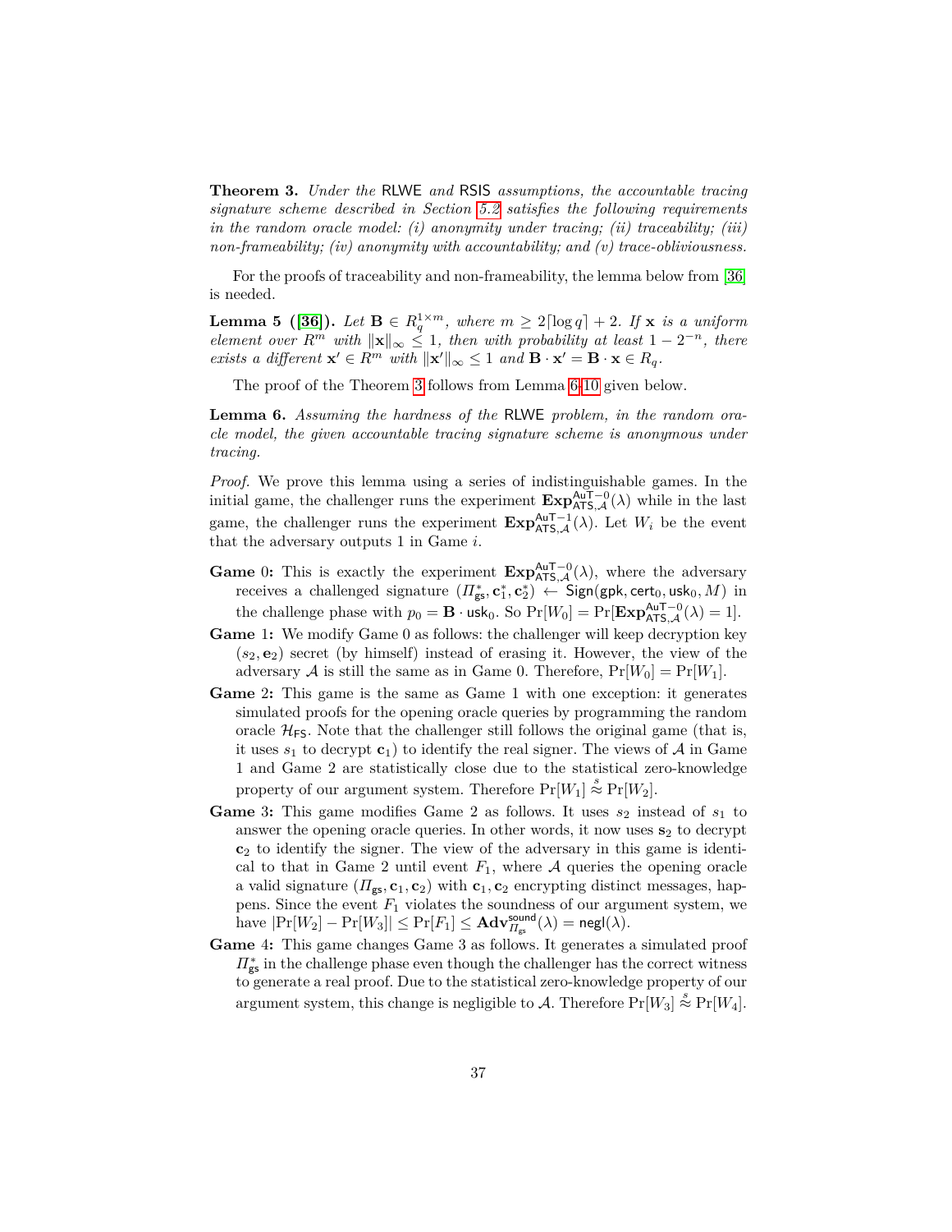**Theorem 3.** *Under the* RLWE *and* RSIS *assumptions, the accountable tracing signature scheme described in Section 5.2 satisfies the following requirements in the random oracle model: (i) anonymity under tracing; (ii) traceability; (iii) non-frameability; (iv) anonymity with accountability; and (v) trace-obliviousness.*

For the proofs of traceability and non-frameability, the lemma below from [36] is needed.

**Lemma 5 ([36]).** *Let $\mathbf{B} \in R_q^{1\times m}$, where $m \geq 2\lceil \log q \rceil + 2$. If $\mathbf{x}$ is a uniform element over $R^m$ with $\|\mathbf{x}\|_\infty \leq 1$, then with probability at least $1 - 2^{-n}$, there exists a different $\mathbf{x}' \in R^m$ with $\|\mathbf{x}'\|_\infty \leq 1$ and $\mathbf{B} \cdot \mathbf{x}' = \mathbf{B} \cdot \mathbf{x} \in R_q$.*

The proof of the Theorem 3 follows from Lemma 6-10 given below.

**Lemma 6.** *Assuming the hardness of the* RLWE *problem, in the random oracle model, the given accountable tracing signature scheme is anonymous under tracing.*

*Proof.* We prove this lemma using a series of indistinguishable games. In the initial game, the challenger runs the experiment $\mathbf{Exp}^{\mathsf{AuT}-0}_{\mathsf{ATS},\mathcal{A}}(\lambda)$ while in the last game, the challenger runs the experiment $\mathbf{Exp}^{\mathsf{AuT}-1}_{\mathsf{ATS},\mathcal{A}}(\lambda)$. Let $W_i$ be the event that the adversary outputs 1 in Game $i$.

**Game** 0**:** This is exactly the experiment $\mathbf{Exp}^{\mathsf{AuT}-0}_{\mathsf{ATS},\mathcal{A}}(\lambda)$, where the adversary receives a challenged signature $(\Pi^*_{\mathsf{gs}}, \mathbf{c}^*_1, \mathbf{c}^*_2) \leftarrow \mathsf{Sign}(\mathsf{gpk}, \mathsf{cert}_0, \mathsf{usk}_0, M)$ in the challenge phase with $p_0 = \mathbf{B} \cdot \mathsf{usk}_0$. So $\Pr[W_0] = \Pr[\mathbf{Exp}^{\mathsf{AuT}-0}_{\mathsf{ATS},\mathcal{A}}(\lambda) = 1]$.

**Game** 1**:** We modify Game 0 as follows: the challenger will keep decryption key $(s_2, \mathbf{e}_2)$ secret (by himself) instead of erasing it. However, the view of the adversary $\mathcal{A}$ is still the same as in Game 0. Therefore, $\Pr[W_0] = \Pr[W_1]$.

**Game** 2**:** This game is the same as Game 1 with one exception: it generates simulated proofs for the opening oracle queries by programming the random oracle $\mathcal{H}_{\mathsf{FS}}$. Note that the challenger still follows the original game (that is, it uses $s_1$ to decrypt $\mathbf{c}_1$) to identify the real signer. The views of $\mathcal{A}$ in Game 1 and Game 2 are statistically close due to the statistical zero-knowledge property of our argument system. Therefore $\Pr[W_1] \overset{s}{\approx} \Pr[W_2]$.

**Game** 3**:** This game modifies Game 2 as follows. It uses $s_2$ instead of $s_1$ to answer the opening oracle queries. In other words, it now uses $\mathbf{s}_2$ to decrypt $\mathbf{c}_2$ to identify the signer. The view of the adversary in this game is identical to that in Game 2 until event $F_1$, where $\mathcal{A}$ queries the opening oracle a valid signature $(\Pi_{\mathsf{gs}}, \mathbf{c}_1, \mathbf{c}_2)$ with $\mathbf{c}_1, \mathbf{c}_2$ encrypting distinct messages, happens. Since the event $F_1$ violates the soundness of our argument system, we have $|\Pr[W_2] - \Pr[W_3]| \leq \Pr[F_1] \leq \mathbf{Adv}^{\mathsf{sound}}_{\Pi_{\mathsf{gs}}}(\lambda) = \mathsf{negl}(\lambda)$.

**Game** 4**:** This game changes Game 3 as follows. It generates a simulated proof $\Pi^*_{\mathsf{gs}}$ in the challenge phase even though the challenger has the correct witness to generate a real proof. Due to the statistical zero-knowledge property of our argument system, this change is negligible to $\mathcal{A}$. Therefore $\Pr[W_3] \overset{s}{\approx} \Pr[W_4]$.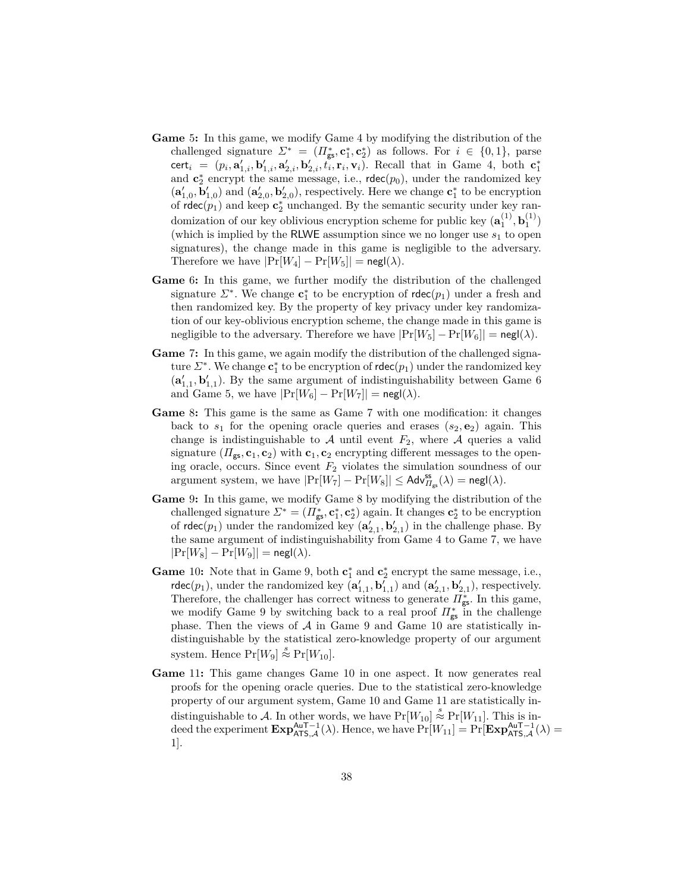- **Game 5:** In this game, we modify Game 4 by modifying the distribution of the challenged signature $\Sigma^* = (\Pi^*_{\mathsf{gs}}, \mathbf{c}^*_1, \mathbf{c}^*_2)$ as follows. For $i \in \{0,1\}$, parse $\mathsf{cert}_i = (p_i, \mathbf{a}'_{1,i}, \mathbf{b}'_{1,i}, \mathbf{a}'_{2,i}, \mathbf{b}'_{2,i}, t_i, \mathbf{r}_i, \mathbf{v}_i)$. Recall that in Game 4, both $\mathbf{c}^*_1$ and $\mathbf{c}^*_2$ encrypt the same message, i.e., $\mathsf{rdec}(p_0)$, under the randomized key $(\mathbf{a}'_{1,0}, \mathbf{b}'_{1,0})$ and $(\mathbf{a}'_{2,0}, \mathbf{b}'_{2,0})$, respectively. Here we change $\mathbf{c}^*_1$ to be encryption of $\mathsf{rdec}(p_1)$ and keep $\mathbf{c}^*_2$ unchanged. By the semantic security under key randomization of our key oblivious encryption scheme for public key $(\mathbf{a}^{(1)}_1, \mathbf{b}^{(1)}_1)$ (which is implied by the $\mathsf{RLWE}$ assumption since we no longer use $s_1$ to open signatures), the change made in this game is negligible to the adversary. Therefore we have $|\Pr[W_4] - \Pr[W_5]| = \mathsf{negl}(\lambda)$.
- **Game 6:** In this game, we further modify the distribution of the challenged signature $\Sigma^*$. We change $\mathbf{c}^*_1$ to be encryption of $\mathsf{rdec}(p_1)$ under a fresh and then randomized key. By the property of key privacy under key randomization of our key-oblivious encryption scheme, the change made in this game is negligible to the adversary. Therefore we have $|\Pr[W_5] - \Pr[W_6]| = \mathsf{negl}(\lambda)$.
- **Game 7:** In this game, we again modify the distribution of the challenged signature $\Sigma^*$. We change $\mathbf{c}^*_1$ to be encryption of $\mathsf{rdec}(p_1)$ under the randomized key $(\mathbf{a}'_{1,1}, \mathbf{b}'_{1,1})$. By the same argument of indistinguishability between Game 6 and Game 5, we have $|\Pr[W_6] - \Pr[W_7]| = \mathsf{negl}(\lambda)$.
- **Game 8:** This game is the same as Game 7 with one modification: it changes back to $s_1$ for the opening oracle queries and erases $(s_2, \mathbf{e}_2)$ again. This change is indistinguishable to $\mathcal{A}$ until event $F_2$, where $\mathcal{A}$ queries a valid signature $(\Pi_{\mathsf{gs}}, \mathbf{c}_1, \mathbf{c}_2)$ with $\mathbf{c}_1, \mathbf{c}_2$ encrypting different messages to the opening oracle, occurs. Since event $F_2$ violates the simulation soundness of our argument system, we have $|\Pr[W_7] - \Pr[W_8]| \leq \mathsf{Adv}^{\mathsf{ss}}_{\Pi_{\mathsf{gs}}}(\lambda) = \mathsf{negl}(\lambda)$.
- **Game 9:** In this game, we modify Game 8 by modifying the distribution of the challenged signature $\Sigma^* = (\Pi^*_{\mathsf{gs}}, \mathbf{c}^*_1, \mathbf{c}^*_2)$ again. It changes $\mathbf{c}^*_2$ to be encryption of $\mathsf{rdec}(p_1)$ under the randomized key $(\mathbf{a}'_{2,1}, \mathbf{b}'_{2,1})$ in the challenge phase. By the same argument of indistinguishability from Game 4 to Game 7, we have $|\Pr[W_8] - \Pr[W_9]| = \mathsf{negl}(\lambda)$.
- **Game 10:** Note that in Game 9, both $\mathbf{c}^*_1$ and $\mathbf{c}^*_2$ encrypt the same message, i.e., $\mathsf{rdec}(p_1)$, under the randomized key $(\mathbf{a}'_{1,1}, \mathbf{b}'_{1,1})$ and $(\mathbf{a}'_{2,1}, \mathbf{b}'_{2,1})$, respectively. Therefore, the challenger has correct witness to generate $\Pi^*_{\mathsf{gs}}$. In this game, we modify Game 9 by switching back to a real proof $\Pi^*_{\mathsf{gs}}$ in the challenge phase. Then the views of $\mathcal{A}$ in Game 9 and Game 10 are statistically indistinguishable by the statistical zero-knowledge property of our argument system. Hence $\Pr[W_9] \overset{s}{\approx} \Pr[W_{10}]$.
- **Game 11:** This game changes Game 10 in one aspect. It now generates real proofs for the opening oracle queries. Due to the statistical zero-knowledge property of our argument system, Game 10 and Game 11 are statistically indistinguishable to $\mathcal{A}$. In other words, we have $\Pr[W_{10}] \overset{s}{\approx} \Pr[W_{11}]$. This is indeed the experiment $\mathbf{Exp}^{\mathsf{AuT}-1}_{\mathsf{ATS},\mathcal{A}}(\lambda)$. Hence, we have $\Pr[W_{11}] = \Pr[\mathbf{Exp}^{\mathsf{AuT}-1}_{\mathsf{ATS},\mathcal{A}}(\lambda) = 1]$.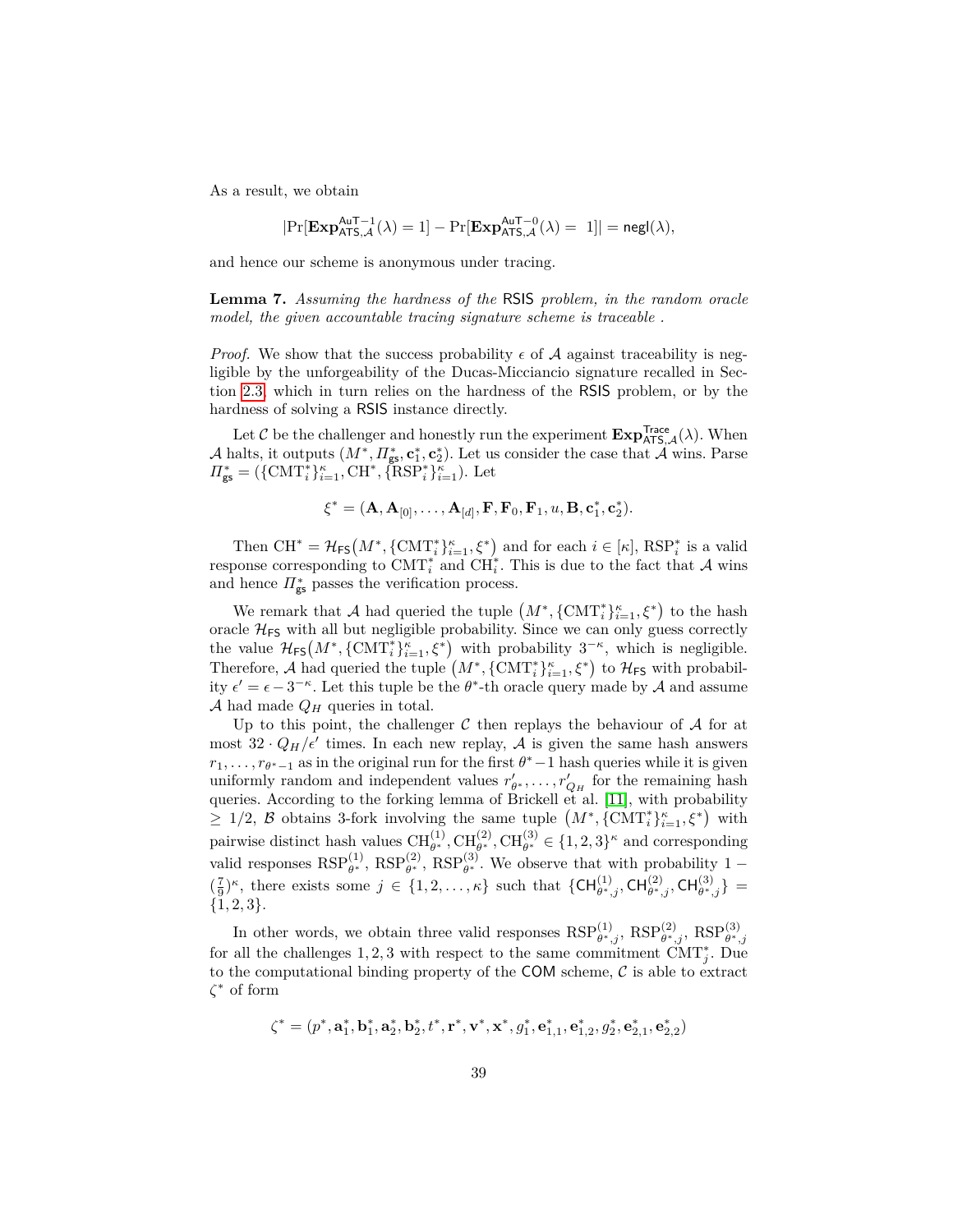As a result, we obtain

$$|\Pr[\mathbf{Exp}^{\mathsf{AuT}-1}_{\mathsf{ATS},\mathcal{A}}(\lambda)=1]-\Pr[\mathbf{Exp}^{\mathsf{AuT}-0}_{\mathsf{ATS},\mathcal{A}}(\lambda)=\ 1]|=\mathsf{negl}(\lambda),$$

and hence our scheme is anonymous under tracing.

**Lemma 7.** *Assuming the hardness of the* RSIS *problem, in the random oracle model, the given accountable tracing signature scheme is traceable .*

*Proof.* We show that the success probability $\epsilon$ of $\mathcal{A}$ against traceability is negligible by the unforgeability of the Ducas-Micciancio signature recalled in Section 2.3, which in turn relies on the hardness of the RSIS problem, or by the hardness of solving a RSIS instance directly.

Let $\mathcal{C}$ be the challenger and honestly run the experiment $\mathbf{Exp}^{\mathsf{Trace}}_{\mathsf{ATS},\mathcal{A}}(\lambda)$. When $\mathcal{A}$ halts, it outputs $(M^*,\Pi^*_{\mathsf{gs}},\mathbf{c}^*_1,\mathbf{c}^*_2)$. Let us consider the case that $\mathcal{A}$ wins. Parse $\Pi^*_{\mathsf{gs}}=(\{\mathrm{CMT}^*_i\}_{i=1}^{\kappa},\mathrm{CH}^*,\{\mathrm{RSP}^*_i\}_{i=1}^{\kappa})$. Let

$$\xi^*=(\mathbf{A},\mathbf{A}_{[0]},\ldots,\mathbf{A}_{[d]},\mathbf{F},\mathbf{F}_0,\mathbf{F}_1,u,\mathbf{B},\mathbf{c}^*_1,\mathbf{c}^*_2).$$

Then $\mathrm{CH}^*=\mathcal{H}_{\mathsf{FS}}\big(M^*,\{\mathrm{CMT}^*_i\}_{i=1}^{\kappa},\xi^*\big)$ and for each $i\in[\kappa]$, $\mathrm{RSP}^*_i$ is a valid response corresponding to $\mathrm{CMT}^*_i$ and $\mathrm{CH}^*_i$. This is due to the fact that $\mathcal{A}$ wins and hence $\Pi^*_{\mathsf{gs}}$ passes the verification process.

We remark that $\mathcal{A}$ had queried the tuple $\big(M^*,\{\mathrm{CMT}^*_i\}_{i=1}^{\kappa},\xi^*\big)$ to the hash oracle $\mathcal{H}_{\mathsf{FS}}$ with all but negligible probability. Since we can only guess correctly the value $\mathcal{H}_{\mathsf{FS}}\big(M^*,\{\mathrm{CMT}^*_i\}_{i=1}^{\kappa},\xi^*\big)$ with probability $3^{-\kappa}$, which is negligible. Therefore, $\mathcal{A}$ had queried the tuple $\big(M^*,\{\mathrm{CMT}^*_i\}_{i=1}^{\kappa},\xi^*\big)$ to $\mathcal{H}_{\mathsf{FS}}$ with probability $\epsilon'=\epsilon-3^{-\kappa}$. Let this tuple be the $\theta^*$-th oracle query made by $\mathcal{A}$ and assume $\mathcal{A}$ had made $Q_H$ queries in total.

Up to this point, the challenger $\mathcal{C}$ then replays the behaviour of $\mathcal{A}$ for at most $32\cdot Q_H/\epsilon'$ times. In each new replay, $\mathcal{A}$ is given the same hash answers $r_1,\ldots,r_{\theta^*-1}$ as in the original run for the first $\theta^*-1$ hash queries while it is given uniformly random and independent values $r'_{\theta^*},\ldots,r'_{Q_H}$ for the remaining hash queries. According to the forking lemma of Brickell et al. [11], with probability $\geq 1/2$, $\mathcal{B}$ obtains 3-fork involving the same tuple $\big(M^*,\{\mathrm{CMT}^*_i\}_{i=1}^{\kappa},\xi^*\big)$ with pairwise distinct hash values $\mathrm{CH}^{(1)}_{\theta^*},\mathrm{CH}^{(2)}_{\theta^*},\mathrm{CH}^{(3)}_{\theta^*}\in\{1,2,3\}^{\kappa}$ and corresponding valid responses $\mathrm{RSP}^{(1)}_{\theta^*}$, $\mathrm{RSP}^{(2)}_{\theta^*}$, $\mathrm{RSP}^{(3)}_{\theta^*}$. We observe that with probability $1-(\frac{7}{9})^{\kappa}$, there exists some $j\in\{1,2,\ldots,\kappa\}$ such that $\{\mathsf{CH}^{(1)}_{\theta^*,j},\mathsf{CH}^{(2)}_{\theta^*,j},\mathsf{CH}^{(3)}_{\theta^*,j}\}=\{1,2,3\}$.

In other words, we obtain three valid responses $\mathrm{RSP}^{(1)}_{\theta^*,j}$, $\mathrm{RSP}^{(2)}_{\theta^*,j}$, $\mathrm{RSP}^{(3)}_{\theta^*,j}$ for all the challenges $1,2,3$ with respect to the same commitment $\mathrm{CMT}^*_j$. Due to the computational binding property of the COM scheme, $\mathcal{C}$ is able to extract $\zeta^*$ of form

$$\zeta^*=(p^*,\mathbf{a}^*_1,\mathbf{b}^*_1,\mathbf{a}^*_2,\mathbf{b}^*_2,t^*,\mathbf{r}^*,\mathbf{v}^*,\mathbf{x}^*,g^*_1,\mathbf{e}^*_{1,1},\mathbf{e}^*_{1,2},g^*_2,\mathbf{e}^*_{2,1},\mathbf{e}^*_{2,2})$$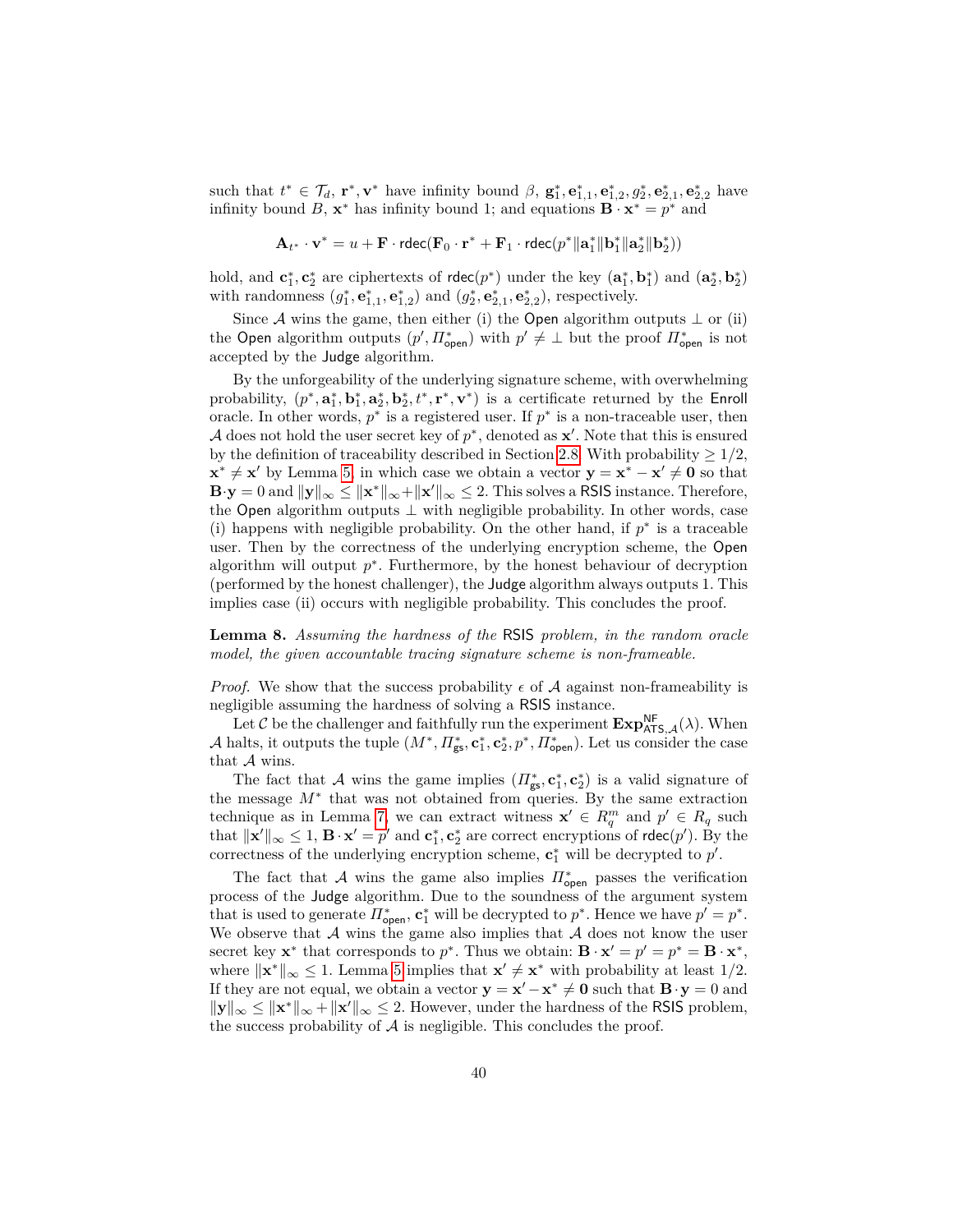such that $t^* \in \mathcal{T}_d$, $\mathbf{r}^*, \mathbf{v}^*$ have infinity bound $\beta$, $\mathbf{g}_1^*, \mathbf{e}_{1,1}^*, \mathbf{e}_{1,2}^*, g_2^*, \mathbf{e}_{2,1}^*, \mathbf{e}_{2,2}^*$ have infinity bound $B$, $\mathbf{x}^*$ has infinity bound 1; and equations $\mathbf{B} \cdot \mathbf{x}^* = p^*$ and

$$\mathbf{A}_{t^*} \cdot \mathbf{v}^* = u + \mathbf{F} \cdot \mathsf{rdec}(\mathbf{F}_0 \cdot \mathbf{r}^* + \mathbf{F}_1 \cdot \mathsf{rdec}(p^* \| \mathbf{a}_1^* \| \mathbf{b}_1^* \| \mathbf{a}_2^* \| \mathbf{b}_2^*))$$

hold, and $\mathbf{c}_1^*, \mathbf{c}_2^*$ are ciphertexts of $\mathsf{rdec}(p^*)$ under the key $(\mathbf{a}_1^*, \mathbf{b}_1^*)$ and $(\mathbf{a}_2^*, \mathbf{b}_2^*)$ with randomness $(g_1^*, \mathbf{e}_{1,1}^*, \mathbf{e}_{1,2}^*)$ and $(g_2^*, \mathbf{e}_{2,1}^*, \mathbf{e}_{2,2}^*)$, respectively.

Since $\mathcal{A}$ wins the game, then either (i) the Open algorithm outputs $\perp$ or (ii) the Open algorithm outputs $(p', \Pi_{\mathsf{open}}^*)$ with $p' \neq \perp$ but the proof $\Pi_{\mathsf{open}}^*$ is not accepted by the Judge algorithm.

By the unforgeability of the underlying signature scheme, with overwhelming probability, $(p^*, \mathbf{a}_1^*, \mathbf{b}_1^*, \mathbf{a}_2^*, \mathbf{b}_2^*, t^*, \mathbf{r}^*, \mathbf{v}^*)$ is a certificate returned by the Enroll oracle. In other words, $p^*$ is a registered user. If $p^*$ is a non-traceable user, then $\mathcal{A}$ does not hold the user secret key of $p^*$, denoted as $\mathbf{x}'$. Note that this is ensured by the definition of traceability described in Section 2.8. With probability $\geq 1/2$, $\mathbf{x}^* \neq \mathbf{x}'$ by Lemma 5, in which case we obtain a vector $\mathbf{y} = \mathbf{x}^* - \mathbf{x}' \neq \mathbf{0}$ so that $\mathbf{B} \cdot \mathbf{y} = 0$ and $\|\mathbf{y}\|_\infty \leq \|\mathbf{x}^*\|_\infty + \|\mathbf{x}'\|_\infty \leq 2$. This solves a RSIS instance. Therefore, the Open algorithm outputs $\perp$ with negligible probability. In other words, case (i) happens with negligible probability. On the other hand, if $p^*$ is a traceable user. Then by the correctness of the underlying encryption scheme, the Open algorithm will output $p^*$. Furthermore, by the honest behaviour of decryption (performed by the honest challenger), the Judge algorithm always outputs 1. This implies case (ii) occurs with negligible probability. This concludes the proof.

**Lemma 8.** *Assuming the hardness of the* RSIS *problem, in the random oracle model, the given accountable tracing signature scheme is non-frameable.*

*Proof.* We show that the success probability $\epsilon$ of $\mathcal{A}$ against non-frameability is negligible assuming the hardness of solving a RSIS instance.

Let $\mathcal{C}$ be the challenger and faithfully run the experiment $\mathbf{Exp}_{\mathsf{ATS},\mathcal{A}}^{\mathsf{NF}}(\lambda)$. When $\mathcal{A}$ halts, it outputs the tuple $(M^*, \Pi_{\mathsf{gs}}^*, \mathbf{c}_1^*, \mathbf{c}_2^*, p^*, \Pi_{\mathsf{open}}^*)$. Let us consider the case that $\mathcal{A}$ wins.

The fact that $\mathcal{A}$ wins the game implies $(\Pi_{\mathsf{gs}}^*, \mathbf{c}_1^*, \mathbf{c}_2^*)$ is a valid signature of the message $M^*$ that was not obtained from queries. By the same extraction technique as in Lemma 7, we can extract witness $\mathbf{x}' \in R_q^m$ and $p' \in R_q$ such that $\|\mathbf{x}'\|_\infty \leq 1$, $\mathbf{B} \cdot \mathbf{x}' = p'$ and $\mathbf{c}_1^*, \mathbf{c}_2^*$ are correct encryptions of $\mathsf{rdec}(p')$. By the correctness of the underlying encryption scheme, $\mathbf{c}_1^*$ will be decrypted to $p'$.

The fact that $\mathcal{A}$ wins the game also implies $\Pi_{\mathsf{open}}^*$ passes the verification process of the Judge algorithm. Due to the soundness of the argument system that is used to generate $\Pi_{\mathsf{open}}^*$, $\mathbf{c}_1^*$ will be decrypted to $p^*$. Hence we have $p' = p^*$. We observe that $\mathcal{A}$ wins the game also implies that $\mathcal{A}$ does not know the user secret key $\mathbf{x}^*$ that corresponds to $p^*$. Thus we obtain: $\mathbf{B} \cdot \mathbf{x}' = p' = p^* = \mathbf{B} \cdot \mathbf{x}^*$, where $\|\mathbf{x}^*\|_\infty \leq 1$. Lemma 5 implies that $\mathbf{x}' \neq \mathbf{x}^*$ with probability at least $1/2$. If they are not equal, we obtain a vector $\mathbf{y} = \mathbf{x}' - \mathbf{x}^* \neq \mathbf{0}$ such that $\mathbf{B} \cdot \mathbf{y} = 0$ and $\|\mathbf{y}\|_\infty \leq \|\mathbf{x}^*\|_\infty + \|\mathbf{x}'\|_\infty \leq 2$. However, under the hardness of the RSIS problem, the success probability of $\mathcal{A}$ is negligible. This concludes the proof.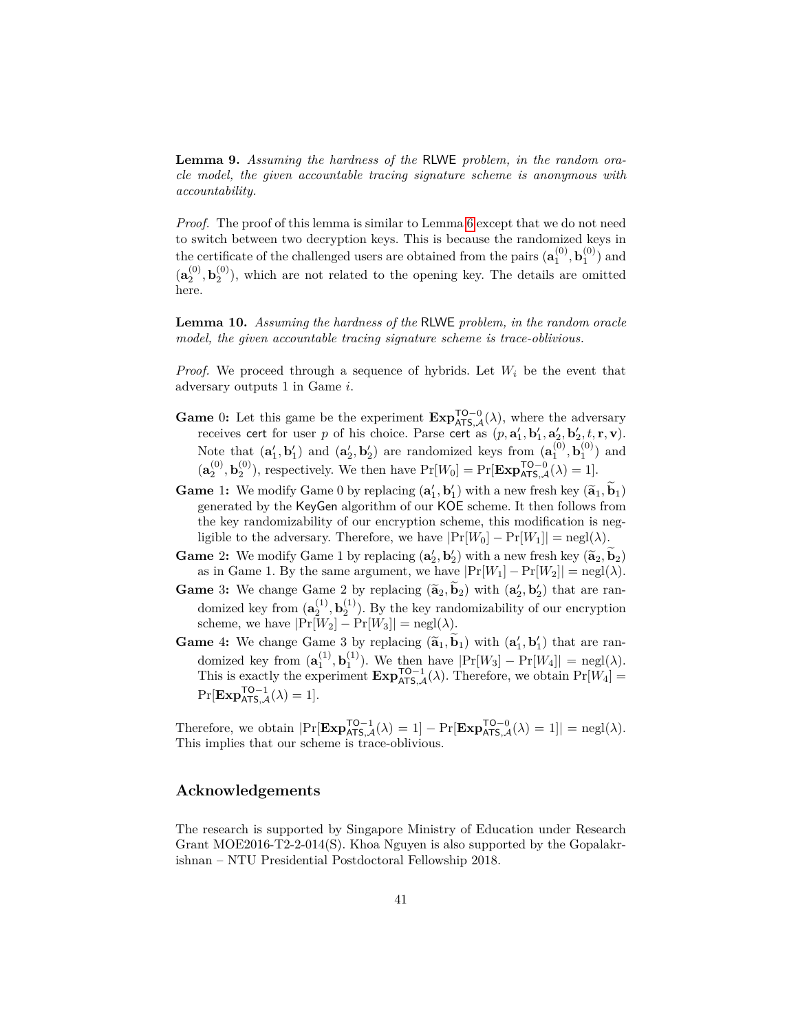**Lemma 9.** *Assuming the hardness of the* RLWE *problem, in the random oracle model, the given accountable tracing signature scheme is anonymous with accountability.*

*Proof.* The proof of this lemma is similar to Lemma 6 except that we do not need to switch between two decryption keys. This is because the randomized keys in the certificate of the challenged users are obtained from the pairs $(\mathbf{a}_1^{(0)}, \mathbf{b}_1^{(0)})$ and $(\mathbf{a}_2^{(0)}, \mathbf{b}_2^{(0)})$, which are not related to the opening key. The details are omitted here.

**Lemma 10.** *Assuming the hardness of the* RLWE *problem, in the random oracle model, the given accountable tracing signature scheme is trace-oblivious.*

*Proof.* We proceed through a sequence of hybrids. Let $W_i$ be the event that adversary outputs 1 in Game $i$.

**Game 0:** Let this game be the experiment $\mathbf{Exp}^{\mathsf{TO}-0}_{\mathsf{ATS},\mathcal{A}}(\lambda)$, where the adversary receives $\mathsf{cert}$ for user $p$ of his choice. Parse $\mathsf{cert}$ as $(p, \mathbf{a}_1', \mathbf{b}_1', \mathbf{a}_2', \mathbf{b}_2', t, \mathbf{r}, \mathbf{v})$. Note that $(\mathbf{a}_1', \mathbf{b}_1')$ and $(\mathbf{a}_2', \mathbf{b}_2')$ are randomized keys from $(\mathbf{a}_1^{(0)}, \mathbf{b}_1^{(0)})$ and $(\mathbf{a}_2^{(0)}, \mathbf{b}_2^{(0)})$, respectively. We then have $\Pr[W_0] = \Pr[\mathbf{Exp}^{\mathsf{TO}-0}_{\mathsf{ATS},\mathcal{A}}(\lambda) = 1]$.

**Game 1:** We modify Game 0 by replacing $(\mathbf{a}_1', \mathbf{b}_1')$ with a new fresh key $(\widetilde{\mathbf{a}}_1, \widetilde{\mathbf{b}}_1)$ generated by the $\mathsf{KeyGen}$ algorithm of our $\mathsf{KOE}$ scheme. It then follows from the key randomizability of our encryption scheme, this modification is negligible to the adversary. Therefore, we have $|\Pr[W_0] - \Pr[W_1]| = \mathrm{negl}(\lambda)$.

**Game 2:** We modify Game 1 by replacing $(\mathbf{a}_2', \mathbf{b}_2')$ with a new fresh key $(\widetilde{\mathbf{a}}_2, \widetilde{\mathbf{b}}_2)$ as in Game 1. By the same argument, we have $|\Pr[W_1] - \Pr[W_2]| = \mathrm{negl}(\lambda)$.

**Game 3:** We change Game 2 by replacing $(\widetilde{\mathbf{a}}_2, \widetilde{\mathbf{b}}_2)$ with $(\mathbf{a}_2', \mathbf{b}_2')$ that are randomized key from $(\mathbf{a}_2^{(1)}, \mathbf{b}_2^{(1)})$. By the key randomizability of our encryption scheme, we have $|\Pr[W_2] - \Pr[W_3]| = \mathrm{negl}(\lambda)$.

**Game 4:** We change Game 3 by replacing $(\widetilde{\mathbf{a}}_1, \widetilde{\mathbf{b}}_1)$ with $(\mathbf{a}_1', \mathbf{b}_1')$ that are randomized key from $(\mathbf{a}_1^{(1)}, \mathbf{b}_1^{(1)})$. We then have $|\Pr[W_3] - \Pr[W_4]| = \mathrm{negl}(\lambda)$. This is exactly the experiment $\mathbf{Exp}^{\mathsf{TO}-1}_{\mathsf{ATS},\mathcal{A}}(\lambda)$. Therefore, we obtain $\Pr[W_4] = \Pr[\mathbf{Exp}^{\mathsf{TO}-1}_{\mathsf{ATS},\mathcal{A}}(\lambda) = 1]$.

Therefore, we obtain $|\Pr[\mathbf{Exp}^{\mathsf{TO}-1}_{\mathsf{ATS},\mathcal{A}}(\lambda) = 1] - \Pr[\mathbf{Exp}^{\mathsf{TO}-0}_{\mathsf{ATS},\mathcal{A}}(\lambda) = 1]| = \mathrm{negl}(\lambda)$. This implies that our scheme is trace-oblivious.

## Acknowledgements

The research is supported by Singapore Ministry of Education under Research Grant MOE2016-T2-2-014(S). Khoa Nguyen is also supported by the Gopalakrishnan – NTU Presidential Postdoctoral Fellowship 2018.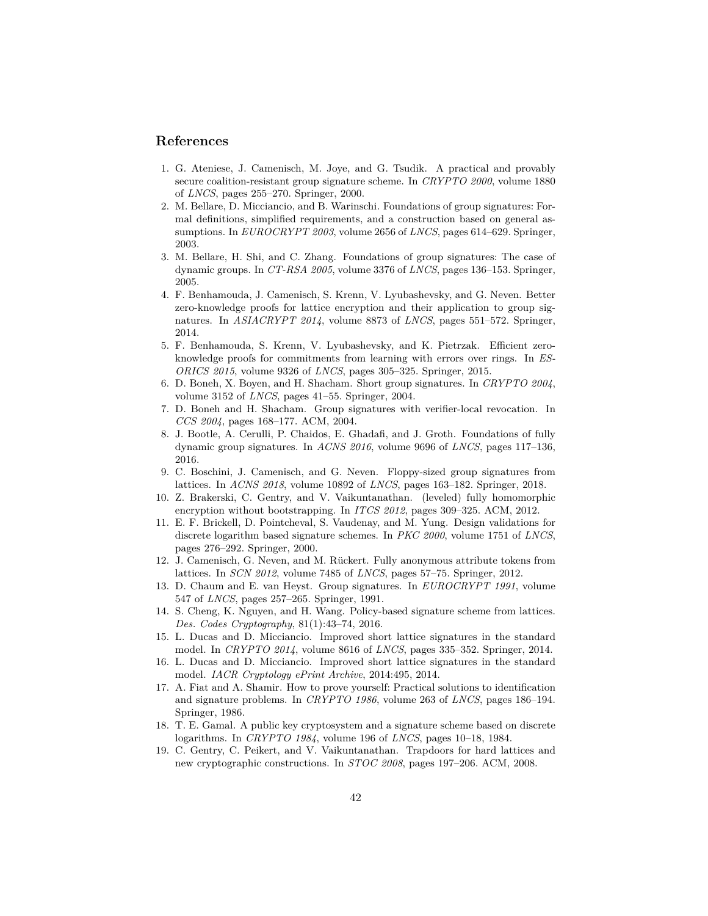## References

1. G. Ateniese, J. Camenisch, M. Joye, and G. Tsudik. A practical and provably secure coalition-resistant group signature scheme. In *CRYPTO 2000*, volume 1880 of *LNCS*, pages 255–270. Springer, 2000.
2. M. Bellare, D. Micciancio, and B. Warinschi. Foundations of group signatures: Formal definitions, simplified requirements, and a construction based on general assumptions. In *EUROCRYPT 2003*, volume 2656 of *LNCS*, pages 614–629. Springer, 2003.
3. M. Bellare, H. Shi, and C. Zhang. Foundations of group signatures: The case of dynamic groups. In *CT-RSA 2005*, volume 3376 of *LNCS*, pages 136–153. Springer, 2005.
4. F. Benhamouda, J. Camenisch, S. Krenn, V. Lyubashevsky, and G. Neven. Better zero-knowledge proofs for lattice encryption and their application to group signatures. In *ASIACRYPT 2014*, volume 8873 of *LNCS*, pages 551–572. Springer, 2014.
5. F. Benhamouda, S. Krenn, V. Lyubashevsky, and K. Pietrzak. Efficient zero-knowledge proofs for commitments from learning with errors over rings. In *ESORICS 2015*, volume 9326 of *LNCS*, pages 305–325. Springer, 2015.
6. D. Boneh, X. Boyen, and H. Shacham. Short group signatures. In *CRYPTO 2004*, volume 3152 of *LNCS*, pages 41–55. Springer, 2004.
7. D. Boneh and H. Shacham. Group signatures with verifier-local revocation. In *CCS 2004*, pages 168–177. ACM, 2004.
8. J. Bootle, A. Cerulli, P. Chaidos, E. Ghadafi, and J. Groth. Foundations of fully dynamic group signatures. In *ACNS 2016*, volume 9696 of *LNCS*, pages 117–136, 2016.
9. C. Boschini, J. Camenisch, and G. Neven. Floppy-sized group signatures from lattices. In *ACNS 2018*, volume 10892 of *LNCS*, pages 163–182. Springer, 2018.
10. Z. Brakerski, C. Gentry, and V. Vaikuntanathan. (leveled) fully homomorphic encryption without bootstrapping. In *ITCS 2012*, pages 309–325. ACM, 2012.
11. E. F. Brickell, D. Pointcheval, S. Vaudenay, and M. Yung. Design validations for discrete logarithm based signature schemes. In *PKC 2000*, volume 1751 of *LNCS*, pages 276–292. Springer, 2000.
12. J. Camenisch, G. Neven, and M. Rückert. Fully anonymous attribute tokens from lattices. In *SCN 2012*, volume 7485 of *LNCS*, pages 57–75. Springer, 2012.
13. D. Chaum and E. van Heyst. Group signatures. In *EUROCRYPT 1991*, volume 547 of *LNCS*, pages 257–265. Springer, 1991.
14. S. Cheng, K. Nguyen, and H. Wang. Policy-based signature scheme from lattices. *Des. Codes Cryptography*, 81(1):43–74, 2016.
15. L. Ducas and D. Micciancio. Improved short lattice signatures in the standard model. In *CRYPTO 2014*, volume 8616 of *LNCS*, pages 335–352. Springer, 2014.
16. L. Ducas and D. Micciancio. Improved short lattice signatures in the standard model. *IACR Cryptology ePrint Archive*, 2014:495, 2014.
17. A. Fiat and A. Shamir. How to prove yourself: Practical solutions to identification and signature problems. In *CRYPTO 1986*, volume 263 of *LNCS*, pages 186–194. Springer, 1986.
18. T. E. Gamal. A public key cryptosystem and a signature scheme based on discrete logarithms. In *CRYPTO 1984*, volume 196 of *LNCS*, pages 10–18, 1984.
19. C. Gentry, C. Peikert, and V. Vaikuntanathan. Trapdoors for hard lattices and new cryptographic constructions. In *STOC 2008*, pages 197–206. ACM, 2008.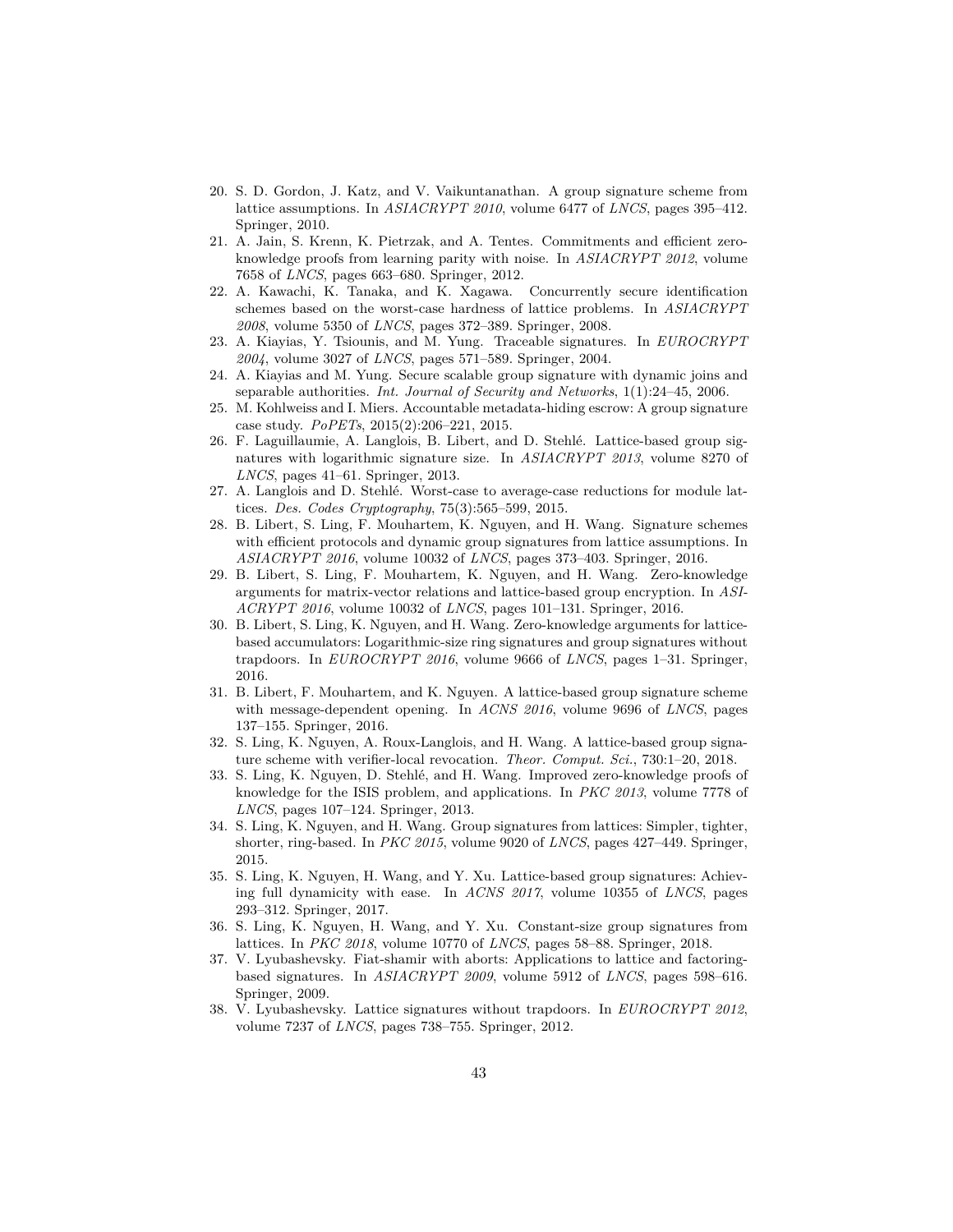20. S. D. Gordon, J. Katz, and V. Vaikuntanathan. A group signature scheme from lattice assumptions. In *ASIACRYPT 2010*, volume 6477 of *LNCS*, pages 395–412. Springer, 2010.
21. A. Jain, S. Krenn, K. Pietrzak, and A. Tentes. Commitments and efficient zero-knowledge proofs from learning parity with noise. In *ASIACRYPT 2012*, volume 7658 of *LNCS*, pages 663–680. Springer, 2012.
22. A. Kawachi, K. Tanaka, and K. Xagawa. Concurrently secure identification schemes based on the worst-case hardness of lattice problems. In *ASIACRYPT 2008*, volume 5350 of *LNCS*, pages 372–389. Springer, 2008.
23. A. Kiayias, Y. Tsiounis, and M. Yung. Traceable signatures. In *EUROCRYPT 2004*, volume 3027 of *LNCS*, pages 571–589. Springer, 2004.
24. A. Kiayias and M. Yung. Secure scalable group signature with dynamic joins and separable authorities. *Int. Journal of Security and Networks*, 1(1):24–45, 2006.
25. M. Kohlweiss and I. Miers. Accountable metadata-hiding escrow: A group signature case study. *PoPETs*, 2015(2):206–221, 2015.
26. F. Laguillaumie, A. Langlois, B. Libert, and D. Stehlé. Lattice-based group signatures with logarithmic signature size. In *ASIACRYPT 2013*, volume 8270 of *LNCS*, pages 41–61. Springer, 2013.
27. A. Langlois and D. Stehlé. Worst-case to average-case reductions for module lattices. *Des. Codes Cryptography*, 75(3):565–599, 2015.
28. B. Libert, S. Ling, F. Mouhartem, K. Nguyen, and H. Wang. Signature schemes with efficient protocols and dynamic group signatures from lattice assumptions. In *ASIACRYPT 2016*, volume 10032 of *LNCS*, pages 373–403. Springer, 2016.
29. B. Libert, S. Ling, F. Mouhartem, K. Nguyen, and H. Wang. Zero-knowledge arguments for matrix-vector relations and lattice-based group encryption. In *ASIACRYPT 2016*, volume 10032 of *LNCS*, pages 101–131. Springer, 2016.
30. B. Libert, S. Ling, K. Nguyen, and H. Wang. Zero-knowledge arguments for lattice-based accumulators: Logarithmic-size ring signatures and group signatures without trapdoors. In *EUROCRYPT 2016*, volume 9666 of *LNCS*, pages 1–31. Springer, 2016.
31. B. Libert, F. Mouhartem, and K. Nguyen. A lattice-based group signature scheme with message-dependent opening. In *ACNS 2016*, volume 9696 of *LNCS*, pages 137–155. Springer, 2016.
32. S. Ling, K. Nguyen, A. Roux-Langlois, and H. Wang. A lattice-based group signature scheme with verifier-local revocation. *Theor. Comput. Sci.*, 730:1–20, 2018.
33. S. Ling, K. Nguyen, D. Stehlé, and H. Wang. Improved zero-knowledge proofs of knowledge for the ISIS problem, and applications. In *PKC 2013*, volume 7778 of *LNCS*, pages 107–124. Springer, 2013.
34. S. Ling, K. Nguyen, and H. Wang. Group signatures from lattices: Simpler, tighter, shorter, ring-based. In *PKC 2015*, volume 9020 of *LNCS*, pages 427–449. Springer, 2015.
35. S. Ling, K. Nguyen, H. Wang, and Y. Xu. Lattice-based group signatures: Achieving full dynamicity with ease. In *ACNS 2017*, volume 10355 of *LNCS*, pages 293–312. Springer, 2017.
36. S. Ling, K. Nguyen, H. Wang, and Y. Xu. Constant-size group signatures from lattices. In *PKC 2018*, volume 10770 of *LNCS*, pages 58–88. Springer, 2018.
37. V. Lyubashevsky. Fiat-shamir with aborts: Applications to lattice and factoring-based signatures. In *ASIACRYPT 2009*, volume 5912 of *LNCS*, pages 598–616. Springer, 2009.
38. V. Lyubashevsky. Lattice signatures without trapdoors. In *EUROCRYPT 2012*, volume 7237 of *LNCS*, pages 738–755. Springer, 2012.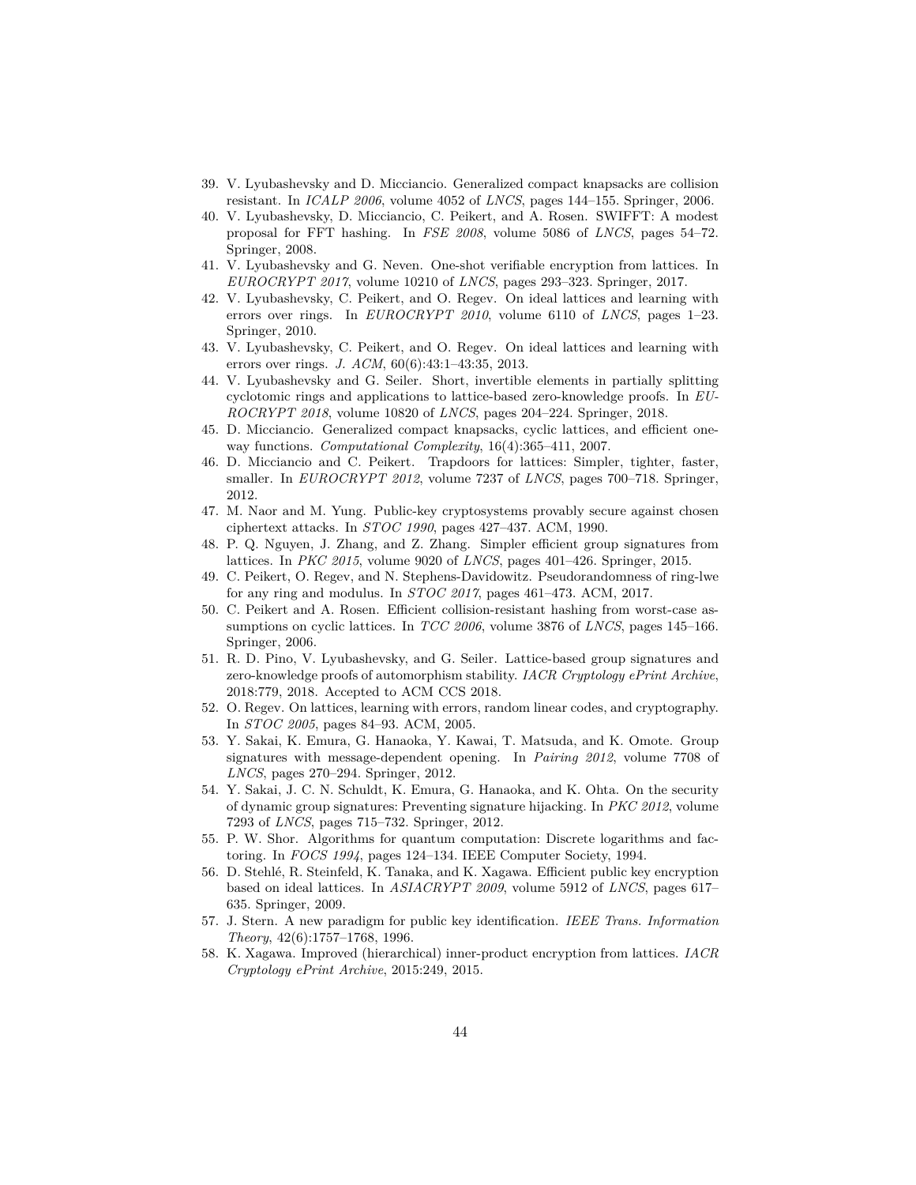39. V. Lyubashevsky and D. Micciancio. Generalized compact knapsacks are collision resistant. In *ICALP 2006*, volume 4052 of *LNCS*, pages 144–155. Springer, 2006.
40. V. Lyubashevsky, D. Micciancio, C. Peikert, and A. Rosen. SWIFFT: A modest proposal for FFT hashing. In *FSE 2008*, volume 5086 of *LNCS*, pages 54–72. Springer, 2008.
41. V. Lyubashevsky and G. Neven. One-shot verifiable encryption from lattices. In *EUROCRYPT 2017*, volume 10210 of *LNCS*, pages 293–323. Springer, 2017.
42. V. Lyubashevsky, C. Peikert, and O. Regev. On ideal lattices and learning with errors over rings. In *EUROCRYPT 2010*, volume 6110 of *LNCS*, pages 1–23. Springer, 2010.
43. V. Lyubashevsky, C. Peikert, and O. Regev. On ideal lattices and learning with errors over rings. *J. ACM*, 60(6):43:1–43:35, 2013.
44. V. Lyubashevsky and G. Seiler. Short, invertible elements in partially splitting cyclotomic rings and applications to lattice-based zero-knowledge proofs. In *EUROCRYPT 2018*, volume 10820 of *LNCS*, pages 204–224. Springer, 2018.
45. D. Micciancio. Generalized compact knapsacks, cyclic lattices, and efficient one-way functions. *Computational Complexity*, 16(4):365–411, 2007.
46. D. Micciancio and C. Peikert. Trapdoors for lattices: Simpler, tighter, faster, smaller. In *EUROCRYPT 2012*, volume 7237 of *LNCS*, pages 700–718. Springer, 2012.
47. M. Naor and M. Yung. Public-key cryptosystems provably secure against chosen ciphertext attacks. In *STOC 1990*, pages 427–437. ACM, 1990.
48. P. Q. Nguyen, J. Zhang, and Z. Zhang. Simpler efficient group signatures from lattices. In *PKC 2015*, volume 9020 of *LNCS*, pages 401–426. Springer, 2015.
49. C. Peikert, O. Regev, and N. Stephens-Davidowitz. Pseudorandomness of ring-lwe for any ring and modulus. In *STOC 2017*, pages 461–473. ACM, 2017.
50. C. Peikert and A. Rosen. Efficient collision-resistant hashing from worst-case assumptions on cyclic lattices. In *TCC 2006*, volume 3876 of *LNCS*, pages 145–166. Springer, 2006.
51. R. D. Pino, V. Lyubashevsky, and G. Seiler. Lattice-based group signatures and zero-knowledge proofs of automorphism stability. *IACR Cryptology ePrint Archive*, 2018:779, 2018. Accepted to ACM CCS 2018.
52. O. Regev. On lattices, learning with errors, random linear codes, and cryptography. In *STOC 2005*, pages 84–93. ACM, 2005.
53. Y. Sakai, K. Emura, G. Hanaoka, Y. Kawai, T. Matsuda, and K. Omote. Group signatures with message-dependent opening. In *Pairing 2012*, volume 7708 of *LNCS*, pages 270–294. Springer, 2012.
54. Y. Sakai, J. C. N. Schuldt, K. Emura, G. Hanaoka, and K. Ohta. On the security of dynamic group signatures: Preventing signature hijacking. In *PKC 2012*, volume 7293 of *LNCS*, pages 715–732. Springer, 2012.
55. P. W. Shor. Algorithms for quantum computation: Discrete logarithms and factoring. In *FOCS 1994*, pages 124–134. IEEE Computer Society, 1994.
56. D. Stehlé, R. Steinfeld, K. Tanaka, and K. Xagawa. Efficient public key encryption based on ideal lattices. In *ASIACRYPT 2009*, volume 5912 of *LNCS*, pages 617–635. Springer, 2009.
57. J. Stern. A new paradigm for public key identification. *IEEE Trans. Information Theory*, 42(6):1757–1768, 1996.
58. K. Xagawa. Improved (hierarchical) inner-product encryption from lattices. *IACR Cryptology ePrint Archive*, 2015:249, 2015.